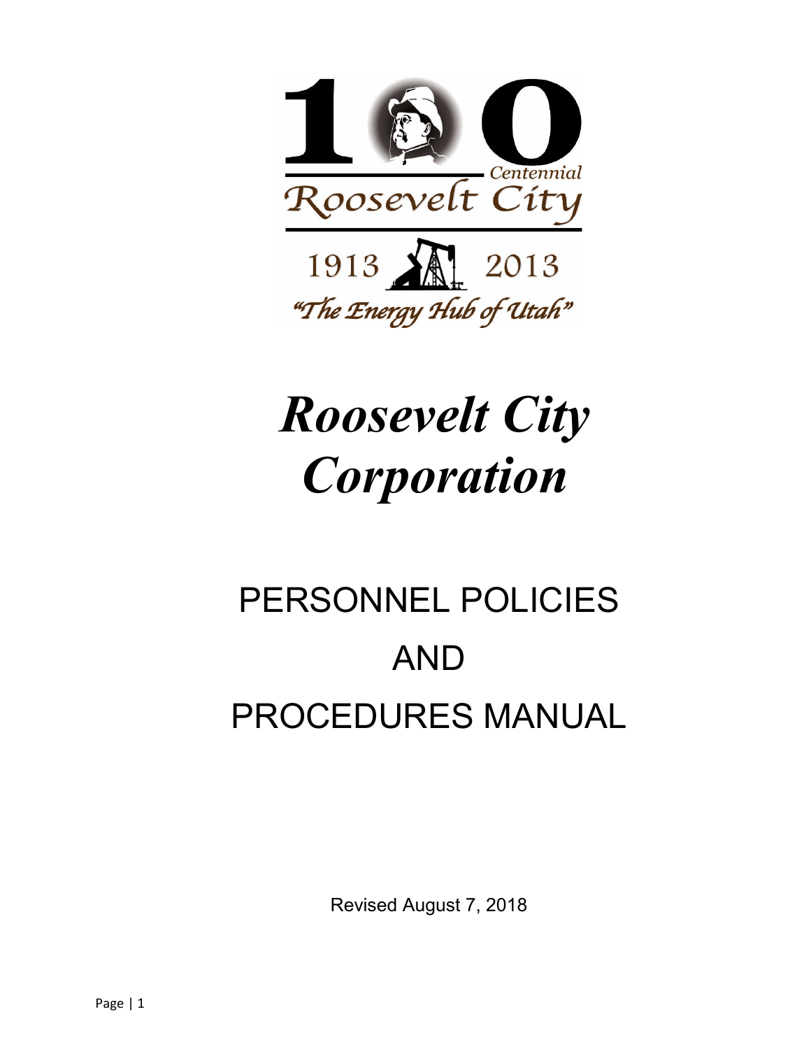100 Centennial

Roosevelt City

1913 2013

"The Energy Hub of Utah"

# *Roosevelt City Corporation*

## PERSONNEL POLICIES AND PROCEDURES MANUAL

Revised August 7, 2018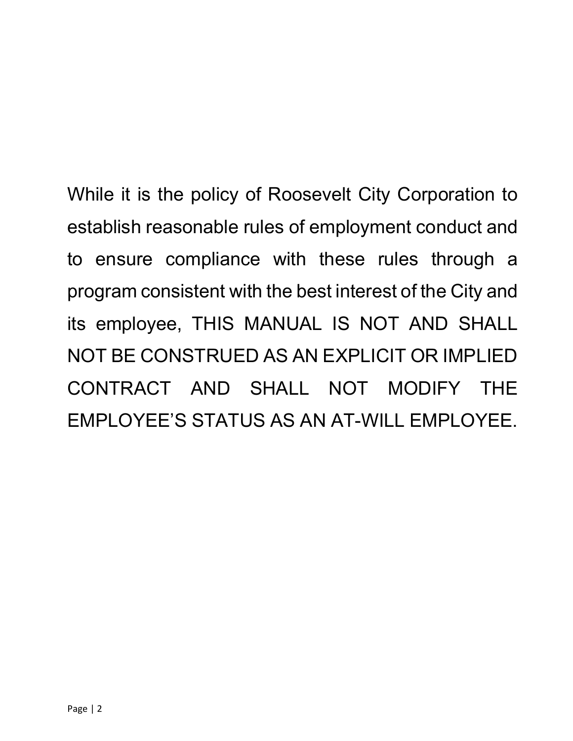While it is the policy of Roosevelt City Corporation to establish reasonable rules of employment conduct and to ensure compliance with these rules through a program consistent with the best interest of the City and its employee, THIS MANUAL IS NOT AND SHALL NOT BE CONSTRUED AS AN EXPLICIT OR IMPLIED CONTRACT AND SHALL NOT MODIFY THE EMPLOYEE'S STATUS AS AN AT-WILL EMPLOYEE.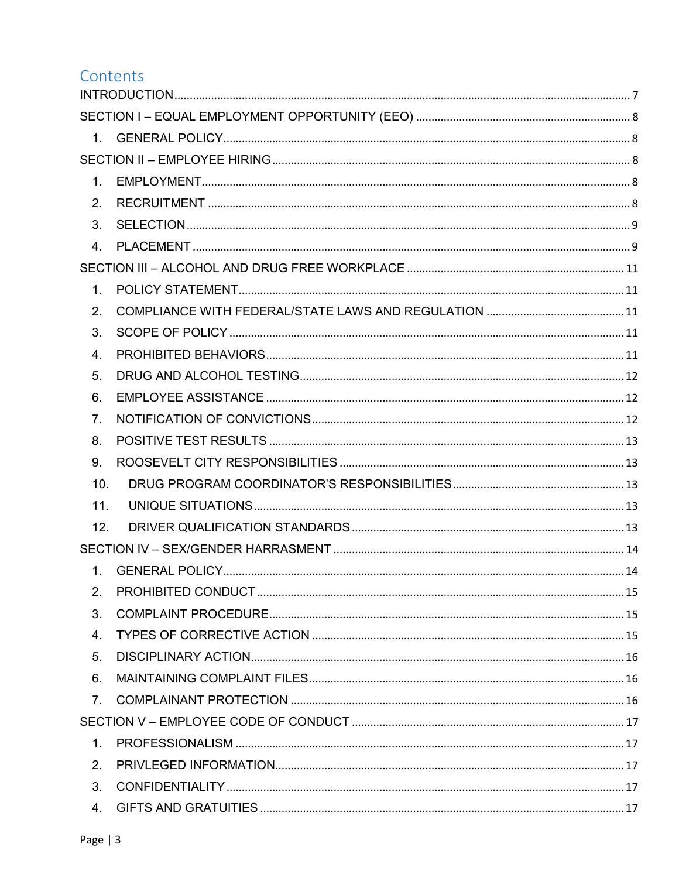# Contents

INTRODUCTION ..... 7

SECTION I – EQUAL EMPLOYMENT OPPORTUNITY (EEO) ..... 8

1. GENERAL POLICY ..... 8

SECTION II – EMPLOYEE HIRING ..... 8

1. EMPLOYMENT ..... 8
2. RECRUITMENT ..... 8
3. SELECTION ..... 9
4. PLACEMENT ..... 9

SECTION III – ALCOHOL AND DRUG FREE WORKPLACE ..... 11

1. POLICY STATEMENT ..... 11
2. COMPLIANCE WITH FEDERAL/STATE LAWS AND REGULATION ..... 11
3. SCOPE OF POLICY ..... 11
4. PROHIBITED BEHAVIORS ..... 11
5. DRUG AND ALCOHOL TESTING ..... 12
6. EMPLOYEE ASSISTANCE ..... 12
7. NOTIFICATION OF CONVICTIONS ..... 12
8. POSITIVE TEST RESULTS ..... 13
9. ROOSEVELT CITY RESPONSIBILITIES ..... 13
10. DRUG PROGRAM COORDINATOR'S RESPONSIBILITIES ..... 13
11. UNIQUE SITUATIONS ..... 13
12. DRIVER QUALIFICATION STANDARDS ..... 13

SECTION IV – SEX/GENDER HARRASMENT ..... 14

1. GENERAL POLICY ..... 14
2. PROHIBITED CONDUCT ..... 15
3. COMPLAINT PROCEDURE ..... 15
4. TYPES OF CORRECTIVE ACTION ..... 15
5. DISCIPLINARY ACTION ..... 16
6. MAINTAINING COMPLAINT FILES ..... 16
7. COMPLAINANT PROTECTION ..... 16

SECTION V – EMPLOYEE CODE OF CONDUCT ..... 17

1. PROFESSIONALISM ..... 17
2. PRIVLEGED INFORMATION ..... 17
3. CONFIDENTIALITY ..... 17
4. GIFTS AND GRATUITIES ..... 17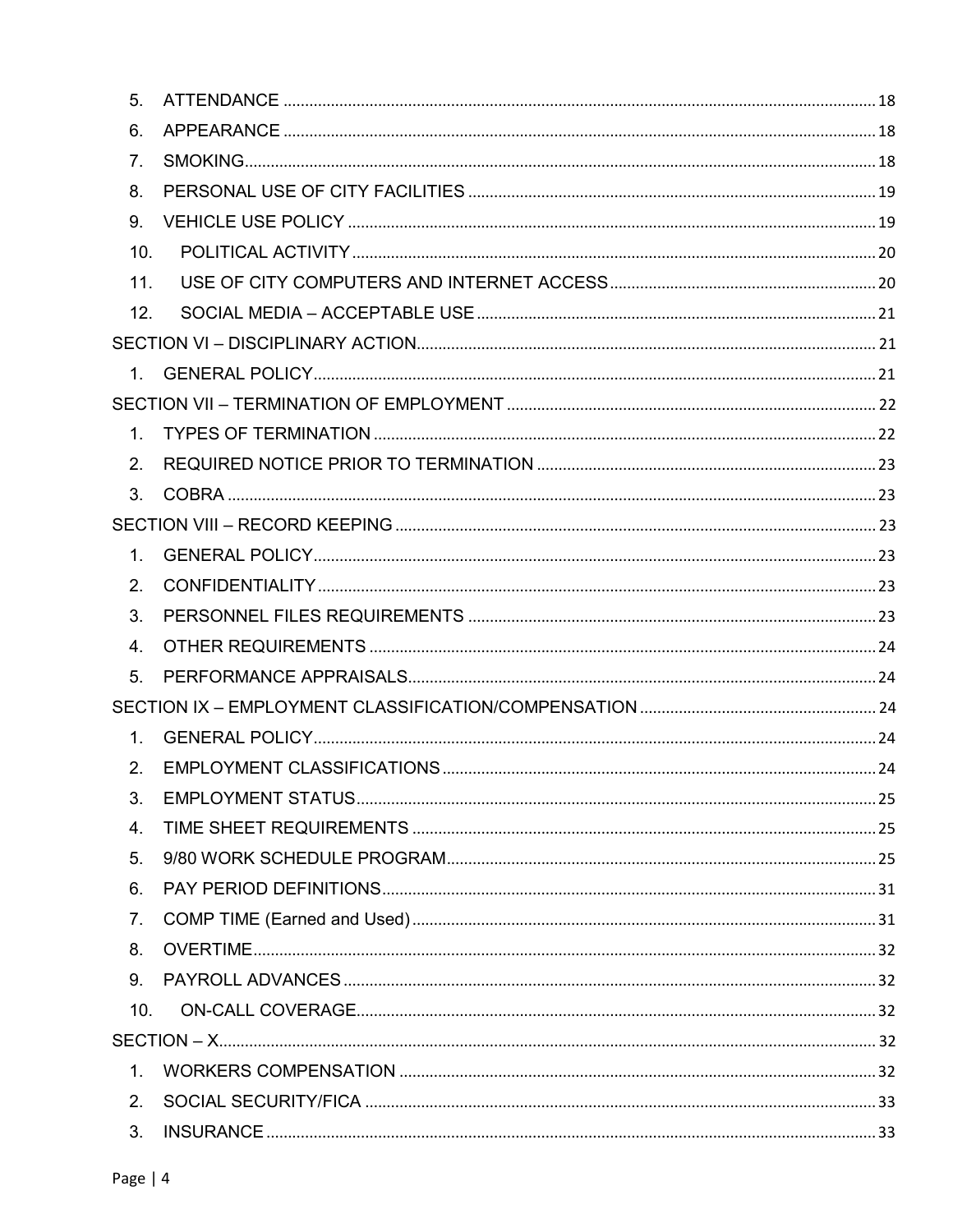5. ATTENDANCE ........ 18
6. APPEARANCE ........ 18
7. SMOKING ........ 18
8. PERSONAL USE OF CITY FACILITIES ........ 19
9. VEHICLE USE POLICY ........ 19
10. POLITICAL ACTIVITY ........ 20
11. USE OF CITY COMPUTERS AND INTERNET ACCESS ........ 20
12. SOCIAL MEDIA – ACCEPTABLE USE ........ 21

SECTION VI – DISCIPLINARY ACTION ........ 21

1. GENERAL POLICY ........ 21

SECTION VII – TERMINATION OF EMPLOYMENT ........ 22

1. TYPES OF TERMINATION ........ 22
2. REQUIRED NOTICE PRIOR TO TERMINATION ........ 23
3. COBRA ........ 23

SECTION VIII – RECORD KEEPING ........ 23

1. GENERAL POLICY ........ 23
2. CONFIDENTIALITY ........ 23
3. PERSONNEL FILES REQUIREMENTS ........ 23
4. OTHER REQUIREMENTS ........ 24
5. PERFORMANCE APPRAISALS ........ 24

SECTION IX – EMPLOYMENT CLASSIFICATION/COMPENSATION ........ 24

1. GENERAL POLICY ........ 24
2. EMPLOYMENT CLASSIFICATIONS ........ 24
3. EMPLOYMENT STATUS ........ 25
4. TIME SHEET REQUIREMENTS ........ 25
5. 9/80 WORK SCHEDULE PROGRAM ........ 25
6. PAY PERIOD DEFINITIONS ........ 31
7. COMP TIME (Earned and Used) ........ 31
8. OVERTIME ........ 32
9. PAYROLL ADVANCES ........ 32
10. ON-CALL COVERAGE ........ 32

SECTION – X ........ 32

1. WORKERS COMPENSATION ........ 32
2. SOCIAL SECURITY/FICA ........ 33
3. INSURANCE ........ 33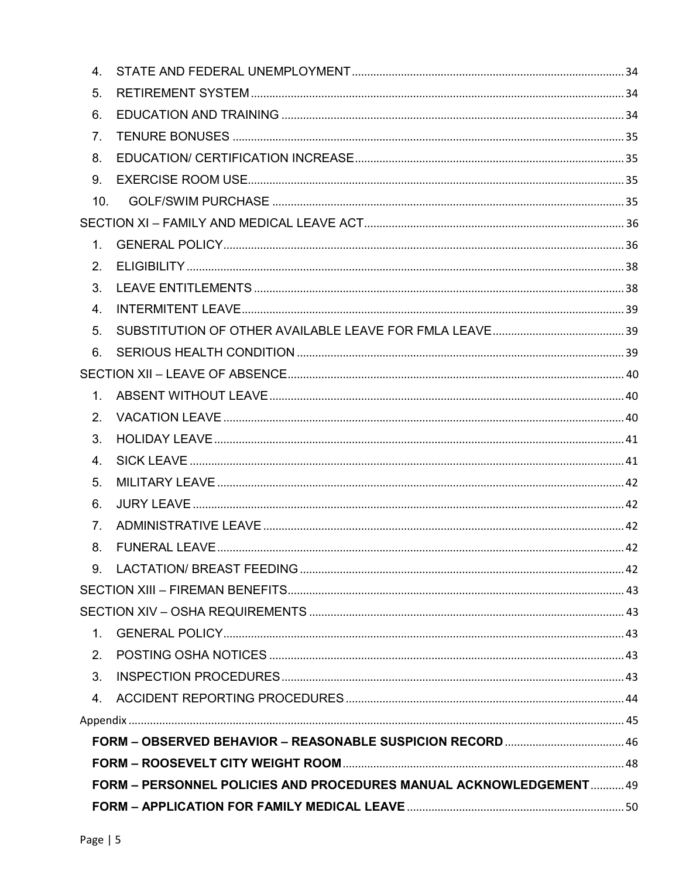4. STATE AND FEDERAL UNEMPLOYMENT ........ 34
5. RETIREMENT SYSTEM ........ 34
6. EDUCATION AND TRAINING ........ 34
7. TENURE BONUSES ........ 35
8. EDUCATION/ CERTIFICATION INCREASE ........ 35
9. EXERCISE ROOM USE ........ 35
10. GOLF/SWIM PURCHASE ........ 35

SECTION XI – FAMILY AND MEDICAL LEAVE ACT ........ 36

1. GENERAL POLICY ........ 36
2. ELIGIBILITY ........ 38
3. LEAVE ENTITLEMENTS ........ 38
4. INTERMITENT LEAVE ........ 39
5. SUBSTITUTION OF OTHER AVAILABLE LEAVE FOR FMLA LEAVE ........ 39
6. SERIOUS HEALTH CONDITION ........ 39

SECTION XII – LEAVE OF ABSENCE ........ 40

1. ABSENT WITHOUT LEAVE ........ 40
2. VACATION LEAVE ........ 40
3. HOLIDAY LEAVE ........ 41
4. SICK LEAVE ........ 41
5. MILITARY LEAVE ........ 42
6. JURY LEAVE ........ 42
7. ADMINISTRATIVE LEAVE ........ 42
8. FUNERAL LEAVE ........ 42
9. LACTATION/ BREAST FEEDING ........ 42

SECTION XIII – FIREMAN BENEFITS ........ 43

SECTION XIV – OSHA REQUIREMENTS ........ 43

1. GENERAL POLICY ........ 43
2. POSTING OSHA NOTICES ........ 43
3. INSPECTION PROCEDURES ........ 43
4. ACCIDENT REPORTING PROCEDURES ........ 44

Appendix ........ 45

**FORM – OBSERVED BEHAVIOR – REASONABLE SUSPICION RECORD** ........ 46

**FORM – ROOSEVELT CITY WEIGHT ROOM** ........ 48

**FORM – PERSONNEL POLICIES AND PROCEDURES MANUAL ACKNOWLEDGEMENT** ........ 49

**FORM – APPLICATION FOR FAMILY MEDICAL LEAVE** ........ 50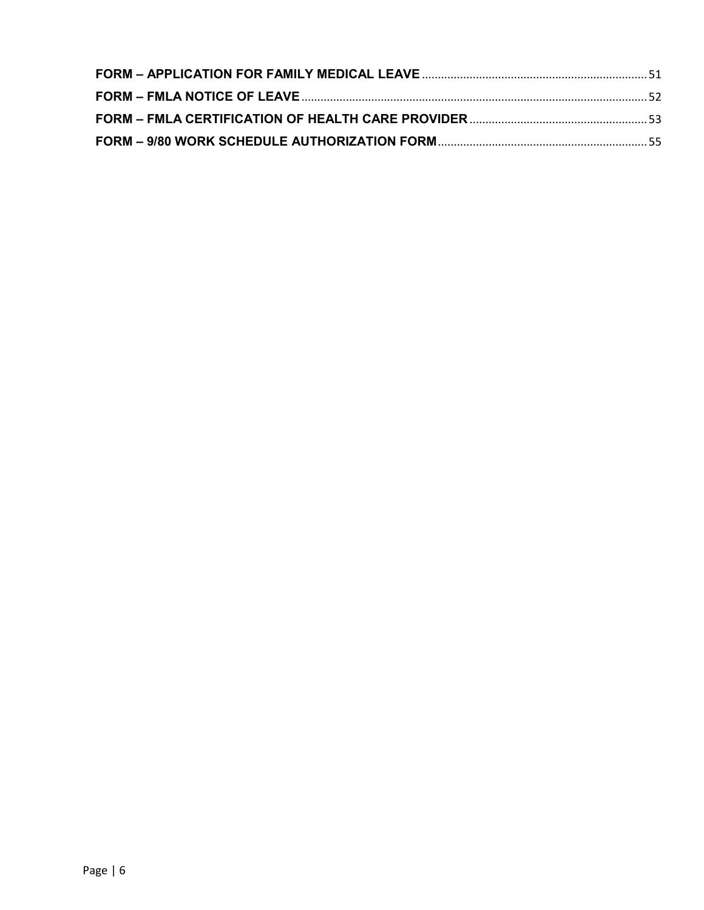**FORM – APPLICATION FOR FAMILY MEDICAL LEAVE** ........................................................................ 51

**FORM – FMLA NOTICE OF LEAVE** ................................................................................................................ 52

**FORM – FMLA CERTIFICATION OF HEALTH CARE PROVIDER** .......................................................... 53

**FORM – 9/80 WORK SCHEDULE AUTHORIZATION FORM** ..................................................................... 55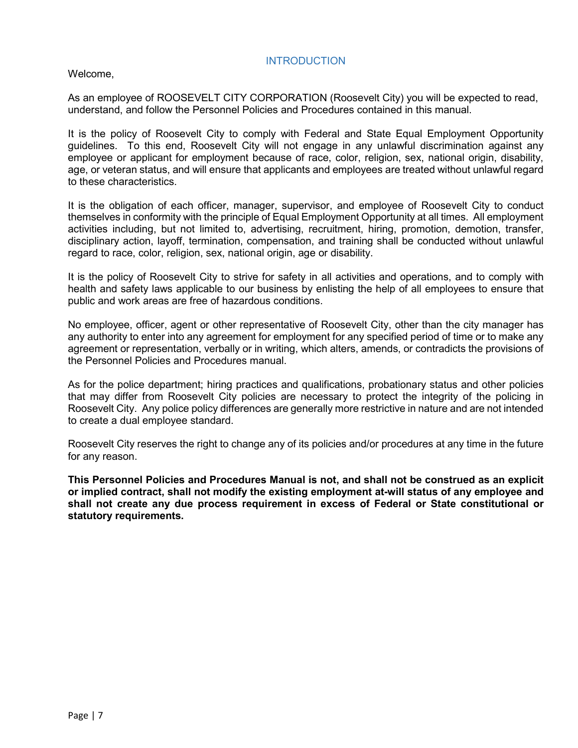# INTRODUCTION

Welcome,

As an employee of ROOSEVELT CITY CORPORATION (Roosevelt City) you will be expected to read, understand, and follow the Personnel Policies and Procedures contained in this manual.

It is the policy of Roosevelt City to comply with Federal and State Equal Employment Opportunity guidelines. To this end, Roosevelt City will not engage in any unlawful discrimination against any employee or applicant for employment because of race, color, religion, sex, national origin, disability, age, or veteran status, and will ensure that applicants and employees are treated without unlawful regard to these characteristics.

It is the obligation of each officer, manager, supervisor, and employee of Roosevelt City to conduct themselves in conformity with the principle of Equal Employment Opportunity at all times. All employment activities including, but not limited to, advertising, recruitment, hiring, promotion, demotion, transfer, disciplinary action, layoff, termination, compensation, and training shall be conducted without unlawful regard to race, color, religion, sex, national origin, age or disability.

It is the policy of Roosevelt City to strive for safety in all activities and operations, and to comply with health and safety laws applicable to our business by enlisting the help of all employees to ensure that public and work areas are free of hazardous conditions.

No employee, officer, agent or other representative of Roosevelt City, other than the city manager has any authority to enter into any agreement for employment for any specified period of time or to make any agreement or representation, verbally or in writing, which alters, amends, or contradicts the provisions of the Personnel Policies and Procedures manual.

As for the police department; hiring practices and qualifications, probationary status and other policies that may differ from Roosevelt City policies are necessary to protect the integrity of the policing in Roosevelt City. Any police policy differences are generally more restrictive in nature and are not intended to create a dual employee standard.

Roosevelt City reserves the right to change any of its policies and/or procedures at any time in the future for any reason.

**This Personnel Policies and Procedures Manual is not, and shall not be construed as an explicit or implied contract, shall not modify the existing employment at-will status of any employee and shall not create any due process requirement in excess of Federal or State constitutional or statutory requirements.**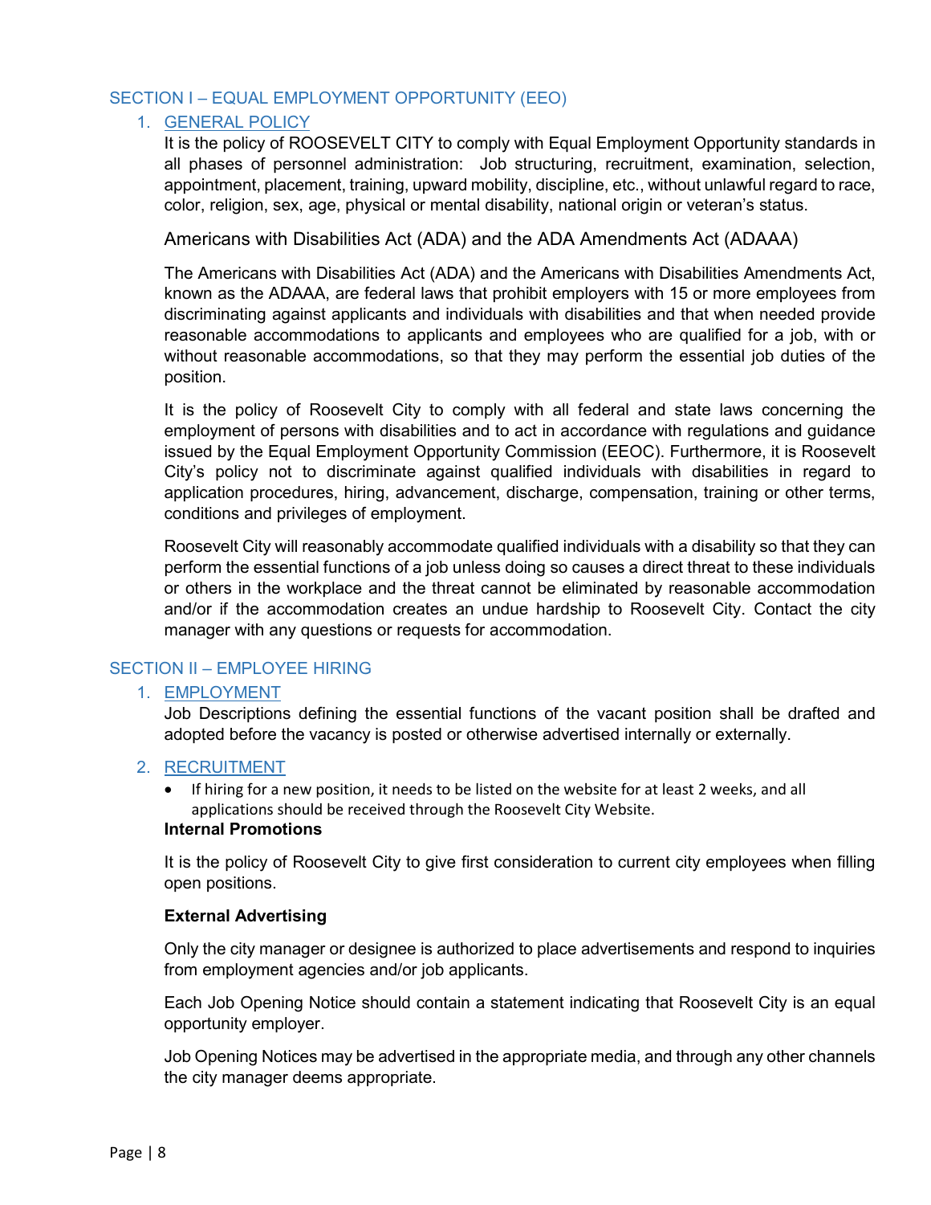## SECTION I – EQUAL EMPLOYMENT OPPORTUNITY (EEO)

### 1. GENERAL POLICY

It is the policy of ROOSEVELT CITY to comply with Equal Employment Opportunity standards in all phases of personnel administration: Job structuring, recruitment, examination, selection, appointment, placement, training, upward mobility, discipline, etc., without unlawful regard to race, color, religion, sex, age, physical or mental disability, national origin or veteran's status.

#### Americans with Disabilities Act (ADA) and the ADA Amendments Act (ADAAA)

The Americans with Disabilities Act (ADA) and the Americans with Disabilities Amendments Act, known as the ADAAA, are federal laws that prohibit employers with 15 or more employees from discriminating against applicants and individuals with disabilities and that when needed provide reasonable accommodations to applicants and employees who are qualified for a job, with or without reasonable accommodations, so that they may perform the essential job duties of the position.

It is the policy of Roosevelt City to comply with all federal and state laws concerning the employment of persons with disabilities and to act in accordance with regulations and guidance issued by the Equal Employment Opportunity Commission (EEOC). Furthermore, it is Roosevelt City's policy not to discriminate against qualified individuals with disabilities in regard to application procedures, hiring, advancement, discharge, compensation, training or other terms, conditions and privileges of employment.

Roosevelt City will reasonably accommodate qualified individuals with a disability so that they can perform the essential functions of a job unless doing so causes a direct threat to these individuals or others in the workplace and the threat cannot be eliminated by reasonable accommodation and/or if the accommodation creates an undue hardship to Roosevelt City. Contact the city manager with any questions or requests for accommodation.

## SECTION II – EMPLOYEE HIRING

### 1. EMPLOYMENT

Job Descriptions defining the essential functions of the vacant position shall be drafted and adopted before the vacancy is posted or otherwise advertised internally or externally.

### 2. RECRUITMENT

- If hiring for a new position, it needs to be listed on the website for at least 2 weeks, and all applications should be received through the Roosevelt City Website.

**Internal Promotions**

It is the policy of Roosevelt City to give first consideration to current city employees when filling open positions.

**External Advertising**

Only the city manager or designee is authorized to place advertisements and respond to inquiries from employment agencies and/or job applicants.

Each Job Opening Notice should contain a statement indicating that Roosevelt City is an equal opportunity employer.

Job Opening Notices may be advertised in the appropriate media, and through any other channels the city manager deems appropriate.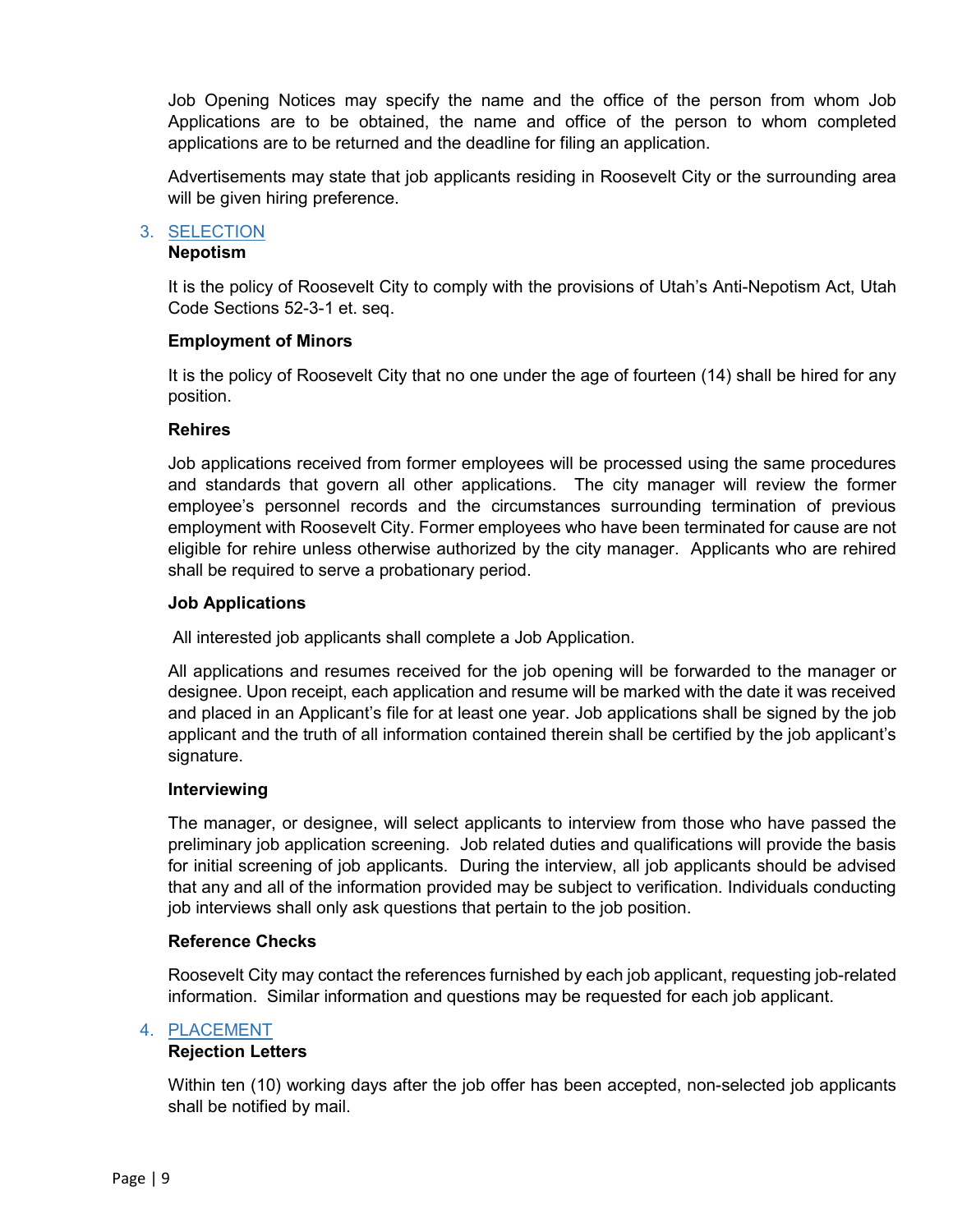Job Opening Notices may specify the name and the office of the person from whom Job Applications are to be obtained, the name and office of the person to whom completed applications are to be returned and the deadline for filing an application.

Advertisements may state that job applicants residing in Roosevelt City or the surrounding area will be given hiring preference.

## 3. SELECTION

**Nepotism**

It is the policy of Roosevelt City to comply with the provisions of Utah's Anti-Nepotism Act, Utah Code Sections 52-3-1 et. seq.

**Employment of Minors**

It is the policy of Roosevelt City that no one under the age of fourteen (14) shall be hired for any position.

**Rehires**

Job applications received from former employees will be processed using the same procedures and standards that govern all other applications. The city manager will review the former employee's personnel records and the circumstances surrounding termination of previous employment with Roosevelt City. Former employees who have been terminated for cause are not eligible for rehire unless otherwise authorized by the city manager. Applicants who are rehired shall be required to serve a probationary period.

**Job Applications**

All interested job applicants shall complete a Job Application.

All applications and resumes received for the job opening will be forwarded to the manager or designee. Upon receipt, each application and resume will be marked with the date it was received and placed in an Applicant's file for at least one year. Job applications shall be signed by the job applicant and the truth of all information contained therein shall be certified by the job applicant's signature.

**Interviewing**

The manager, or designee, will select applicants to interview from those who have passed the preliminary job application screening. Job related duties and qualifications will provide the basis for initial screening of job applicants. During the interview, all job applicants should be advised that any and all of the information provided may be subject to verification. Individuals conducting job interviews shall only ask questions that pertain to the job position.

**Reference Checks**

Roosevelt City may contact the references furnished by each job applicant, requesting job-related information. Similar information and questions may be requested for each job applicant.

## 4. PLACEMENT

**Rejection Letters**

Within ten (10) working days after the job offer has been accepted, non-selected job applicants shall be notified by mail.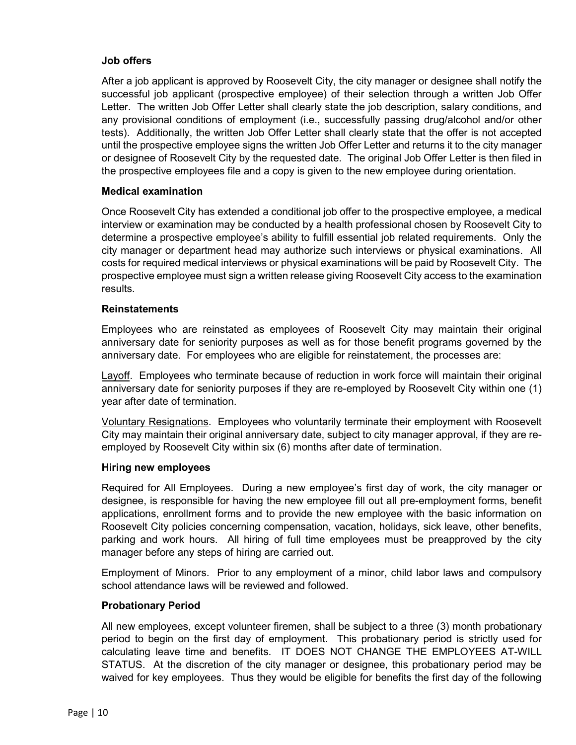**Job offers**

After a job applicant is approved by Roosevelt City, the city manager or designee shall notify the successful job applicant (prospective employee) of their selection through a written Job Offer Letter. The written Job Offer Letter shall clearly state the job description, salary conditions, and any provisional conditions of employment (i.e., successfully passing drug/alcohol and/or other tests). Additionally, the written Job Offer Letter shall clearly state that the offer is not accepted until the prospective employee signs the written Job Offer Letter and returns it to the city manager or designee of Roosevelt City by the requested date. The original Job Offer Letter is then filed in the prospective employees file and a copy is given to the new employee during orientation.

**Medical examination**

Once Roosevelt City has extended a conditional job offer to the prospective employee, a medical interview or examination may be conducted by a health professional chosen by Roosevelt City to determine a prospective employee's ability to fulfill essential job related requirements. Only the city manager or department head may authorize such interviews or physical examinations. All costs for required medical interviews or physical examinations will be paid by Roosevelt City. The prospective employee must sign a written release giving Roosevelt City access to the examination results.

**Reinstatements**

Employees who are reinstated as employees of Roosevelt City may maintain their original anniversary date for seniority purposes as well as for those benefit programs governed by the anniversary date. For employees who are eligible for reinstatement, the processes are:

<u>Layoff</u>. Employees who terminate because of reduction in work force will maintain their original anniversary date for seniority purposes if they are re-employed by Roosevelt City within one (1) year after date of termination.

<u>Voluntary Resignations</u>. Employees who voluntarily terminate their employment with Roosevelt City may maintain their original anniversary date, subject to city manager approval, if they are re-employed by Roosevelt City within six (6) months after date of termination.

**Hiring new employees**

Required for All Employees. During a new employee's first day of work, the city manager or designee, is responsible for having the new employee fill out all pre-employment forms, benefit applications, enrollment forms and to provide the new employee with the basic information on Roosevelt City policies concerning compensation, vacation, holidays, sick leave, other benefits, parking and work hours. All hiring of full time employees must be preapproved by the city manager before any steps of hiring are carried out.

Employment of Minors. Prior to any employment of a minor, child labor laws and compulsory school attendance laws will be reviewed and followed.

**Probationary Period**

All new employees, except volunteer firemen, shall be subject to a three (3) month probationary period to begin on the first day of employment. This probationary period is strictly used for calculating leave time and benefits. IT DOES NOT CHANGE THE EMPLOYEES AT-WILL STATUS. At the discretion of the city manager or designee, this probationary period may be waived for key employees. Thus they would be eligible for benefits the first day of the following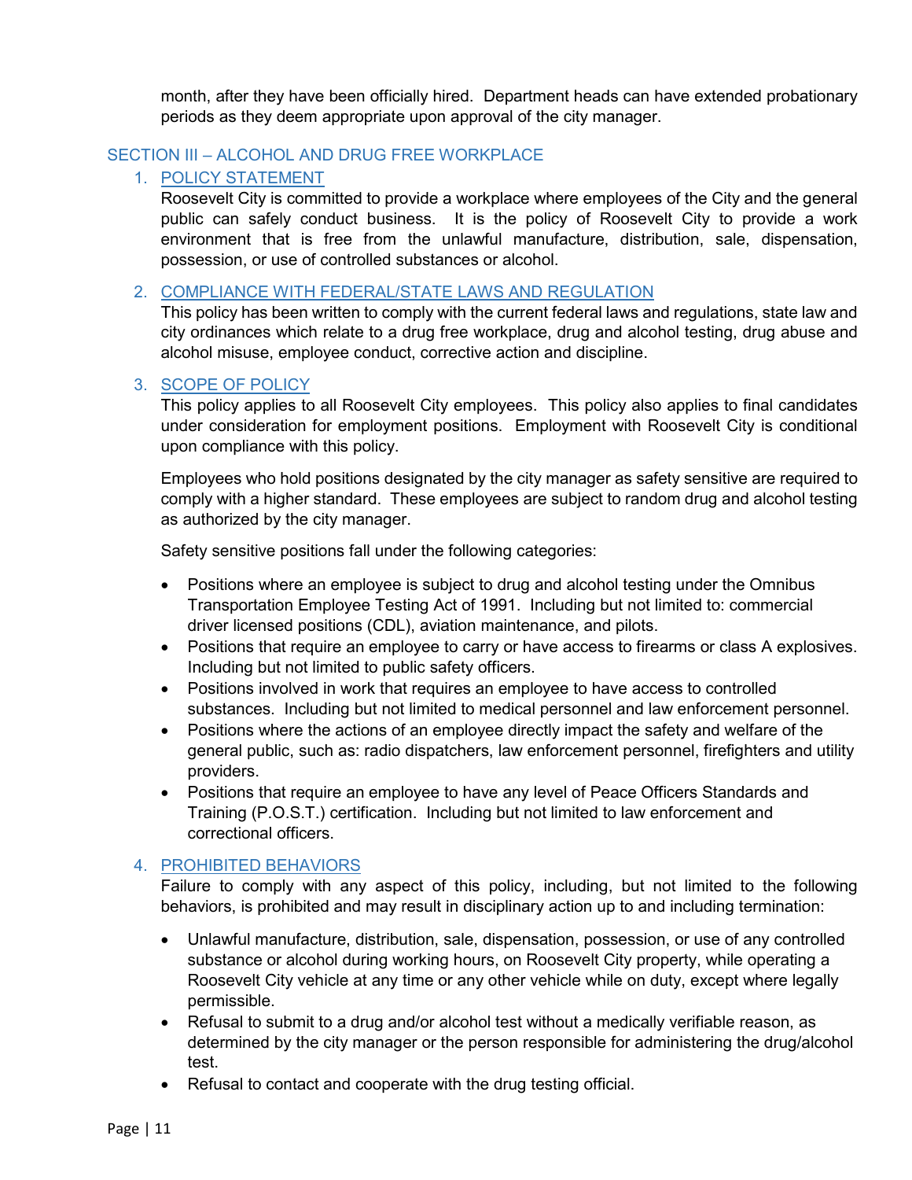month, after they have been officially hired. Department heads can have extended probationary periods as they deem appropriate upon approval of the city manager.

## SECTION III – ALCOHOL AND DRUG FREE WORKPLACE

### 1. POLICY STATEMENT

Roosevelt City is committed to provide a workplace where employees of the City and the general public can safely conduct business. It is the policy of Roosevelt City to provide a work environment that is free from the unlawful manufacture, distribution, sale, dispensation, possession, or use of controlled substances or alcohol.

### 2. COMPLIANCE WITH FEDERAL/STATE LAWS AND REGULATION

This policy has been written to comply with the current federal laws and regulations, state law and city ordinances which relate to a drug free workplace, drug and alcohol testing, drug abuse and alcohol misuse, employee conduct, corrective action and discipline.

### 3. SCOPE OF POLICY

This policy applies to all Roosevelt City employees. This policy also applies to final candidates under consideration for employment positions. Employment with Roosevelt City is conditional upon compliance with this policy.

Employees who hold positions designated by the city manager as safety sensitive are required to comply with a higher standard. These employees are subject to random drug and alcohol testing as authorized by the city manager.

Safety sensitive positions fall under the following categories:

- Positions where an employee is subject to drug and alcohol testing under the Omnibus Transportation Employee Testing Act of 1991. Including but not limited to: commercial driver licensed positions (CDL), aviation maintenance, and pilots.
- Positions that require an employee to carry or have access to firearms or class A explosives. Including but not limited to public safety officers.
- Positions involved in work that requires an employee to have access to controlled substances. Including but not limited to medical personnel and law enforcement personnel.
- Positions where the actions of an employee directly impact the safety and welfare of the general public, such as: radio dispatchers, law enforcement personnel, firefighters and utility providers.
- Positions that require an employee to have any level of Peace Officers Standards and Training (P.O.S.T.) certification. Including but not limited to law enforcement and correctional officers.

### 4. PROHIBITED BEHAVIORS

Failure to comply with any aspect of this policy, including, but not limited to the following behaviors, is prohibited and may result in disciplinary action up to and including termination:

- Unlawful manufacture, distribution, sale, dispensation, possession, or use of any controlled substance or alcohol during working hours, on Roosevelt City property, while operating a Roosevelt City vehicle at any time or any other vehicle while on duty, except where legally permissible.
- Refusal to submit to a drug and/or alcohol test without a medically verifiable reason, as determined by the city manager or the person responsible for administering the drug/alcohol test.
- Refusal to contact and cooperate with the drug testing official.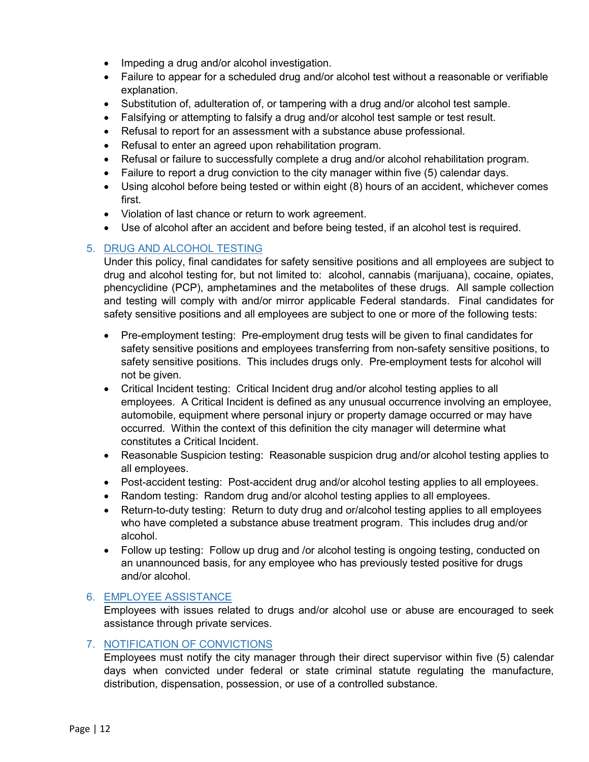- Impeding a drug and/or alcohol investigation.
- Failure to appear for a scheduled drug and/or alcohol test without a reasonable or verifiable explanation.
- Substitution of, adulteration of, or tampering with a drug and/or alcohol test sample.
- Falsifying or attempting to falsify a drug and/or alcohol test sample or test result.
- Refusal to report for an assessment with a substance abuse professional.
- Refusal to enter an agreed upon rehabilitation program.
- Refusal or failure to successfully complete a drug and/or alcohol rehabilitation program.
- Failure to report a drug conviction to the city manager within five (5) calendar days.
- Using alcohol before being tested or within eight (8) hours of an accident, whichever comes first.
- Violation of last chance or return to work agreement.
- Use of alcohol after an accident and before being tested, if an alcohol test is required.

## 5. DRUG AND ALCOHOL TESTING

Under this policy, final candidates for safety sensitive positions and all employees are subject to drug and alcohol testing for, but not limited to: alcohol, cannabis (marijuana), cocaine, opiates, phencyclidine (PCP), amphetamines and the metabolites of these drugs. All sample collection and testing will comply with and/or mirror applicable Federal standards. Final candidates for safety sensitive positions and all employees are subject to one or more of the following tests:

- Pre-employment testing: Pre-employment drug tests will be given to final candidates for safety sensitive positions and employees transferring from non-safety sensitive positions, to safety sensitive positions. This includes drugs only. Pre-employment tests for alcohol will not be given.
- Critical Incident testing: Critical Incident drug and/or alcohol testing applies to all employees. A Critical Incident is defined as any unusual occurrence involving an employee, automobile, equipment where personal injury or property damage occurred or may have occurred. Within the context of this definition the city manager will determine what constitutes a Critical Incident.
- Reasonable Suspicion testing: Reasonable suspicion drug and/or alcohol testing applies to all employees.
- Post-accident testing: Post-accident drug and/or alcohol testing applies to all employees.
- Random testing: Random drug and/or alcohol testing applies to all employees.
- Return-to-duty testing: Return to duty drug and or/alcohol testing applies to all employees who have completed a substance abuse treatment program. This includes drug and/or alcohol.
- Follow up testing: Follow up drug and /or alcohol testing is ongoing testing, conducted on an unannounced basis, for any employee who has previously tested positive for drugs and/or alcohol.

## 6. EMPLOYEE ASSISTANCE

Employees with issues related to drugs and/or alcohol use or abuse are encouraged to seek assistance through private services.

## 7. NOTIFICATION OF CONVICTIONS

Employees must notify the city manager through their direct supervisor within five (5) calendar days when convicted under federal or state criminal statute regulating the manufacture, distribution, dispensation, possession, or use of a controlled substance.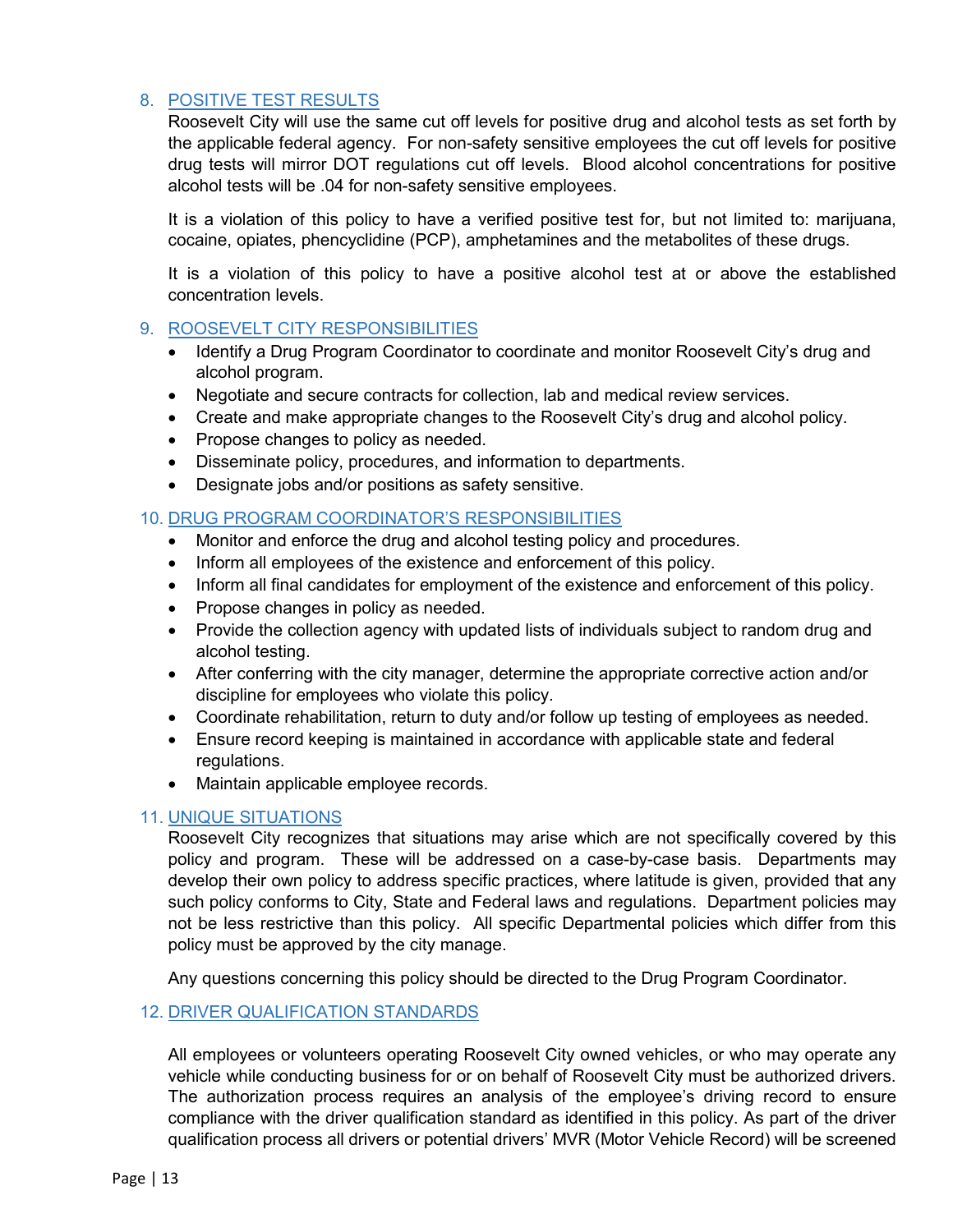## 8. POSITIVE TEST RESULTS

Roosevelt City will use the same cut off levels for positive drug and alcohol tests as set forth by the applicable federal agency. For non-safety sensitive employees the cut off levels for positive drug tests will mirror DOT regulations cut off levels. Blood alcohol concentrations for positive alcohol tests will be .04 for non-safety sensitive employees.

It is a violation of this policy to have a verified positive test for, but not limited to: marijuana, cocaine, opiates, phencyclidine (PCP), amphetamines and the metabolites of these drugs.

It is a violation of this policy to have a positive alcohol test at or above the established concentration levels.

## 9. ROOSEVELT CITY RESPONSIBILITIES

- Identify a Drug Program Coordinator to coordinate and monitor Roosevelt City's drug and alcohol program.
- Negotiate and secure contracts for collection, lab and medical review services.
- Create and make appropriate changes to the Roosevelt City's drug and alcohol policy.
- Propose changes to policy as needed.
- Disseminate policy, procedures, and information to departments.
- Designate jobs and/or positions as safety sensitive.

## 10. DRUG PROGRAM COORDINATOR'S RESPONSIBILITIES

- Monitor and enforce the drug and alcohol testing policy and procedures.
- Inform all employees of the existence and enforcement of this policy.
- Inform all final candidates for employment of the existence and enforcement of this policy.
- Propose changes in policy as needed.
- Provide the collection agency with updated lists of individuals subject to random drug and alcohol testing.
- After conferring with the city manager, determine the appropriate corrective action and/or discipline for employees who violate this policy.
- Coordinate rehabilitation, return to duty and/or follow up testing of employees as needed.
- Ensure record keeping is maintained in accordance with applicable state and federal regulations.
- Maintain applicable employee records.

## 11. UNIQUE SITUATIONS

Roosevelt City recognizes that situations may arise which are not specifically covered by this policy and program. These will be addressed on a case-by-case basis. Departments may develop their own policy to address specific practices, where latitude is given, provided that any such policy conforms to City, State and Federal laws and regulations. Department policies may not be less restrictive than this policy. All specific Departmental policies which differ from this policy must be approved by the city manage.

Any questions concerning this policy should be directed to the Drug Program Coordinator.

## 12. DRIVER QUALIFICATION STANDARDS

All employees or volunteers operating Roosevelt City owned vehicles, or who may operate any vehicle while conducting business for or on behalf of Roosevelt City must be authorized drivers. The authorization process requires an analysis of the employee's driving record to ensure compliance with the driver qualification standard as identified in this policy. As part of the driver qualification process all drivers or potential drivers' MVR (Motor Vehicle Record) will be screened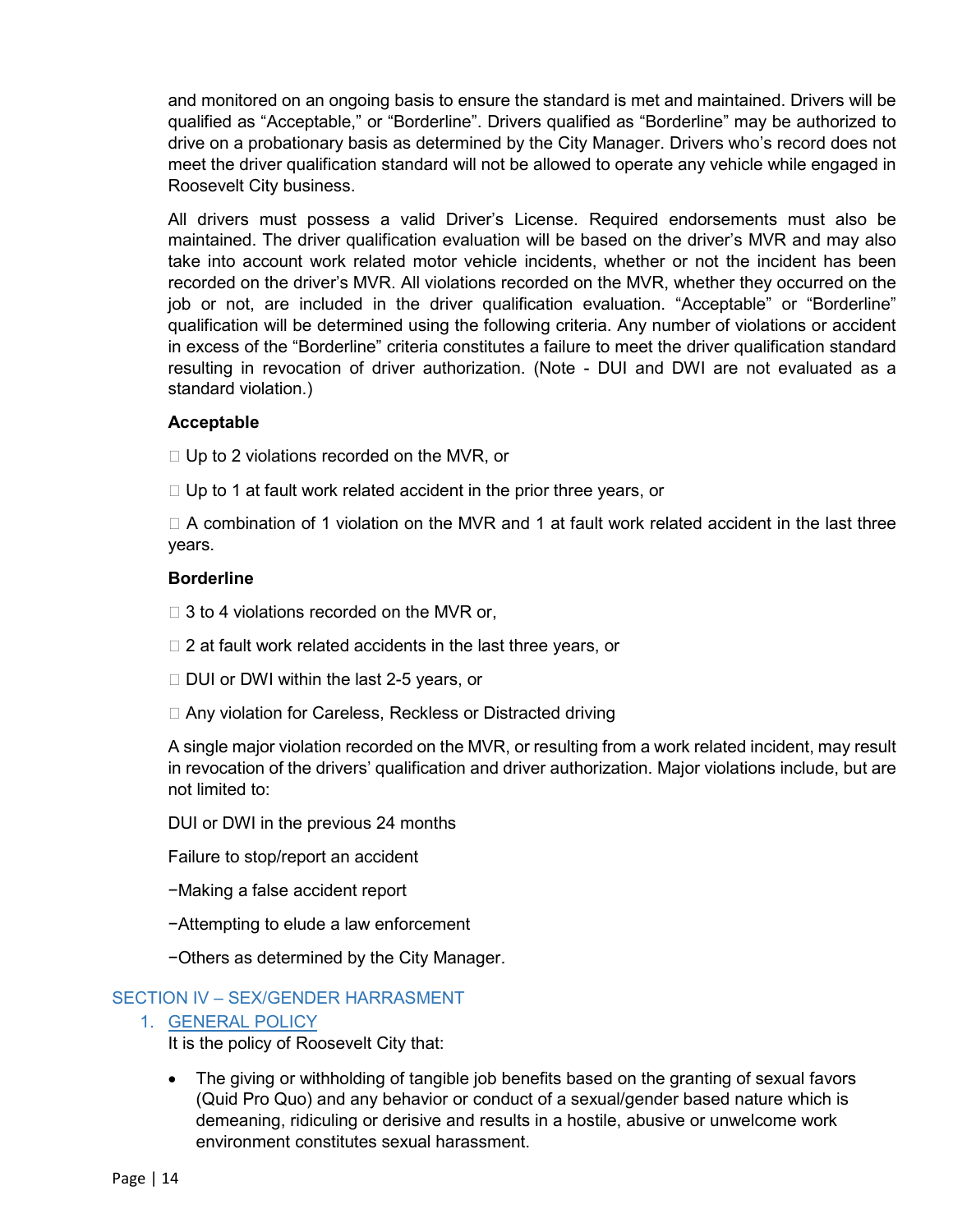and monitored on an ongoing basis to ensure the standard is met and maintained. Drivers will be qualified as "Acceptable," or "Borderline". Drivers qualified as "Borderline" may be authorized to drive on a probationary basis as determined by the City Manager. Drivers who's record does not meet the driver qualification standard will not be allowed to operate any vehicle while engaged in Roosevelt City business.

All drivers must possess a valid Driver's License. Required endorsements must also be maintained. The driver qualification evaluation will be based on the driver's MVR and may also take into account work related motor vehicle incidents, whether or not the incident has been recorded on the driver's MVR. All violations recorded on the MVR, whether they occurred on the job or not, are included in the driver qualification evaluation. "Acceptable" or "Borderline" qualification will be determined using the following criteria. Any number of violations or accident in excess of the "Borderline" criteria constitutes a failure to meet the driver qualification standard resulting in revocation of driver authorization. (Note - DUI and DWI are not evaluated as a standard violation.)

**Acceptable**

- Up to 2 violations recorded on the MVR, or
- Up to 1 at fault work related accident in the prior three years, or
- A combination of 1 violation on the MVR and 1 at fault work related accident in the last three years.

**Borderline**

- 3 to 4 violations recorded on the MVR or,
- 2 at fault work related accidents in the last three years, or
- DUI or DWI within the last 2-5 years, or
- Any violation for Careless, Reckless or Distracted driving

A single major violation recorded on the MVR, or resulting from a work related incident, may result in revocation of the drivers' qualification and driver authorization. Major violations include, but are not limited to:

DUI or DWI in the previous 24 months

Failure to stop/report an accident

−Making a false accident report

−Attempting to elude a law enforcement

−Others as determined by the City Manager.

## SECTION IV – SEX/GENDER HARRASMENT

### 1. GENERAL POLICY

It is the policy of Roosevelt City that:

- The giving or withholding of tangible job benefits based on the granting of sexual favors (Quid Pro Quo) and any behavior or conduct of a sexual/gender based nature which is demeaning, ridiculing or derisive and results in a hostile, abusive or unwelcome work environment constitutes sexual harassment.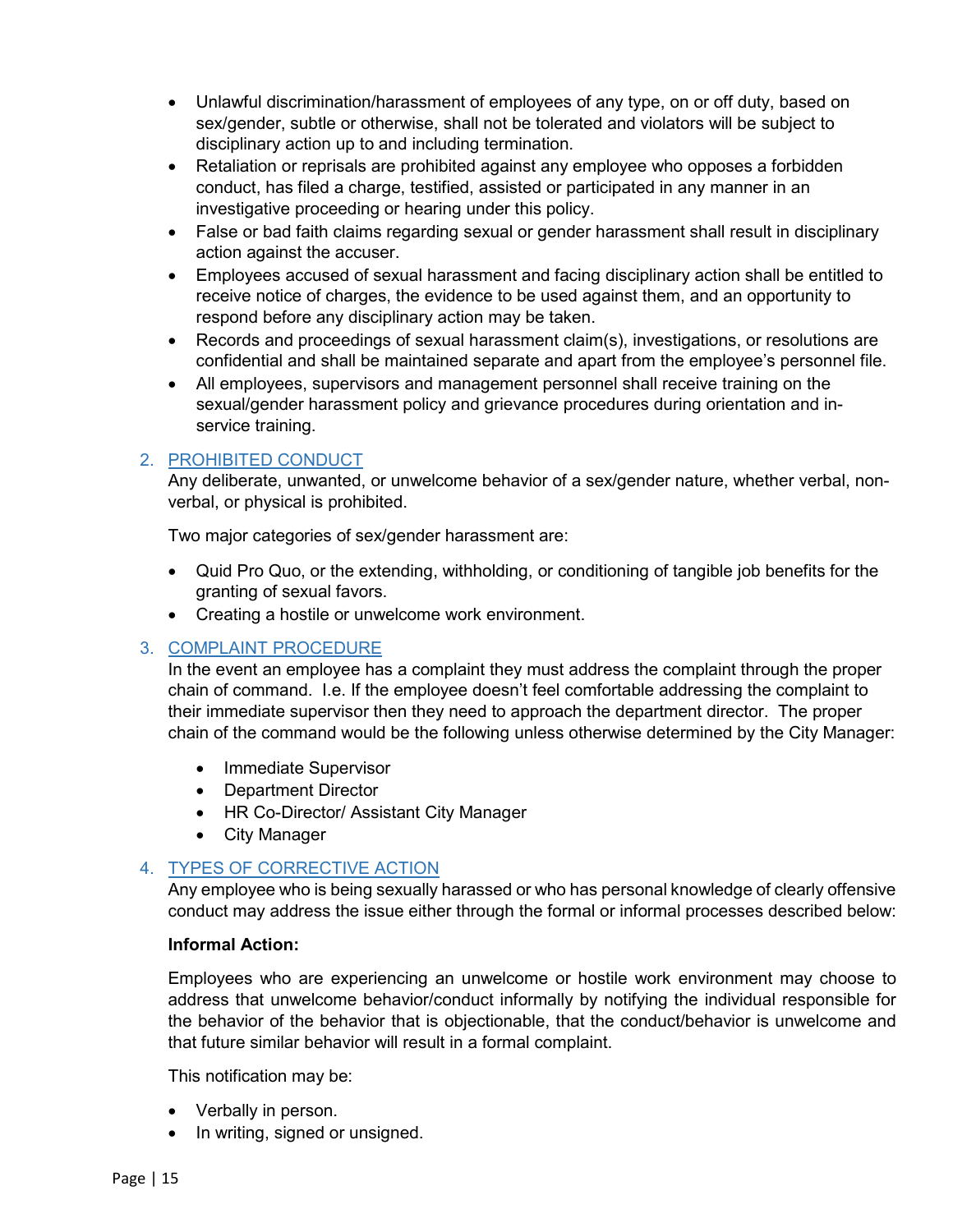- Unlawful discrimination/harassment of employees of any type, on or off duty, based on sex/gender, subtle or otherwise, shall not be tolerated and violators will be subject to disciplinary action up to and including termination.
- Retaliation or reprisals are prohibited against any employee who opposes a forbidden conduct, has filed a charge, testified, assisted or participated in any manner in an investigative proceeding or hearing under this policy.
- False or bad faith claims regarding sexual or gender harassment shall result in disciplinary action against the accuser.
- Employees accused of sexual harassment and facing disciplinary action shall be entitled to receive notice of charges, the evidence to be used against them, and an opportunity to respond before any disciplinary action may be taken.
- Records and proceedings of sexual harassment claim(s), investigations, or resolutions are confidential and shall be maintained separate and apart from the employee's personnel file.
- All employees, supervisors and management personnel shall receive training on the sexual/gender harassment policy and grievance procedures during orientation and in-service training.

## 2. PROHIBITED CONDUCT

Any deliberate, unwanted, or unwelcome behavior of a sex/gender nature, whether verbal, non-verbal, or physical is prohibited.

Two major categories of sex/gender harassment are:

- Quid Pro Quo, or the extending, withholding, or conditioning of tangible job benefits for the granting of sexual favors.
- Creating a hostile or unwelcome work environment.

## 3. COMPLAINT PROCEDURE

In the event an employee has a complaint they must address the complaint through the proper chain of command. I.e. If the employee doesn't feel comfortable addressing the complaint to their immediate supervisor then they need to approach the department director. The proper chain of the command would be the following unless otherwise determined by the City Manager:

- Immediate Supervisor
- Department Director
- HR Co-Director/ Assistant City Manager
- City Manager

## 4. TYPES OF CORRECTIVE ACTION

Any employee who is being sexually harassed or who has personal knowledge of clearly offensive conduct may address the issue either through the formal or informal processes described below:

**Informal Action:**

Employees who are experiencing an unwelcome or hostile work environment may choose to address that unwelcome behavior/conduct informally by notifying the individual responsible for the behavior of the behavior that is objectionable, that the conduct/behavior is unwelcome and that future similar behavior will result in a formal complaint.

This notification may be:

- Verbally in person.
- In writing, signed or unsigned.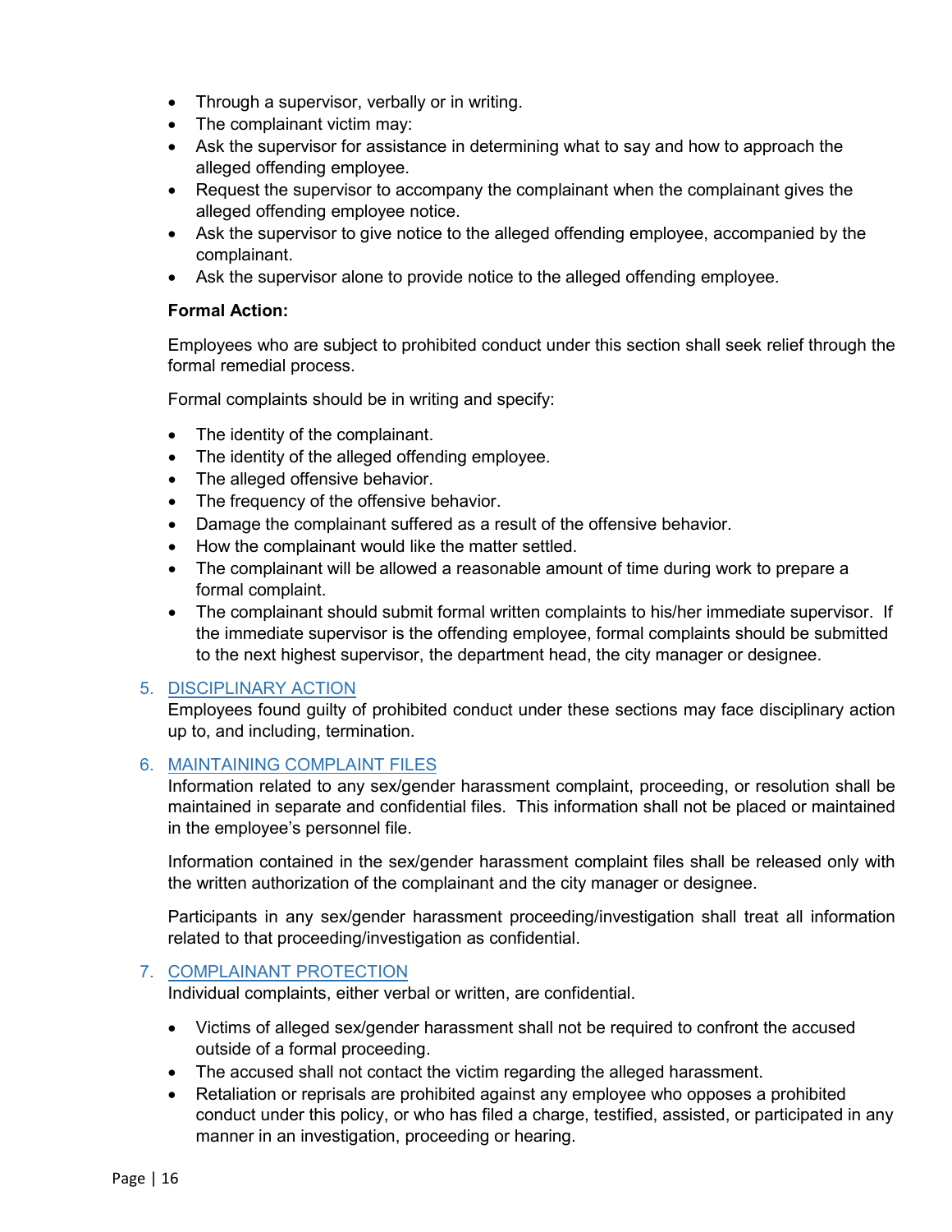- Through a supervisor, verbally or in writing.
- The complainant victim may:
- Ask the supervisor for assistance in determining what to say and how to approach the alleged offending employee.
- Request the supervisor to accompany the complainant when the complainant gives the alleged offending employee notice.
- Ask the supervisor to give notice to the alleged offending employee, accompanied by the complainant.
- Ask the supervisor alone to provide notice to the alleged offending employee.

**Formal Action:**

Employees who are subject to prohibited conduct under this section shall seek relief through the formal remedial process.

Formal complaints should be in writing and specify:

- The identity of the complainant.
- The identity of the alleged offending employee.
- The alleged offensive behavior.
- The frequency of the offensive behavior.
- Damage the complainant suffered as a result of the offensive behavior.
- How the complainant would like the matter settled.
- The complainant will be allowed a reasonable amount of time during work to prepare a formal complaint.
- The complainant should submit formal written complaints to his/her immediate supervisor. If the immediate supervisor is the offending employee, formal complaints should be submitted to the next highest supervisor, the department head, the city manager or designee.

## 5. DISCIPLINARY ACTION

Employees found guilty of prohibited conduct under these sections may face disciplinary action up to, and including, termination.

## 6. MAINTAINING COMPLAINT FILES

Information related to any sex/gender harassment complaint, proceeding, or resolution shall be maintained in separate and confidential files. This information shall not be placed or maintained in the employee's personnel file.

Information contained in the sex/gender harassment complaint files shall be released only with the written authorization of the complainant and the city manager or designee.

Participants in any sex/gender harassment proceeding/investigation shall treat all information related to that proceeding/investigation as confidential.

## 7. COMPLAINANT PROTECTION

Individual complaints, either verbal or written, are confidential.

- Victims of alleged sex/gender harassment shall not be required to confront the accused outside of a formal proceeding.
- The accused shall not contact the victim regarding the alleged harassment.
- Retaliation or reprisals are prohibited against any employee who opposes a prohibited conduct under this policy, or who has filed a charge, testified, assisted, or participated in any manner in an investigation, proceeding or hearing.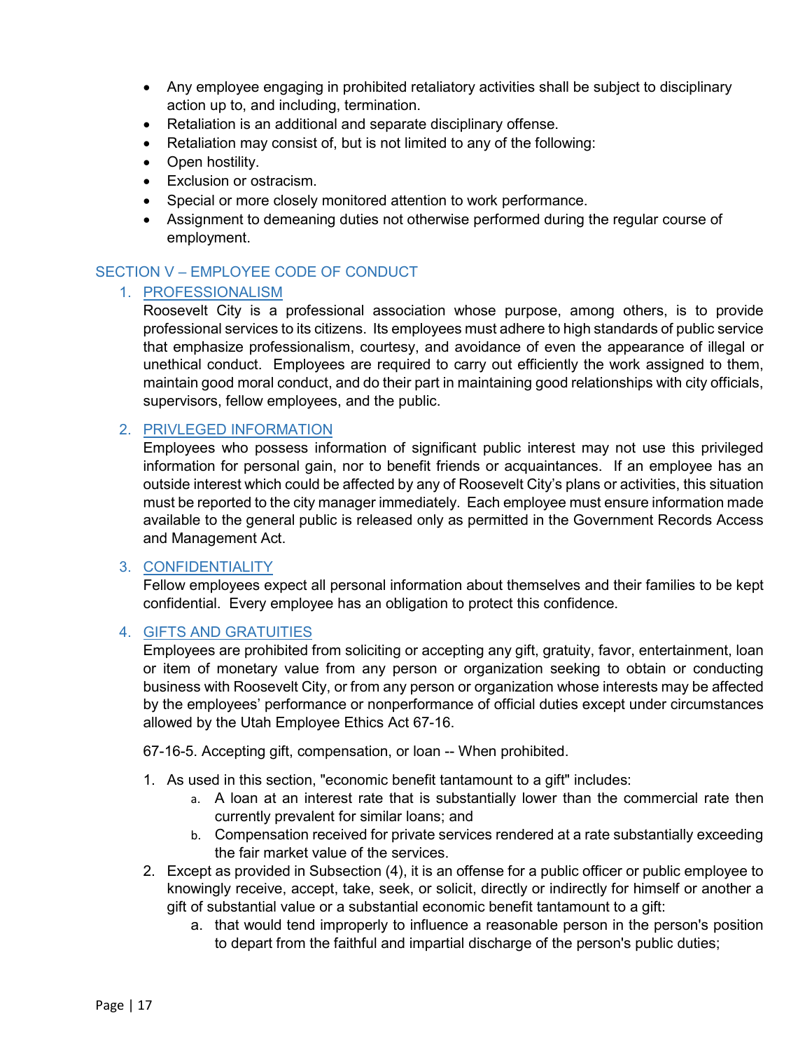- Any employee engaging in prohibited retaliatory activities shall be subject to disciplinary action up to, and including, termination.
- Retaliation is an additional and separate disciplinary offense.
- Retaliation may consist of, but is not limited to any of the following:
- Open hostility.
- Exclusion or ostracism.
- Special or more closely monitored attention to work performance.
- Assignment to demeaning duties not otherwise performed during the regular course of employment.

## SECTION V – EMPLOYEE CODE OF CONDUCT

### 1. PROFESSIONALISM

Roosevelt City is a professional association whose purpose, among others, is to provide professional services to its citizens. Its employees must adhere to high standards of public service that emphasize professionalism, courtesy, and avoidance of even the appearance of illegal or unethical conduct. Employees are required to carry out efficiently the work assigned to them, maintain good moral conduct, and do their part in maintaining good relationships with city officials, supervisors, fellow employees, and the public.

### 2. PRIVLEGED INFORMATION

Employees who possess information of significant public interest may not use this privileged information for personal gain, nor to benefit friends or acquaintances. If an employee has an outside interest which could be affected by any of Roosevelt City's plans or activities, this situation must be reported to the city manager immediately. Each employee must ensure information made available to the general public is released only as permitted in the Government Records Access and Management Act.

### 3. CONFIDENTIALITY

Fellow employees expect all personal information about themselves and their families to be kept confidential. Every employee has an obligation to protect this confidence.

### 4. GIFTS AND GRATUITIES

Employees are prohibited from soliciting or accepting any gift, gratuity, favor, entertainment, loan or item of monetary value from any person or organization seeking to obtain or conducting business with Roosevelt City, or from any person or organization whose interests may be affected by the employees' performance or nonperformance of official duties except under circumstances allowed by the Utah Employee Ethics Act 67-16.

67-16-5. Accepting gift, compensation, or loan -- When prohibited.

1. As used in this section, "economic benefit tantamount to a gift" includes:
   a. A loan at an interest rate that is substantially lower than the commercial rate then currently prevalent for similar loans; and
   b. Compensation received for private services rendered at a rate substantially exceeding the fair market value of the services.
2. Except as provided in Subsection (4), it is an offense for a public officer or public employee to knowingly receive, accept, take, seek, or solicit, directly or indirectly for himself or another a gift of substantial value or a substantial economic benefit tantamount to a gift:
   a. that would tend improperly to influence a reasonable person in the person's position to depart from the faithful and impartial discharge of the person's public duties;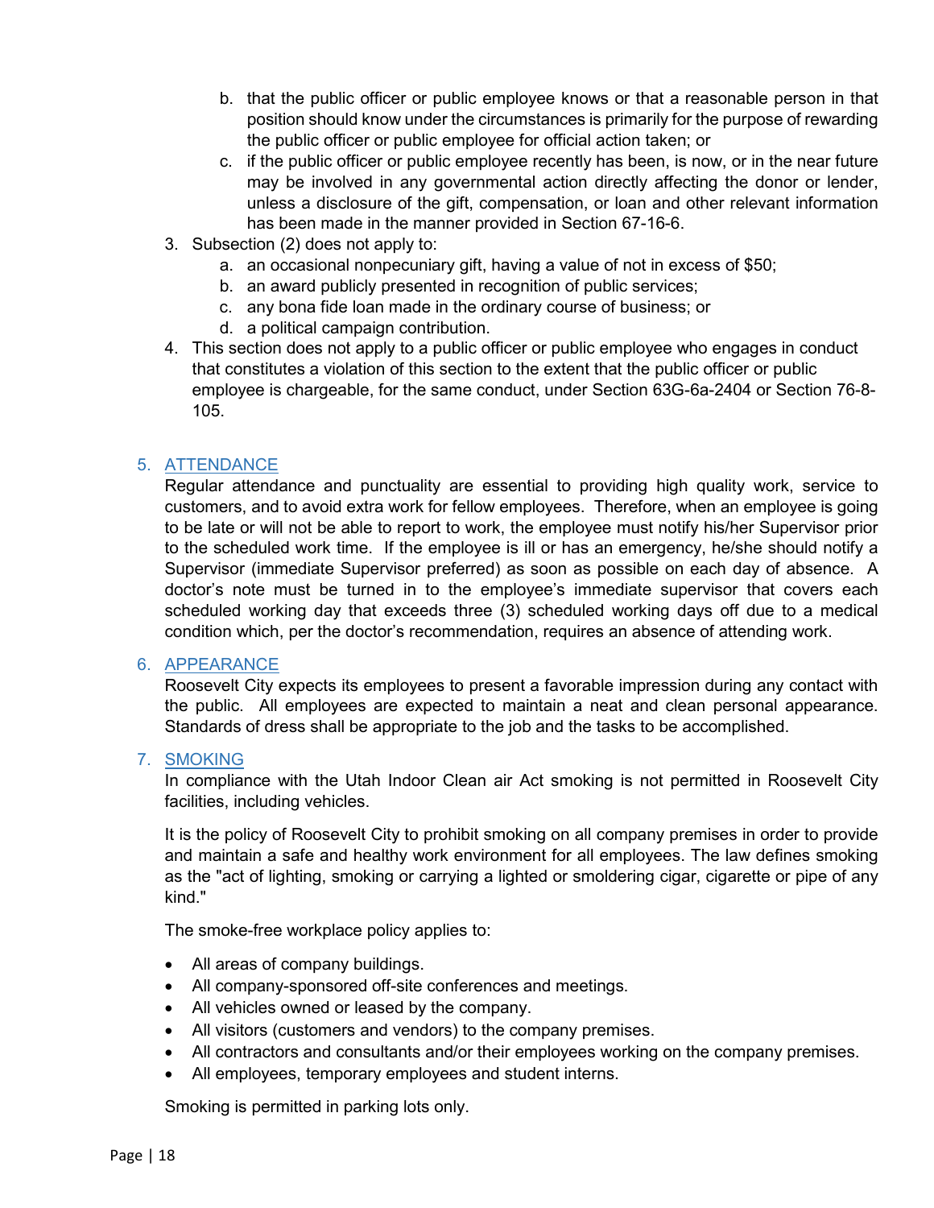b. that the public officer or public employee knows or that a reasonable person in that position should know under the circumstances is primarily for the purpose of rewarding the public officer or public employee for official action taken; or
   c. if the public officer or public employee recently has been, is now, or in the near future may be involved in any governmental action directly affecting the donor or lender, unless a disclosure of the gift, compensation, or loan and other relevant information has been made in the manner provided in Section 67-16-6.
3. Subsection (2) does not apply to:
   a. an occasional nonpecuniary gift, having a value of not in excess of $50;
   b. an award publicly presented in recognition of public services;
   c. any bona fide loan made in the ordinary course of business; or
   d. a political campaign contribution.
4. This section does not apply to a public officer or public employee who engages in conduct that constitutes a violation of this section to the extent that the public officer or public employee is chargeable, for the same conduct, under Section 63G-6a-2404 or Section 76-8-105.

## 5. ATTENDANCE

Regular attendance and punctuality are essential to providing high quality work, service to customers, and to avoid extra work for fellow employees. Therefore, when an employee is going to be late or will not be able to report to work, the employee must notify his/her Supervisor prior to the scheduled work time. If the employee is ill or has an emergency, he/she should notify a Supervisor (immediate Supervisor preferred) as soon as possible on each day of absence. A doctor's note must be turned in to the employee's immediate supervisor that covers each scheduled working day that exceeds three (3) scheduled working days off due to a medical condition which, per the doctor's recommendation, requires an absence of attending work.

## 6. APPEARANCE

Roosevelt City expects its employees to present a favorable impression during any contact with the public. All employees are expected to maintain a neat and clean personal appearance. Standards of dress shall be appropriate to the job and the tasks to be accomplished.

## 7. SMOKING

In compliance with the Utah Indoor Clean air Act smoking is not permitted in Roosevelt City facilities, including vehicles.

It is the policy of Roosevelt City to prohibit smoking on all company premises in order to provide and maintain a safe and healthy work environment for all employees. The law defines smoking as the "act of lighting, smoking or carrying a lighted or smoldering cigar, cigarette or pipe of any kind."

The smoke-free workplace policy applies to:

- All areas of company buildings.
- All company-sponsored off-site conferences and meetings.
- All vehicles owned or leased by the company.
- All visitors (customers and vendors) to the company premises.
- All contractors and consultants and/or their employees working on the company premises.
- All employees, temporary employees and student interns.

Smoking is permitted in parking lots only.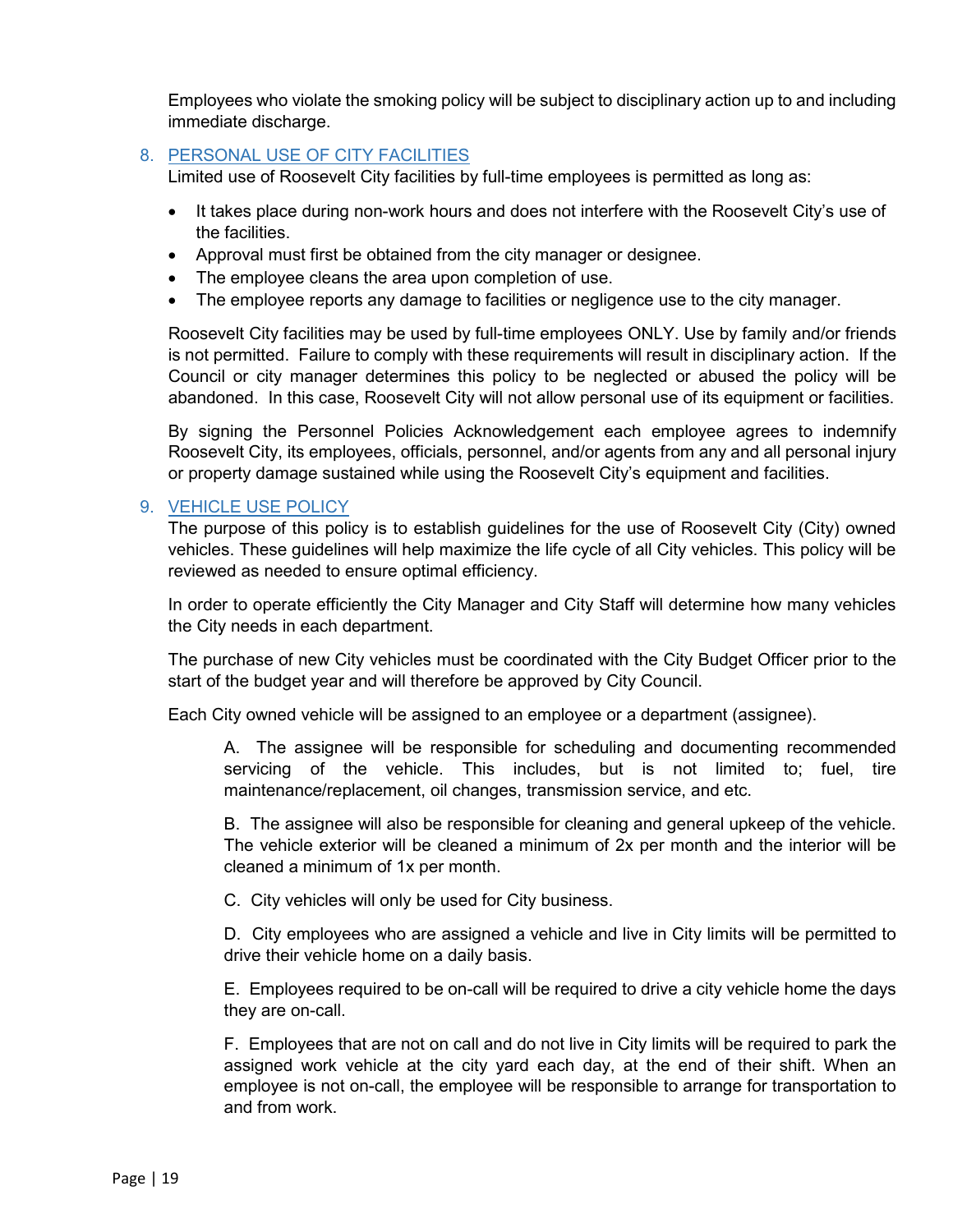Employees who violate the smoking policy will be subject to disciplinary action up to and including immediate discharge.

## 8. PERSONAL USE OF CITY FACILITIES

Limited use of Roosevelt City facilities by full-time employees is permitted as long as:

- It takes place during non-work hours and does not interfere with the Roosevelt City's use of the facilities.
- Approval must first be obtained from the city manager or designee.
- The employee cleans the area upon completion of use.
- The employee reports any damage to facilities or negligence use to the city manager.

Roosevelt City facilities may be used by full-time employees ONLY. Use by family and/or friends is not permitted. Failure to comply with these requirements will result in disciplinary action. If the Council or city manager determines this policy to be neglected or abused the policy will be abandoned. In this case, Roosevelt City will not allow personal use of its equipment or facilities.

By signing the Personnel Policies Acknowledgement each employee agrees to indemnify Roosevelt City, its employees, officials, personnel, and/or agents from any and all personal injury or property damage sustained while using the Roosevelt City's equipment and facilities.

## 9. VEHICLE USE POLICY

The purpose of this policy is to establish guidelines for the use of Roosevelt City (City) owned vehicles. These guidelines will help maximize the life cycle of all City vehicles. This policy will be reviewed as needed to ensure optimal efficiency.

In order to operate efficiently the City Manager and City Staff will determine how many vehicles the City needs in each department.

The purchase of new City vehicles must be coordinated with the City Budget Officer prior to the start of the budget year and will therefore be approved by City Council.

Each City owned vehicle will be assigned to an employee or a department (assignee).

A. The assignee will be responsible for scheduling and documenting recommended servicing of the vehicle. This includes, but is not limited to; fuel, tire maintenance/replacement, oil changes, transmission service, and etc.

B. The assignee will also be responsible for cleaning and general upkeep of the vehicle. The vehicle exterior will be cleaned a minimum of 2x per month and the interior will be cleaned a minimum of 1x per month.

C. City vehicles will only be used for City business.

D. City employees who are assigned a vehicle and live in City limits will be permitted to drive their vehicle home on a daily basis.

E. Employees required to be on-call will be required to drive a city vehicle home the days they are on-call.

F. Employees that are not on call and do not live in City limits will be required to park the assigned work vehicle at the city yard each day, at the end of their shift. When an employee is not on-call, the employee will be responsible to arrange for transportation to and from work.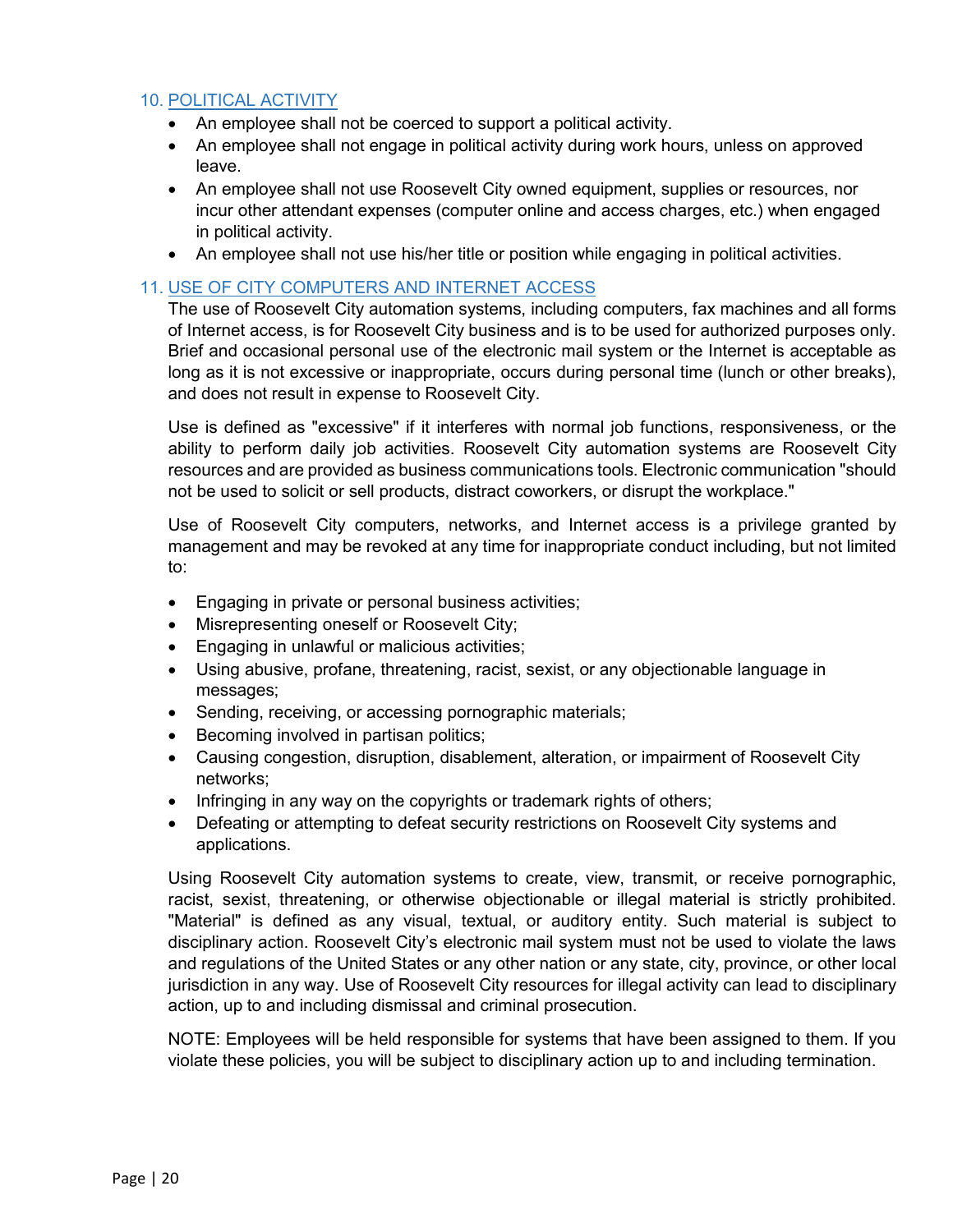## 10. POLITICAL ACTIVITY

- An employee shall not be coerced to support a political activity.
- An employee shall not engage in political activity during work hours, unless on approved leave.
- An employee shall not use Roosevelt City owned equipment, supplies or resources, nor incur other attendant expenses (computer online and access charges, etc.) when engaged in political activity.
- An employee shall not use his/her title or position while engaging in political activities.

## 11. USE OF CITY COMPUTERS AND INTERNET ACCESS

The use of Roosevelt City automation systems, including computers, fax machines and all forms of Internet access, is for Roosevelt City business and is to be used for authorized purposes only. Brief and occasional personal use of the electronic mail system or the Internet is acceptable as long as it is not excessive or inappropriate, occurs during personal time (lunch or other breaks), and does not result in expense to Roosevelt City.

Use is defined as "excessive" if it interferes with normal job functions, responsiveness, or the ability to perform daily job activities. Roosevelt City automation systems are Roosevelt City resources and are provided as business communications tools. Electronic communication "should not be used to solicit or sell products, distract coworkers, or disrupt the workplace."

Use of Roosevelt City computers, networks, and Internet access is a privilege granted by management and may be revoked at any time for inappropriate conduct including, but not limited to:

- Engaging in private or personal business activities;
- Misrepresenting oneself or Roosevelt City;
- Engaging in unlawful or malicious activities;
- Using abusive, profane, threatening, racist, sexist, or any objectionable language in messages;
- Sending, receiving, or accessing pornographic materials;
- Becoming involved in partisan politics;
- Causing congestion, disruption, disablement, alteration, or impairment of Roosevelt City networks;
- Infringing in any way on the copyrights or trademark rights of others;
- Defeating or attempting to defeat security restrictions on Roosevelt City systems and applications.

Using Roosevelt City automation systems to create, view, transmit, or receive pornographic, racist, sexist, threatening, or otherwise objectionable or illegal material is strictly prohibited. "Material" is defined as any visual, textual, or auditory entity. Such material is subject to disciplinary action. Roosevelt City's electronic mail system must not be used to violate the laws and regulations of the United States or any other nation or any state, city, province, or other local jurisdiction in any way. Use of Roosevelt City resources for illegal activity can lead to disciplinary action, up to and including dismissal and criminal prosecution.

NOTE: Employees will be held responsible for systems that have been assigned to them. If you violate these policies, you will be subject to disciplinary action up to and including termination.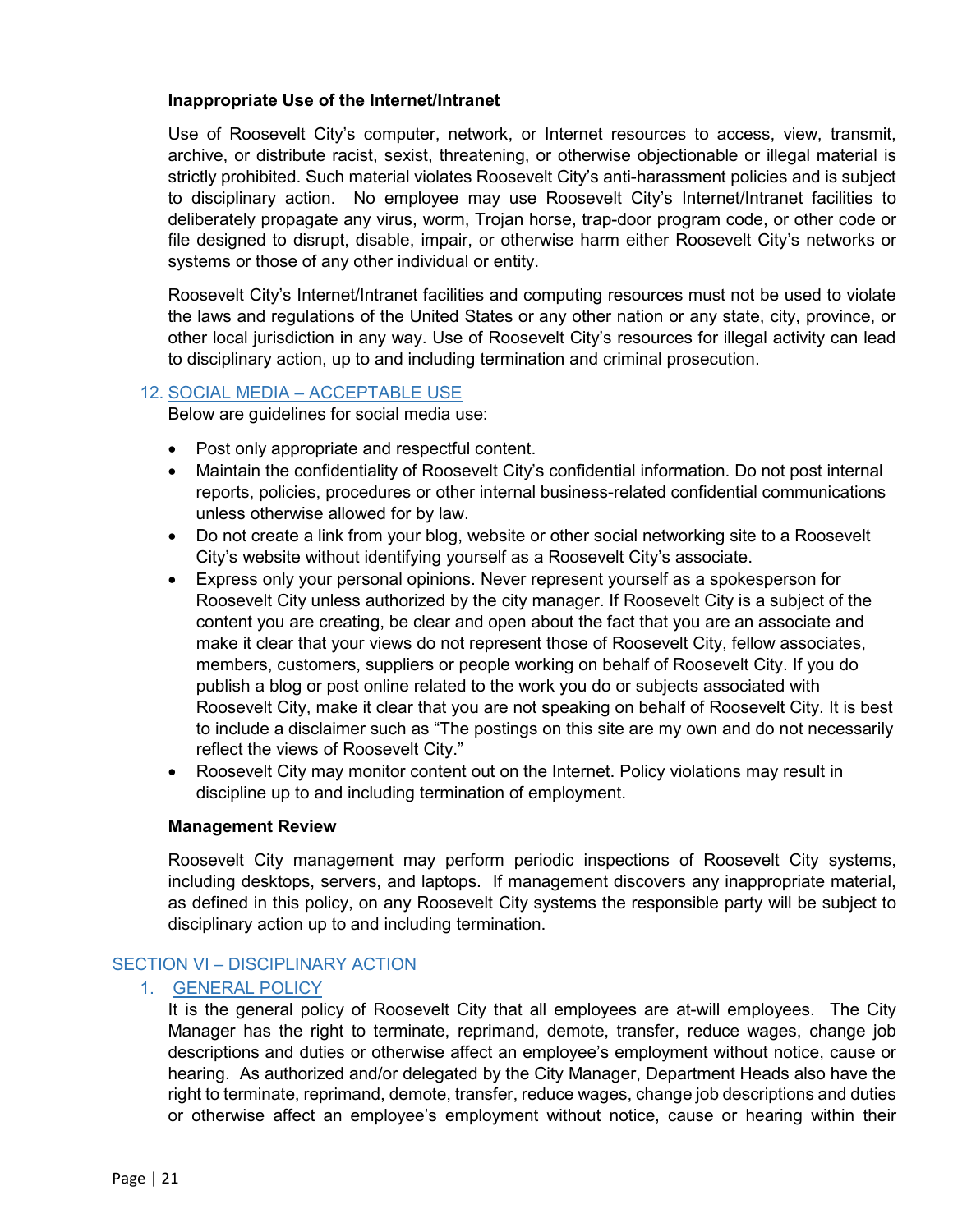**Inappropriate Use of the Internet/Intranet**

Use of Roosevelt City's computer, network, or Internet resources to access, view, transmit, archive, or distribute racist, sexist, threatening, or otherwise objectionable or illegal material is strictly prohibited. Such material violates Roosevelt City's anti-harassment policies and is subject to disciplinary action. No employee may use Roosevelt City's Internet/Intranet facilities to deliberately propagate any virus, worm, Trojan horse, trap-door program code, or other code or file designed to disrupt, disable, impair, or otherwise harm either Roosevelt City's networks or systems or those of any other individual or entity.

Roosevelt City's Internet/Intranet facilities and computing resources must not be used to violate the laws and regulations of the United States or any other nation or any state, city, province, or other local jurisdiction in any way. Use of Roosevelt City's resources for illegal activity can lead to disciplinary action, up to and including termination and criminal prosecution.

### 12. SOCIAL MEDIA – ACCEPTABLE USE

Below are guidelines for social media use:

- Post only appropriate and respectful content.
- Maintain the confidentiality of Roosevelt City's confidential information. Do not post internal reports, policies, procedures or other internal business-related confidential communications unless otherwise allowed for by law.
- Do not create a link from your blog, website or other social networking site to a Roosevelt City's website without identifying yourself as a Roosevelt City's associate.
- Express only your personal opinions. Never represent yourself as a spokesperson for Roosevelt City unless authorized by the city manager. If Roosevelt City is a subject of the content you are creating, be clear and open about the fact that you are an associate and make it clear that your views do not represent those of Roosevelt City, fellow associates, members, customers, suppliers or people working on behalf of Roosevelt City. If you do publish a blog or post online related to the work you do or subjects associated with Roosevelt City, make it clear that you are not speaking on behalf of Roosevelt City. It is best to include a disclaimer such as "The postings on this site are my own and do not necessarily reflect the views of Roosevelt City."
- Roosevelt City may monitor content out on the Internet. Policy violations may result in discipline up to and including termination of employment.

**Management Review**

Roosevelt City management may perform periodic inspections of Roosevelt City systems, including desktops, servers, and laptops. If management discovers any inappropriate material, as defined in this policy, on any Roosevelt City systems the responsible party will be subject to disciplinary action up to and including termination.

## SECTION VI – DISCIPLINARY ACTION

### 1. GENERAL POLICY

It is the general policy of Roosevelt City that all employees are at-will employees. The City Manager has the right to terminate, reprimand, demote, transfer, reduce wages, change job descriptions and duties or otherwise affect an employee's employment without notice, cause or hearing. As authorized and/or delegated by the City Manager, Department Heads also have the right to terminate, reprimand, demote, transfer, reduce wages, change job descriptions and duties or otherwise affect an employee's employment without notice, cause or hearing within their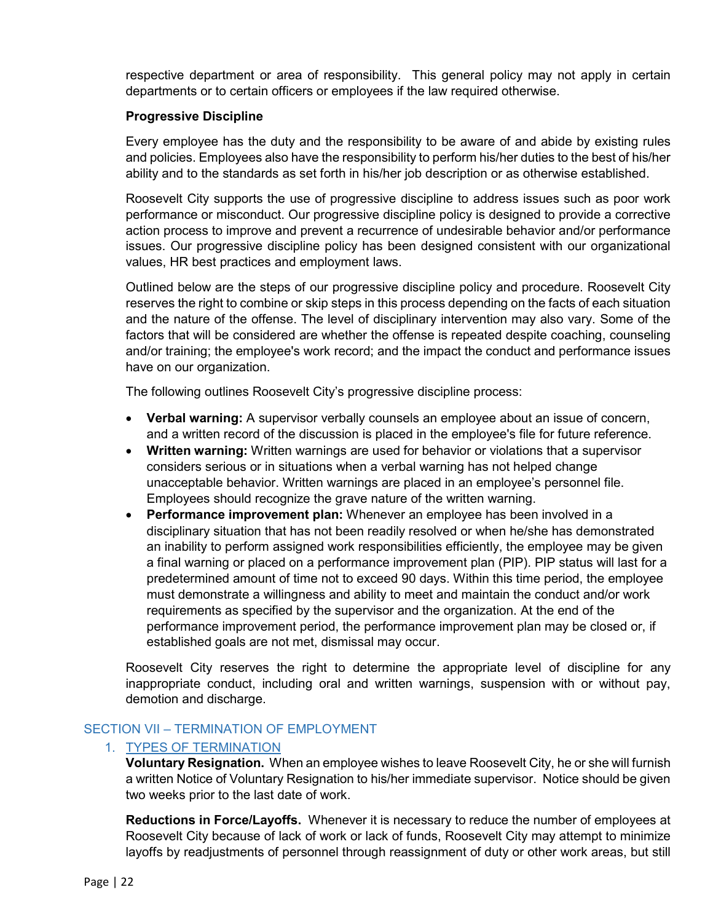respective department or area of responsibility. This general policy may not apply in certain departments or to certain officers or employees if the law required otherwise.

**Progressive Discipline**

Every employee has the duty and the responsibility to be aware of and abide by existing rules and policies. Employees also have the responsibility to perform his/her duties to the best of his/her ability and to the standards as set forth in his/her job description or as otherwise established.

Roosevelt City supports the use of progressive discipline to address issues such as poor work performance or misconduct. Our progressive discipline policy is designed to provide a corrective action process to improve and prevent a recurrence of undesirable behavior and/or performance issues. Our progressive discipline policy has been designed consistent with our organizational values, HR best practices and employment laws.

Outlined below are the steps of our progressive discipline policy and procedure. Roosevelt City reserves the right to combine or skip steps in this process depending on the facts of each situation and the nature of the offense. The level of disciplinary intervention may also vary. Some of the factors that will be considered are whether the offense is repeated despite coaching, counseling and/or training; the employee's work record; and the impact the conduct and performance issues have on our organization.

The following outlines Roosevelt City's progressive discipline process:

- **Verbal warning:** A supervisor verbally counsels an employee about an issue of concern, and a written record of the discussion is placed in the employee's file for future reference.
- **Written warning:** Written warnings are used for behavior or violations that a supervisor considers serious or in situations when a verbal warning has not helped change unacceptable behavior. Written warnings are placed in an employee's personnel file. Employees should recognize the grave nature of the written warning.
- **Performance improvement plan:** Whenever an employee has been involved in a disciplinary situation that has not been readily resolved or when he/she has demonstrated an inability to perform assigned work responsibilities efficiently, the employee may be given a final warning or placed on a performance improvement plan (PIP). PIP status will last for a predetermined amount of time not to exceed 90 days. Within this time period, the employee must demonstrate a willingness and ability to meet and maintain the conduct and/or work requirements as specified by the supervisor and the organization. At the end of the performance improvement period, the performance improvement plan may be closed or, if established goals are not met, dismissal may occur.

Roosevelt City reserves the right to determine the appropriate level of discipline for any inappropriate conduct, including oral and written warnings, suspension with or without pay, demotion and discharge.

## SECTION VII – TERMINATION OF EMPLOYMENT

### 1. TYPES OF TERMINATION

**Voluntary Resignation.** When an employee wishes to leave Roosevelt City, he or she will furnish a written Notice of Voluntary Resignation to his/her immediate supervisor. Notice should be given two weeks prior to the last date of work.

**Reductions in Force/Layoffs.** Whenever it is necessary to reduce the number of employees at Roosevelt City because of lack of work or lack of funds, Roosevelt City may attempt to minimize layoffs by readjustments of personnel through reassignment of duty or other work areas, but still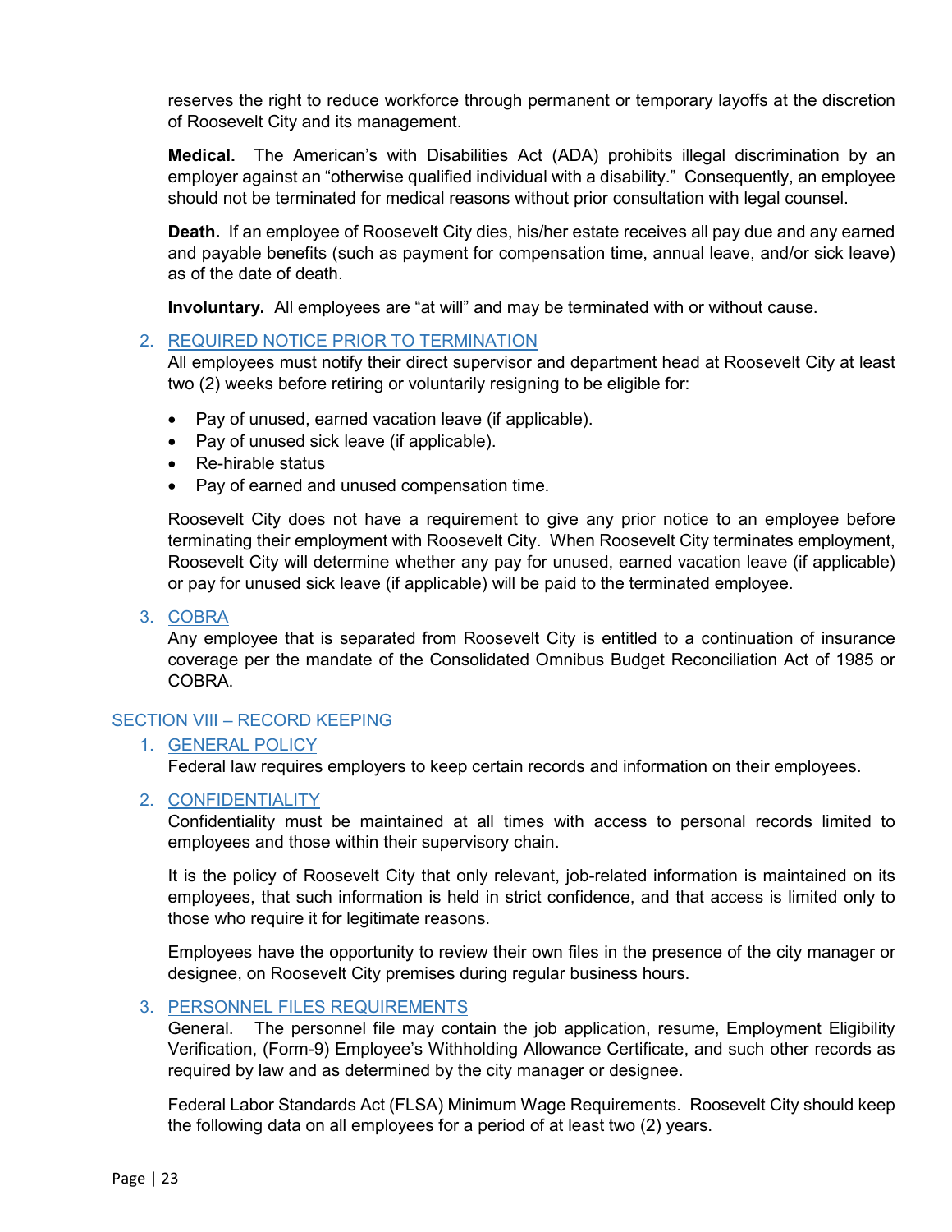reserves the right to reduce workforce through permanent or temporary layoffs at the discretion of Roosevelt City and its management.

**Medical.** The American's with Disabilities Act (ADA) prohibits illegal discrimination by an employer against an "otherwise qualified individual with a disability." Consequently, an employee should not be terminated for medical reasons without prior consultation with legal counsel.

**Death.** If an employee of Roosevelt City dies, his/her estate receives all pay due and any earned and payable benefits (such as payment for compensation time, annual leave, and/or sick leave) as of the date of death.

**Involuntary.** All employees are "at will" and may be terminated with or without cause.

### 2. REQUIRED NOTICE PRIOR TO TERMINATION

All employees must notify their direct supervisor and department head at Roosevelt City at least two (2) weeks before retiring or voluntarily resigning to be eligible for:

- Pay of unused, earned vacation leave (if applicable).
- Pay of unused sick leave (if applicable).
- Re-hirable status
- Pay of earned and unused compensation time.

Roosevelt City does not have a requirement to give any prior notice to an employee before terminating their employment with Roosevelt City. When Roosevelt City terminates employment, Roosevelt City will determine whether any pay for unused, earned vacation leave (if applicable) or pay for unused sick leave (if applicable) will be paid to the terminated employee.

### 3. COBRA

Any employee that is separated from Roosevelt City is entitled to a continuation of insurance coverage per the mandate of the Consolidated Omnibus Budget Reconciliation Act of 1985 or COBRA.

## SECTION VIII – RECORD KEEPING

### 1. GENERAL POLICY

Federal law requires employers to keep certain records and information on their employees.

### 2. CONFIDENTIALITY

Confidentiality must be maintained at all times with access to personal records limited to employees and those within their supervisory chain.

It is the policy of Roosevelt City that only relevant, job-related information is maintained on its employees, that such information is held in strict confidence, and that access is limited only to those who require it for legitimate reasons.

Employees have the opportunity to review their own files in the presence of the city manager or designee, on Roosevelt City premises during regular business hours.

### 3. PERSONNEL FILES REQUIREMENTS

General. The personnel file may contain the job application, resume, Employment Eligibility Verification, (Form-9) Employee's Withholding Allowance Certificate, and such other records as required by law and as determined by the city manager or designee.

Federal Labor Standards Act (FLSA) Minimum Wage Requirements. Roosevelt City should keep the following data on all employees for a period of at least two (2) years.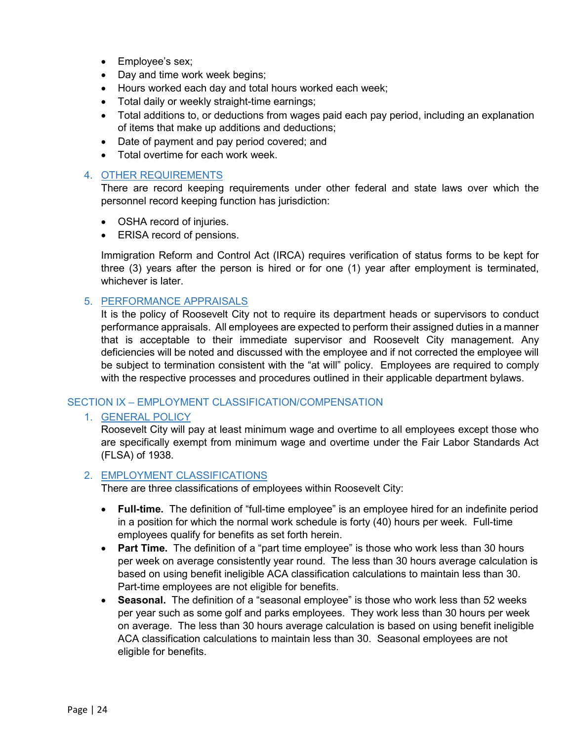- Employee's sex;
- Day and time work week begins;
- Hours worked each day and total hours worked each week;
- Total daily or weekly straight-time earnings;
- Total additions to, or deductions from wages paid each pay period, including an explanation of items that make up additions and deductions;
- Date of payment and pay period covered; and
- Total overtime for each work week.

### 4. OTHER REQUIREMENTS

There are record keeping requirements under other federal and state laws over which the personnel record keeping function has jurisdiction:

- OSHA record of injuries.
- ERISA record of pensions.

Immigration Reform and Control Act (IRCA) requires verification of status forms to be kept for three (3) years after the person is hired or for one (1) year after employment is terminated, whichever is later.

### 5. PERFORMANCE APPRAISALS

It is the policy of Roosevelt City not to require its department heads or supervisors to conduct performance appraisals. All employees are expected to perform their assigned duties in a manner that is acceptable to their immediate supervisor and Roosevelt City management. Any deficiencies will be noted and discussed with the employee and if not corrected the employee will be subject to termination consistent with the "at will" policy. Employees are required to comply with the respective processes and procedures outlined in their applicable department bylaws.

## SECTION IX – EMPLOYMENT CLASSIFICATION/COMPENSATION

### 1. GENERAL POLICY

Roosevelt City will pay at least minimum wage and overtime to all employees except those who are specifically exempt from minimum wage and overtime under the Fair Labor Standards Act (FLSA) of 1938.

### 2. EMPLOYMENT CLASSIFICATIONS

There are three classifications of employees within Roosevelt City:

- **Full-time.** The definition of "full-time employee" is an employee hired for an indefinite period in a position for which the normal work schedule is forty (40) hours per week. Full-time employees qualify for benefits as set forth herein.
- **Part Time.** The definition of a "part time employee" is those who work less than 30 hours per week on average consistently year round. The less than 30 hours average calculation is based on using benefit ineligible ACA classification calculations to maintain less than 30. Part-time employees are not eligible for benefits.
- **Seasonal.** The definition of a "seasonal employee" is those who work less than 52 weeks per year such as some golf and parks employees. They work less than 30 hours per week on average. The less than 30 hours average calculation is based on using benefit ineligible ACA classification calculations to maintain less than 30. Seasonal employees are not eligible for benefits.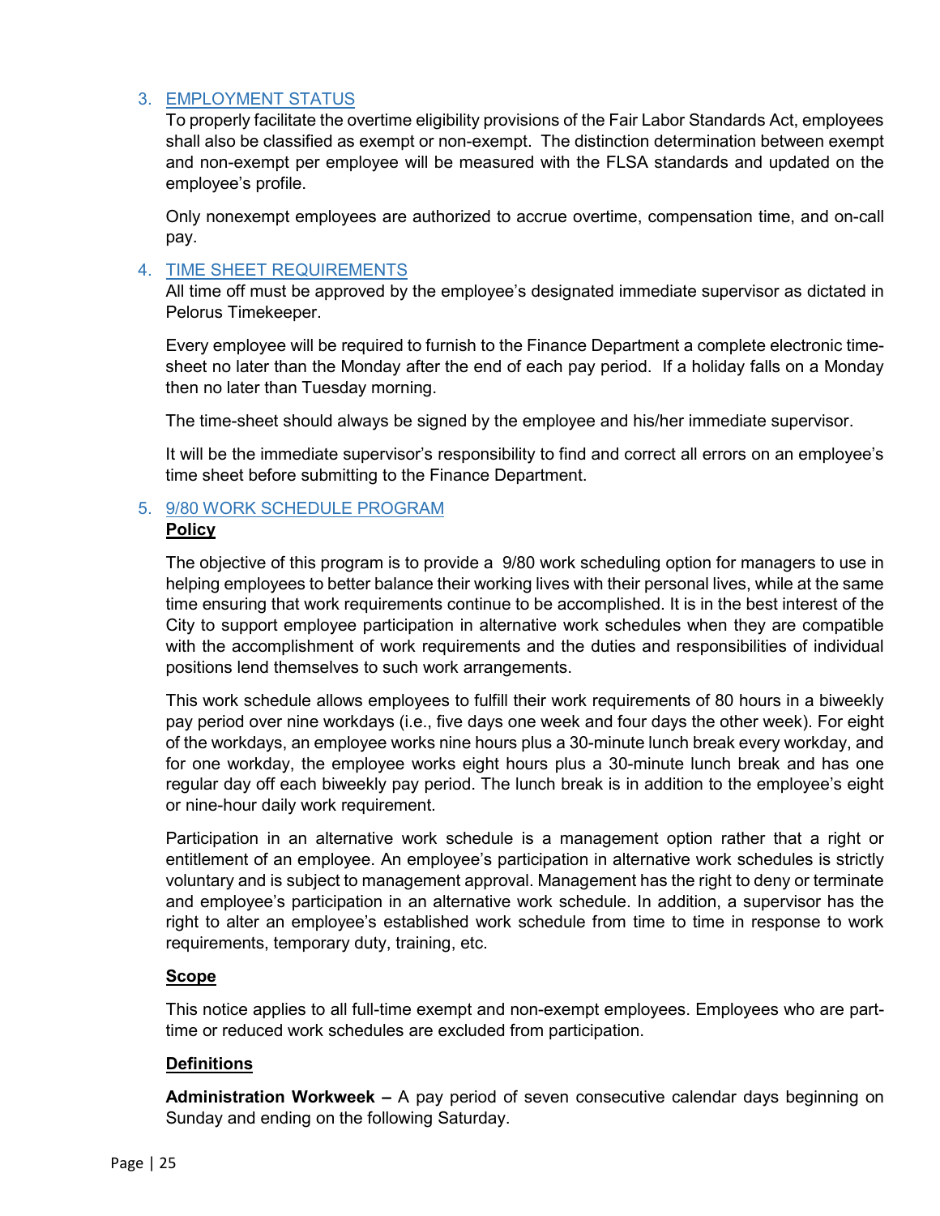## 3. EMPLOYMENT STATUS

To properly facilitate the overtime eligibility provisions of the Fair Labor Standards Act, employees shall also be classified as exempt or non-exempt. The distinction determination between exempt and non-exempt per employee will be measured with the FLSA standards and updated on the employee's profile.

Only nonexempt employees are authorized to accrue overtime, compensation time, and on-call pay.

## 4. TIME SHEET REQUIREMENTS

All time off must be approved by the employee's designated immediate supervisor as dictated in Pelorus Timekeeper.

Every employee will be required to furnish to the Finance Department a complete electronic time-sheet no later than the Monday after the end of each pay period. If a holiday falls on a Monday then no later than Tuesday morning.

The time-sheet should always be signed by the employee and his/her immediate supervisor.

It will be the immediate supervisor's responsibility to find and correct all errors on an employee's time sheet before submitting to the Finance Department.

## 5. 9/80 WORK SCHEDULE PROGRAM

**Policy**

The objective of this program is to provide a 9/80 work scheduling option for managers to use in helping employees to better balance their working lives with their personal lives, while at the same time ensuring that work requirements continue to be accomplished. It is in the best interest of the City to support employee participation in alternative work schedules when they are compatible with the accomplishment of work requirements and the duties and responsibilities of individual positions lend themselves to such work arrangements.

This work schedule allows employees to fulfill their work requirements of 80 hours in a biweekly pay period over nine workdays (i.e., five days one week and four days the other week). For eight of the workdays, an employee works nine hours plus a 30-minute lunch break every workday, and for one workday, the employee works eight hours plus a 30-minute lunch break and has one regular day off each biweekly pay period. The lunch break is in addition to the employee's eight or nine-hour daily work requirement.

Participation in an alternative work schedule is a management option rather that a right or entitlement of an employee. An employee's participation in alternative work schedules is strictly voluntary and is subject to management approval. Management has the right to deny or terminate and employee's participation in an alternative work schedule. In addition, a supervisor has the right to alter an employee's established work schedule from time to time in response to work requirements, temporary duty, training, etc.

**Scope**

This notice applies to all full-time exempt and non-exempt employees. Employees who are part-time or reduced work schedules are excluded from participation.

**Definitions**

**Administration Workweek –** A pay period of seven consecutive calendar days beginning on Sunday and ending on the following Saturday.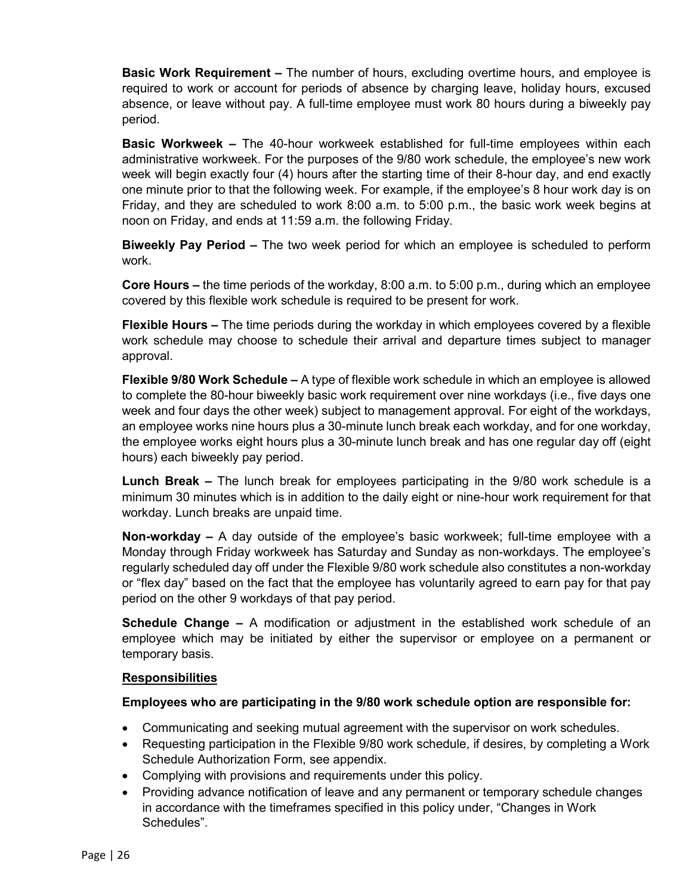**Basic Work Requirement –** The number of hours, excluding overtime hours, and employee is required to work or account for periods of absence by charging leave, holiday hours, excused absence, or leave without pay. A full-time employee must work 80 hours during a biweekly pay period.

**Basic Workweek –** The 40-hour workweek established for full-time employees within each administrative workweek. For the purposes of the 9/80 work schedule, the employee's new work week will begin exactly four (4) hours after the starting time of their 8-hour day, and end exactly one minute prior to that the following week. For example, if the employee's 8 hour work day is on Friday, and they are scheduled to work 8:00 a.m. to 5:00 p.m., the basic work week begins at noon on Friday, and ends at 11:59 a.m. the following Friday.

**Biweekly Pay Period –** The two week period for which an employee is scheduled to perform work.

**Core Hours –** the time periods of the workday, 8:00 a.m. to 5:00 p.m., during which an employee covered by this flexible work schedule is required to be present for work.

**Flexible Hours –** The time periods during the workday in which employees covered by a flexible work schedule may choose to schedule their arrival and departure times subject to manager approval.

**Flexible 9/80 Work Schedule –** A type of flexible work schedule in which an employee is allowed to complete the 80-hour biweekly basic work requirement over nine workdays (i.e., five days one week and four days the other week) subject to management approval. For eight of the workdays, an employee works nine hours plus a 30-minute lunch break each workday, and for one workday, the employee works eight hours plus a 30-minute lunch break and has one regular day off (eight hours) each biweekly pay period.

**Lunch Break –** The lunch break for employees participating in the 9/80 work schedule is a minimum 30 minutes which is in addition to the daily eight or nine-hour work requirement for that workday. Lunch breaks are unpaid time.

**Non-workday –** A day outside of the employee's basic workweek; full-time employee with a Monday through Friday workweek has Saturday and Sunday as non-workdays. The employee's regularly scheduled day off under the Flexible 9/80 work schedule also constitutes a non-workday or "flex day" based on the fact that the employee has voluntarily agreed to earn pay for that pay period on the other 9 workdays of that pay period.

**Schedule Change –** A modification or adjustment in the established work schedule of an employee which may be initiated by either the supervisor or employee on a permanent or temporary basis.

**<u>Responsibilities</u>**

**Employees who are participating in the 9/80 work schedule option are responsible for:**

- Communicating and seeking mutual agreement with the supervisor on work schedules.
- Requesting participation in the Flexible 9/80 work schedule, if desires, by completing a Work Schedule Authorization Form, see appendix.
- Complying with provisions and requirements under this policy.
- Providing advance notification of leave and any permanent or temporary schedule changes in accordance with the timeframes specified in this policy under, "Changes in Work Schedules".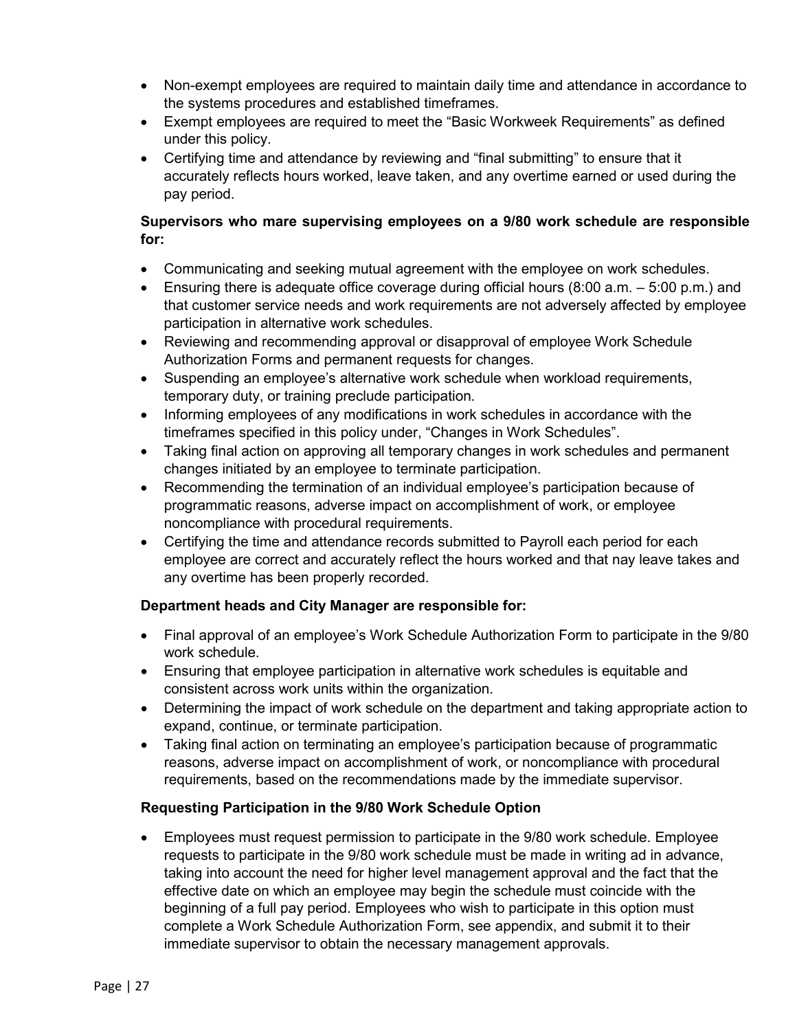- Non-exempt employees are required to maintain daily time and attendance in accordance to the systems procedures and established timeframes.
- Exempt employees are required to meet the "Basic Workweek Requirements" as defined under this policy.
- Certifying time and attendance by reviewing and "final submitting" to ensure that it accurately reflects hours worked, leave taken, and any overtime earned or used during the pay period.

**Supervisors who mare supervising employees on a 9/80 work schedule are responsible for:**

- Communicating and seeking mutual agreement with the employee on work schedules.
- Ensuring there is adequate office coverage during official hours (8:00 a.m. – 5:00 p.m.) and that customer service needs and work requirements are not adversely affected by employee participation in alternative work schedules.
- Reviewing and recommending approval or disapproval of employee Work Schedule Authorization Forms and permanent requests for changes.
- Suspending an employee's alternative work schedule when workload requirements, temporary duty, or training preclude participation.
- Informing employees of any modifications in work schedules in accordance with the timeframes specified in this policy under, "Changes in Work Schedules".
- Taking final action on approving all temporary changes in work schedules and permanent changes initiated by an employee to terminate participation.
- Recommending the termination of an individual employee's participation because of programmatic reasons, adverse impact on accomplishment of work, or employee noncompliance with procedural requirements.
- Certifying the time and attendance records submitted to Payroll each period for each employee are correct and accurately reflect the hours worked and that nay leave takes and any overtime has been properly recorded.

**Department heads and City Manager are responsible for:**

- Final approval of an employee's Work Schedule Authorization Form to participate in the 9/80 work schedule.
- Ensuring that employee participation in alternative work schedules is equitable and consistent across work units within the organization.
- Determining the impact of work schedule on the department and taking appropriate action to expand, continue, or terminate participation.
- Taking final action on terminating an employee's participation because of programmatic reasons, adverse impact on accomplishment of work, or noncompliance with procedural requirements, based on the recommendations made by the immediate supervisor.

**Requesting Participation in the 9/80 Work Schedule Option**

- Employees must request permission to participate in the 9/80 work schedule. Employee requests to participate in the 9/80 work schedule must be made in writing ad in advance, taking into account the need for higher level management approval and the fact that the effective date on which an employee may begin the schedule must coincide with the beginning of a full pay period. Employees who wish to participate in this option must complete a Work Schedule Authorization Form, see appendix, and submit it to their immediate supervisor to obtain the necessary management approvals.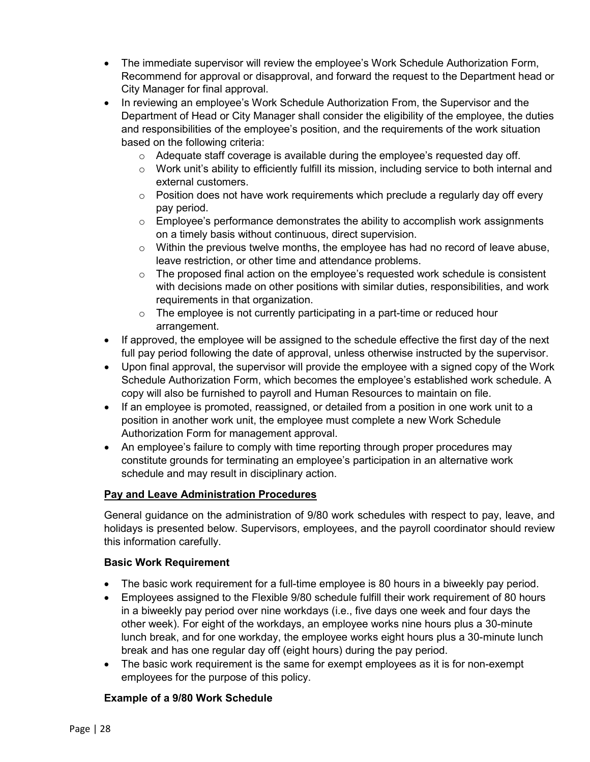- The immediate supervisor will review the employee's Work Schedule Authorization Form, Recommend for approval or disapproval, and forward the request to the Department head or City Manager for final approval.
- In reviewing an employee's Work Schedule Authorization From, the Supervisor and the Department of Head or City Manager shall consider the eligibility of the employee, the duties and responsibilities of the employee's position, and the requirements of the work situation based on the following criteria:
  - Adequate staff coverage is available during the employee's requested day off.
  - Work unit's ability to efficiently fulfill its mission, including service to both internal and external customers.
  - Position does not have work requirements which preclude a regularly day off every pay period.
  - Employee's performance demonstrates the ability to accomplish work assignments on a timely basis without continuous, direct supervision.
  - Within the previous twelve months, the employee has had no record of leave abuse, leave restriction, or other time and attendance problems.
  - The proposed final action on the employee's requested work schedule is consistent with decisions made on other positions with similar duties, responsibilities, and work requirements in that organization.
  - The employee is not currently participating in a part-time or reduced hour arrangement.
- If approved, the employee will be assigned to the schedule effective the first day of the next full pay period following the date of approval, unless otherwise instructed by the supervisor.
- Upon final approval, the supervisor will provide the employee with a signed copy of the Work Schedule Authorization Form, which becomes the employee's established work schedule. A copy will also be furnished to payroll and Human Resources to maintain on file.
- If an employee is promoted, reassigned, or detailed from a position in one work unit to a position in another work unit, the employee must complete a new Work Schedule Authorization Form for management approval.
- An employee's failure to comply with time reporting through proper procedures may constitute grounds for terminating an employee's participation in an alternative work schedule and may result in disciplinary action.

## Pay and Leave Administration Procedures

General guidance on the administration of 9/80 work schedules with respect to pay, leave, and holidays is presented below. Supervisors, employees, and the payroll coordinator should review this information carefully.

### Basic Work Requirement

- The basic work requirement for a full-time employee is 80 hours in a biweekly pay period.
- Employees assigned to the Flexible 9/80 schedule fulfill their work requirement of 80 hours in a biweekly pay period over nine workdays (i.e., five days one week and four days the other week). For eight of the workdays, an employee works nine hours plus a 30-minute lunch break, and for one workday, the employee works eight hours plus a 30-minute lunch break and has one regular day off (eight hours) during the pay period.
- The basic work requirement is the same for exempt employees as it is for non-exempt employees for the purpose of this policy.

### Example of a 9/80 Work Schedule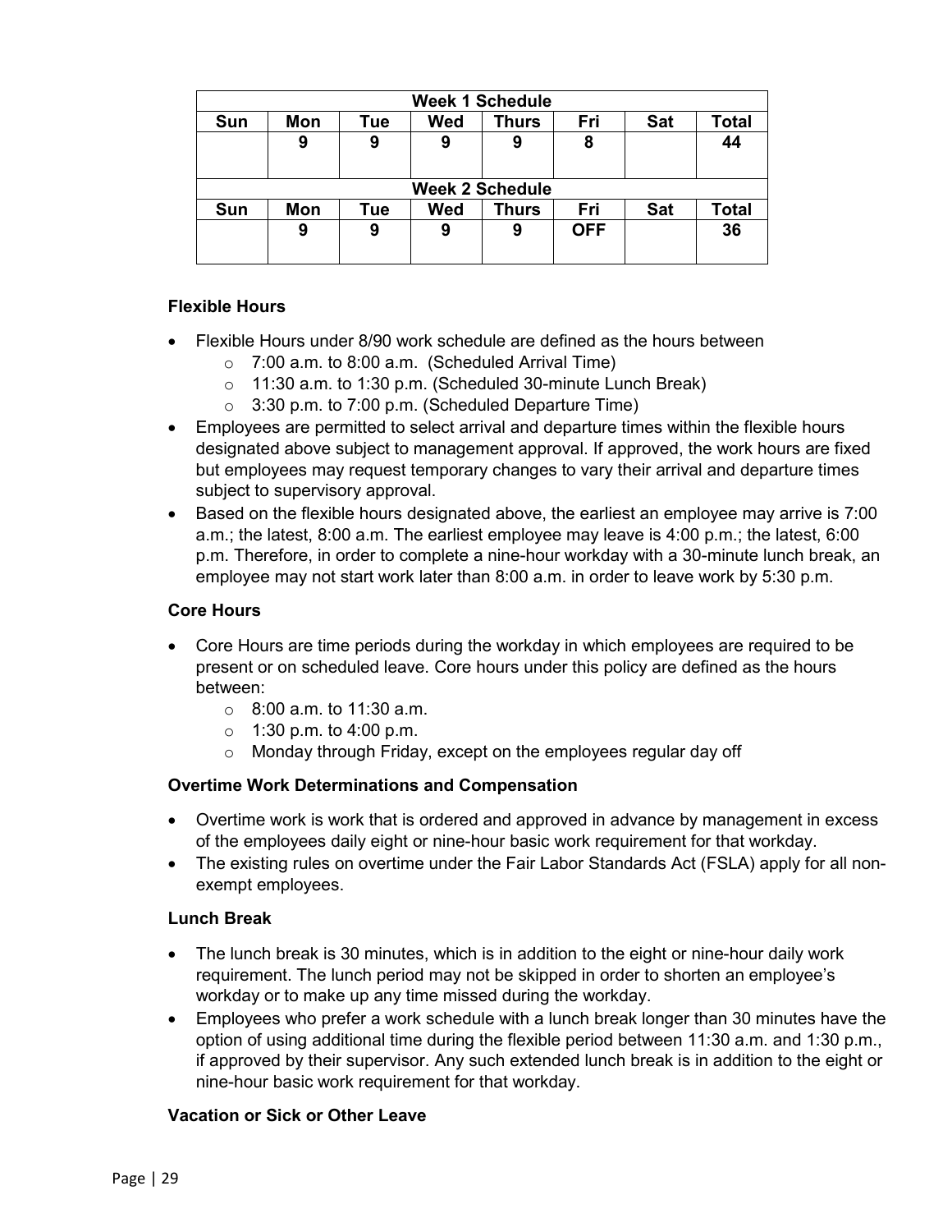| Week 1 Schedule | | | | | | | |
|---|---|---|---|---|---|---|---|
| **Sun** | **Mon** | **Tue** | **Wed** | **Thurs** | **Fri** | **Sat** | **Total** |
| | 9 | 9 | 9 | 9 | 8 | | 44 |
| **Week 2 Schedule** | | | | | | | |
| **Sun** | **Mon** | **Tue** | **Wed** | **Thurs** | **Fri** | **Sat** | **Total** |
| | 9 | 9 | 9 | 9 | OFF | | 36 |

### Flexible Hours

- Flexible Hours under 8/90 work schedule are defined as the hours between
  - 7:00 a.m. to 8:00 a.m. (Scheduled Arrival Time)
  - 11:30 a.m. to 1:30 p.m. (Scheduled 30-minute Lunch Break)
  - 3:30 p.m. to 7:00 p.m. (Scheduled Departure Time)
- Employees are permitted to select arrival and departure times within the flexible hours designated above subject to management approval. If approved, the work hours are fixed but employees may request temporary changes to vary their arrival and departure times subject to supervisory approval.
- Based on the flexible hours designated above, the earliest an employee may arrive is 7:00 a.m.; the latest, 8:00 a.m. The earliest employee may leave is 4:00 p.m.; the latest, 6:00 p.m. Therefore, in order to complete a nine-hour workday with a 30-minute lunch break, an employee may not start work later than 8:00 a.m. in order to leave work by 5:30 p.m.

### Core Hours

- Core Hours are time periods during the workday in which employees are required to be present or on scheduled leave. Core hours under this policy are defined as the hours between:
  - 8:00 a.m. to 11:30 a.m.
  - 1:30 p.m. to 4:00 p.m.
  - Monday through Friday, except on the employees regular day off

### Overtime Work Determinations and Compensation

- Overtime work is work that is ordered and approved in advance by management in excess of the employees daily eight or nine-hour basic work requirement for that workday.
- The existing rules on overtime under the Fair Labor Standards Act (FSLA) apply for all non-exempt employees.

### Lunch Break

- The lunch break is 30 minutes, which is in addition to the eight or nine-hour daily work requirement. The lunch period may not be skipped in order to shorten an employee's workday or to make up any time missed during the workday.
- Employees who prefer a work schedule with a lunch break longer than 30 minutes have the option of using additional time during the flexible period between 11:30 a.m. and 1:30 p.m., if approved by their supervisor. Any such extended lunch break is in addition to the eight or nine-hour basic work requirement for that workday.

### Vacation or Sick or Other Leave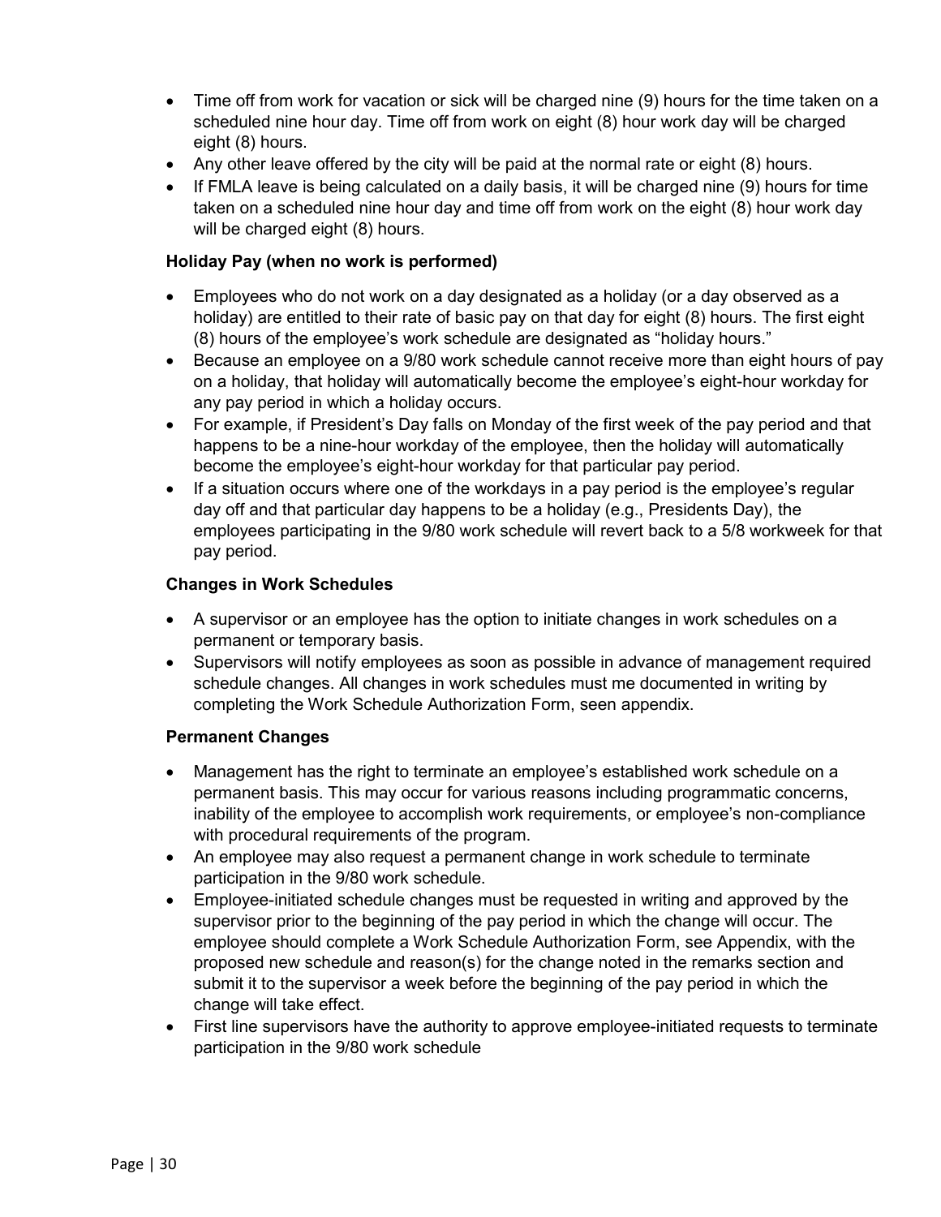- Time off from work for vacation or sick will be charged nine (9) hours for the time taken on a scheduled nine hour day. Time off from work on eight (8) hour work day will be charged eight (8) hours.
- Any other leave offered by the city will be paid at the normal rate or eight (8) hours.
- If FMLA leave is being calculated on a daily basis, it will be charged nine (9) hours for time taken on a scheduled nine hour day and time off from work on the eight (8) hour work day will be charged eight (8) hours.

### Holiday Pay (when no work is performed)

- Employees who do not work on a day designated as a holiday (or a day observed as a holiday) are entitled to their rate of basic pay on that day for eight (8) hours. The first eight (8) hours of the employee's work schedule are designated as "holiday hours."
- Because an employee on a 9/80 work schedule cannot receive more than eight hours of pay on a holiday, that holiday will automatically become the employee's eight-hour workday for any pay period in which a holiday occurs.
- For example, if President's Day falls on Monday of the first week of the pay period and that happens to be a nine-hour workday of the employee, then the holiday will automatically become the employee's eight-hour workday for that particular pay period.
- If a situation occurs where one of the workdays in a pay period is the employee's regular day off and that particular day happens to be a holiday (e.g., Presidents Day), the employees participating in the 9/80 work schedule will revert back to a 5/8 workweek for that pay period.

### Changes in Work Schedules

- A supervisor or an employee has the option to initiate changes in work schedules on a permanent or temporary basis.
- Supervisors will notify employees as soon as possible in advance of management required schedule changes. All changes in work schedules must me documented in writing by completing the Work Schedule Authorization Form, seen appendix.

### Permanent Changes

- Management has the right to terminate an employee's established work schedule on a permanent basis. This may occur for various reasons including programmatic concerns, inability of the employee to accomplish work requirements, or employee's non-compliance with procedural requirements of the program.
- An employee may also request a permanent change in work schedule to terminate participation in the 9/80 work schedule.
- Employee-initiated schedule changes must be requested in writing and approved by the supervisor prior to the beginning of the pay period in which the change will occur. The employee should complete a Work Schedule Authorization Form, see Appendix, with the proposed new schedule and reason(s) for the change noted in the remarks section and submit it to the supervisor a week before the beginning of the pay period in which the change will take effect.
- First line supervisors have the authority to approve employee-initiated requests to terminate participation in the 9/80 work schedule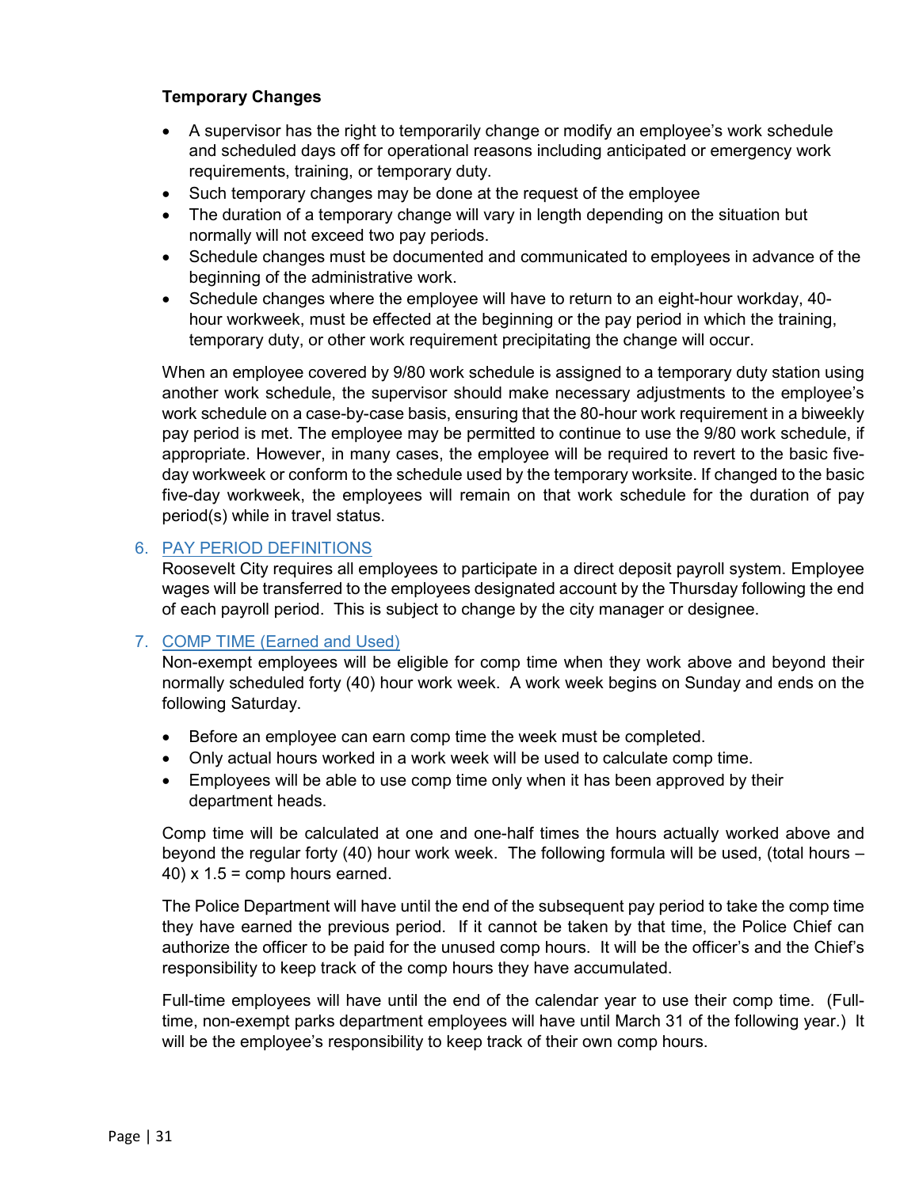**Temporary Changes**

- A supervisor has the right to temporarily change or modify an employee's work schedule and scheduled days off for operational reasons including anticipated or emergency work requirements, training, or temporary duty.
- Such temporary changes may be done at the request of the employee
- The duration of a temporary change will vary in length depending on the situation but normally will not exceed two pay periods.
- Schedule changes must be documented and communicated to employees in advance of the beginning of the administrative work.
- Schedule changes where the employee will have to return to an eight-hour workday, 40-hour workweek, must be effected at the beginning or the pay period in which the training, temporary duty, or other work requirement precipitating the change will occur.

When an employee covered by 9/80 work schedule is assigned to a temporary duty station using another work schedule, the supervisor should make necessary adjustments to the employee's work schedule on a case-by-case basis, ensuring that the 80-hour work requirement in a biweekly pay period is met. The employee may be permitted to continue to use the 9/80 work schedule, if appropriate. However, in many cases, the employee will be required to revert to the basic five-day workweek or conform to the schedule used by the temporary worksite. If changed to the basic five-day workweek, the employees will remain on that work schedule for the duration of pay period(s) while in travel status.

## 6. PAY PERIOD DEFINITIONS

Roosevelt City requires all employees to participate in a direct deposit payroll system. Employee wages will be transferred to the employees designated account by the Thursday following the end of each payroll period. This is subject to change by the city manager or designee.

## 7. COMP TIME (Earned and Used)

Non-exempt employees will be eligible for comp time when they work above and beyond their normally scheduled forty (40) hour work week. A work week begins on Sunday and ends on the following Saturday.

- Before an employee can earn comp time the week must be completed.
- Only actual hours worked in a work week will be used to calculate comp time.
- Employees will be able to use comp time only when it has been approved by their department heads.

Comp time will be calculated at one and one-half times the hours actually worked above and beyond the regular forty (40) hour work week. The following formula will be used, (total hours – 40) x 1.5 = comp hours earned.

The Police Department will have until the end of the subsequent pay period to take the comp time they have earned the previous period. If it cannot be taken by that time, the Police Chief can authorize the officer to be paid for the unused comp hours. It will be the officer's and the Chief's responsibility to keep track of the comp hours they have accumulated.

Full-time employees will have until the end of the calendar year to use their comp time. (Full-time, non-exempt parks department employees will have until March 31 of the following year.) It will be the employee's responsibility to keep track of their own comp hours.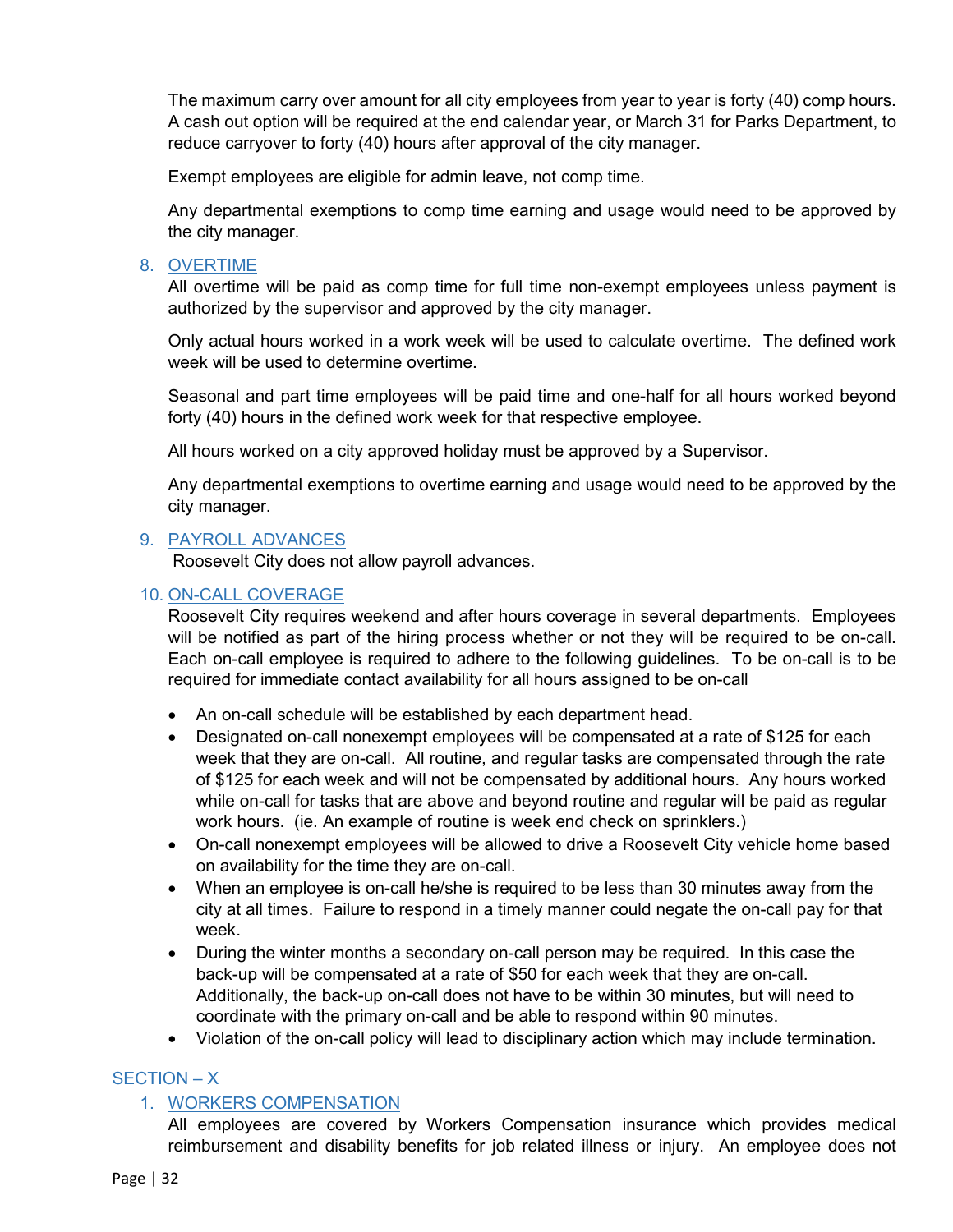The maximum carry over amount for all city employees from year to year is forty (40) comp hours. A cash out option will be required at the end calendar year, or March 31 for Parks Department, to reduce carryover to forty (40) hours after approval of the city manager.

Exempt employees are eligible for admin leave, not comp time.

Any departmental exemptions to comp time earning and usage would need to be approved by the city manager.

8. OVERTIME

All overtime will be paid as comp time for full time non-exempt employees unless payment is authorized by the supervisor and approved by the city manager.

Only actual hours worked in a work week will be used to calculate overtime. The defined work week will be used to determine overtime.

Seasonal and part time employees will be paid time and one-half for all hours worked beyond forty (40) hours in the defined work week for that respective employee.

All hours worked on a city approved holiday must be approved by a Supervisor.

Any departmental exemptions to overtime earning and usage would need to be approved by the city manager.

9. PAYROLL ADVANCES

Roosevelt City does not allow payroll advances.

10. ON-CALL COVERAGE

Roosevelt City requires weekend and after hours coverage in several departments. Employees will be notified as part of the hiring process whether or not they will be required to be on-call. Each on-call employee is required to adhere to the following guidelines. To be on-call is to be required for immediate contact availability for all hours assigned to be on-call

- An on-call schedule will be established by each department head.
- Designated on-call nonexempt employees will be compensated at a rate of $125 for each week that they are on-call. All routine, and regular tasks are compensated through the rate of $125 for each week and will not be compensated by additional hours. Any hours worked while on-call for tasks that are above and beyond routine and regular will be paid as regular work hours. (ie. An example of routine is week end check on sprinklers.)
- On-call nonexempt employees will be allowed to drive a Roosevelt City vehicle home based on availability for the time they are on-call.
- When an employee is on-call he/she is required to be less than 30 minutes away from the city at all times. Failure to respond in a timely manner could negate the on-call pay for that week.
- During the winter months a secondary on-call person may be required. In this case the back-up will be compensated at a rate of $50 for each week that they are on-call. Additionally, the back-up on-call does not have to be within 30 minutes, but will need to coordinate with the primary on-call and be able to respond within 90 minutes.
- Violation of the on-call policy will lead to disciplinary action which may include termination.

## SECTION – X

1. WORKERS COMPENSATION

All employees are covered by Workers Compensation insurance which provides medical reimbursement and disability benefits for job related illness or injury. An employee does not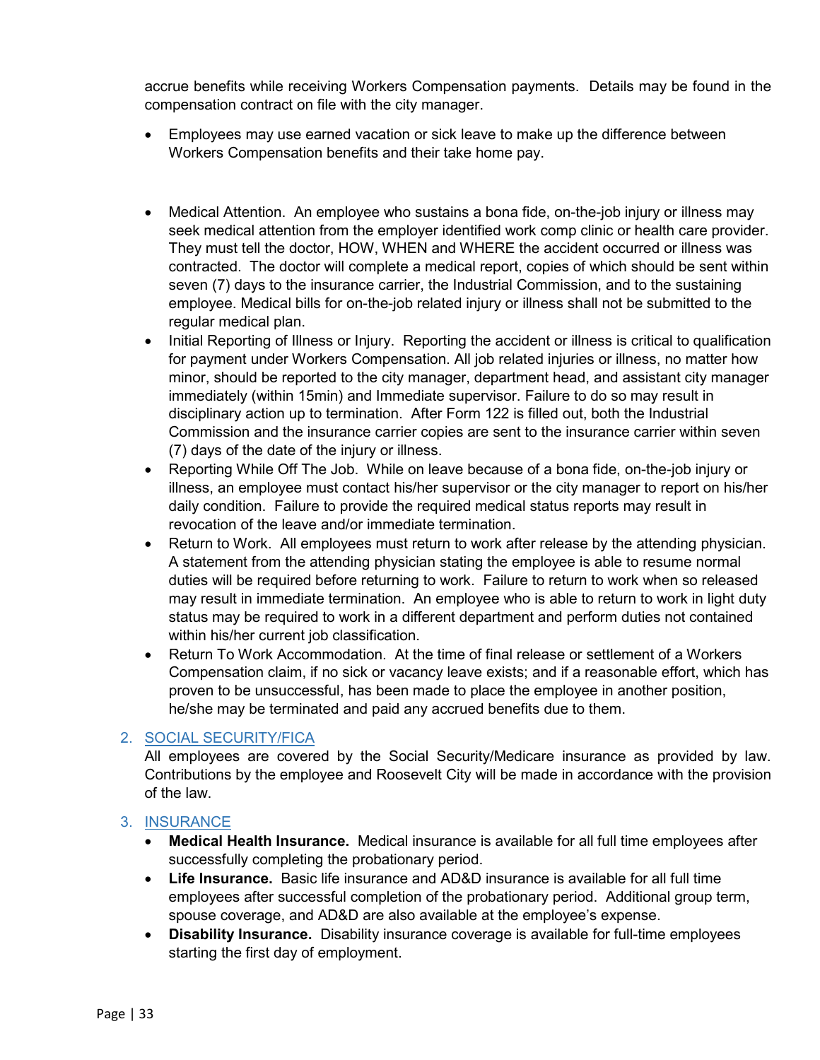accrue benefits while receiving Workers Compensation payments. Details may be found in the compensation contract on file with the city manager.

- Employees may use earned vacation or sick leave to make up the difference between Workers Compensation benefits and their take home pay.

- Medical Attention. An employee who sustains a bona fide, on-the-job injury or illness may seek medical attention from the employer identified work comp clinic or health care provider. They must tell the doctor, HOW, WHEN and WHERE the accident occurred or illness was contracted. The doctor will complete a medical report, copies of which should be sent within seven (7) days to the insurance carrier, the Industrial Commission, and to the sustaining employee. Medical bills for on-the-job related injury or illness shall not be submitted to the regular medical plan.
- Initial Reporting of Illness or Injury. Reporting the accident or illness is critical to qualification for payment under Workers Compensation. All job related injuries or illness, no matter how minor, should be reported to the city manager, department head, and assistant city manager immediately (within 15min) and Immediate supervisor. Failure to do so may result in disciplinary action up to termination. After Form 122 is filled out, both the Industrial Commission and the insurance carrier copies are sent to the insurance carrier within seven (7) days of the date of the injury or illness.
- Reporting While Off The Job. While on leave because of a bona fide, on-the-job injury or illness, an employee must contact his/her supervisor or the city manager to report on his/her daily condition. Failure to provide the required medical status reports may result in revocation of the leave and/or immediate termination.
- Return to Work. All employees must return to work after release by the attending physician. A statement from the attending physician stating the employee is able to resume normal duties will be required before returning to work. Failure to return to work when so released may result in immediate termination. An employee who is able to return to work in light duty status may be required to work in a different department and perform duties not contained within his/her current job classification.
- Return To Work Accommodation. At the time of final release or settlement of a Workers Compensation claim, if no sick or vacancy leave exists; and if a reasonable effort, which has proven to be unsuccessful, has been made to place the employee in another position, he/she may be terminated and paid any accrued benefits due to them.

2. SOCIAL SECURITY/FICA

All employees are covered by the Social Security/Medicare insurance as provided by law. Contributions by the employee and Roosevelt City will be made in accordance with the provision of the law.

3. INSURANCE

- **Medical Health Insurance.** Medical insurance is available for all full time employees after successfully completing the probationary period.
- **Life Insurance.** Basic life insurance and AD&D insurance is available for all full time employees after successful completion of the probationary period. Additional group term, spouse coverage, and AD&D are also available at the employee's expense.
- **Disability Insurance.** Disability insurance coverage is available for full-time employees starting the first day of employment.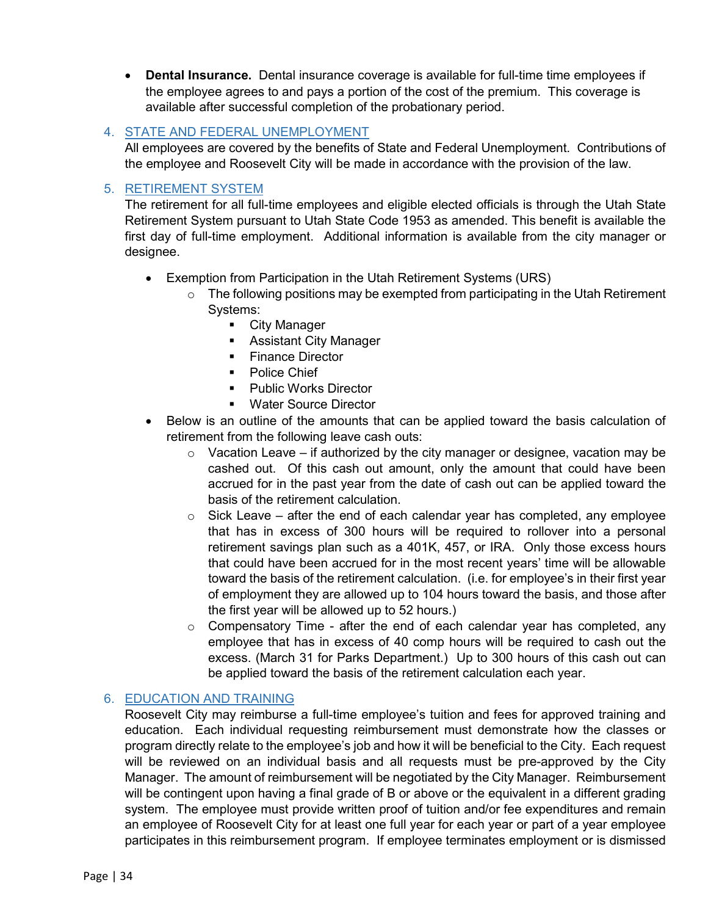- **Dental Insurance.** Dental insurance coverage is available for full-time time employees if the employee agrees to and pays a portion of the cost of the premium. This coverage is available after successful completion of the probationary period.

## 4. STATE AND FEDERAL UNEMPLOYMENT

All employees are covered by the benefits of State and Federal Unemployment. Contributions of the employee and Roosevelt City will be made in accordance with the provision of the law.

## 5. RETIREMENT SYSTEM

The retirement for all full-time employees and eligible elected officials is through the Utah State Retirement System pursuant to Utah State Code 1953 as amended. This benefit is available the first day of full-time employment. Additional information is available from the city manager or designee.

- Exemption from Participation in the Utah Retirement Systems (URS)
  - The following positions may be exempted from participating in the Utah Retirement Systems:
    - City Manager
    - Assistant City Manager
    - Finance Director
    - Police Chief
    - Public Works Director
    - Water Source Director
- Below is an outline of the amounts that can be applied toward the basis calculation of retirement from the following leave cash outs:
  - Vacation Leave – if authorized by the city manager or designee, vacation may be cashed out. Of this cash out amount, only the amount that could have been accrued for in the past year from the date of cash out can be applied toward the basis of the retirement calculation.
  - Sick Leave – after the end of each calendar year has completed, any employee that has in excess of 300 hours will be required to rollover into a personal retirement savings plan such as a 401K, 457, or IRA. Only those excess hours that could have been accrued for in the most recent years' time will be allowable toward the basis of the retirement calculation. (i.e. for employee's in their first year of employment they are allowed up to 104 hours toward the basis, and those after the first year will be allowed up to 52 hours.)
  - Compensatory Time - after the end of each calendar year has completed, any employee that has in excess of 40 comp hours will be required to cash out the excess. (March 31 for Parks Department.) Up to 300 hours of this cash out can be applied toward the basis of the retirement calculation each year.

## 6. EDUCATION AND TRAINING

Roosevelt City may reimburse a full-time employee's tuition and fees for approved training and education. Each individual requesting reimbursement must demonstrate how the classes or program directly relate to the employee's job and how it will be beneficial to the City. Each request will be reviewed on an individual basis and all requests must be pre-approved by the City Manager. The amount of reimbursement will be negotiated by the City Manager. Reimbursement will be contingent upon having a final grade of B or above or the equivalent in a different grading system. The employee must provide written proof of tuition and/or fee expenditures and remain an employee of Roosevelt City for at least one full year for each year or part of a year employee participates in this reimbursement program. If employee terminates employment or is dismissed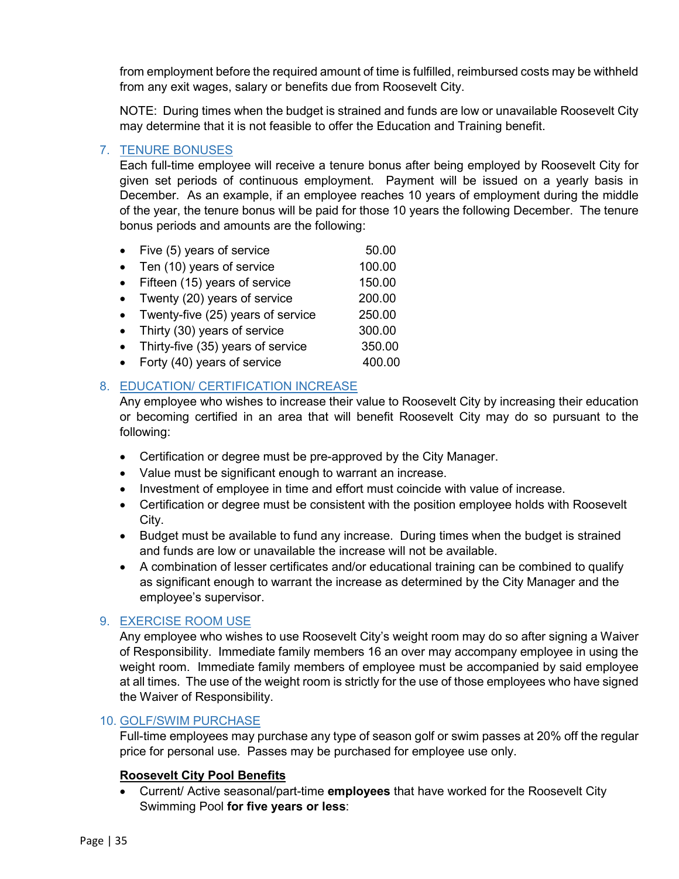from employment before the required amount of time is fulfilled, reimbursed costs may be withheld from any exit wages, salary or benefits due from Roosevelt City.

NOTE: During times when the budget is strained and funds are low or unavailable Roosevelt City may determine that it is not feasible to offer the Education and Training benefit.

7. TENURE BONUSES

Each full-time employee will receive a tenure bonus after being employed by Roosevelt City for given set periods of continuous employment. Payment will be issued on a yearly basis in December. As an example, if an employee reaches 10 years of employment during the middle of the year, the tenure bonus will be paid for those 10 years the following December. The tenure bonus periods and amounts are the following:

- Five (5) years of service 50.00
- Ten (10) years of service 100.00
- Fifteen (15) years of service 150.00
- Twenty (20) years of service 200.00
- Twenty-five (25) years of service 250.00
- Thirty (30) years of service 300.00
- Thirty-five (35) years of service 350.00
- Forty (40) years of service 400.00

8. EDUCATION/ CERTIFICATION INCREASE

Any employee who wishes to increase their value to Roosevelt City by increasing their education or becoming certified in an area that will benefit Roosevelt City may do so pursuant to the following:

- Certification or degree must be pre-approved by the City Manager.
- Value must be significant enough to warrant an increase.
- Investment of employee in time and effort must coincide with value of increase.
- Certification or degree must be consistent with the position employee holds with Roosevelt City.
- Budget must be available to fund any increase. During times when the budget is strained and funds are low or unavailable the increase will not be available.
- A combination of lesser certificates and/or educational training can be combined to qualify as significant enough to warrant the increase as determined by the City Manager and the employee's supervisor.

9. EXERCISE ROOM USE

Any employee who wishes to use Roosevelt City's weight room may do so after signing a Waiver of Responsibility. Immediate family members 16 an over may accompany employee in using the weight room. Immediate family members of employee must be accompanied by said employee at all times. The use of the weight room is strictly for the use of those employees who have signed the Waiver of Responsibility.

10. GOLF/SWIM PURCHASE

Full-time employees may purchase any type of season golf or swim passes at 20% off the regular price for personal use. Passes may be purchased for employee use only.

**Roosevelt City Pool Benefits**

- Current/ Active seasonal/part-time **employees** that have worked for the Roosevelt City Swimming Pool **for five years or less**: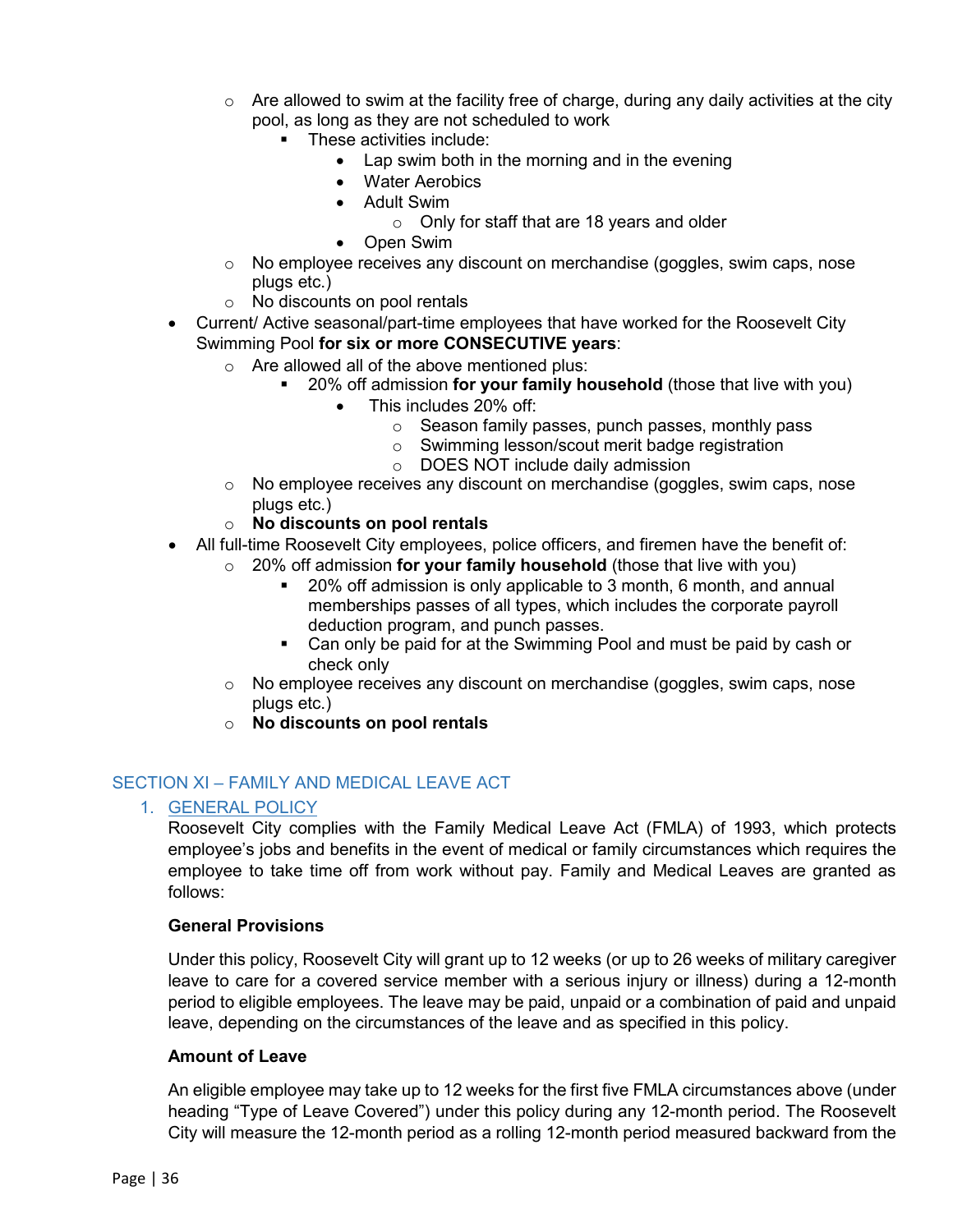- Are allowed to swim at the facility free of charge, during any daily activities at the city pool, as long as they are not scheduled to work
    - These activities include:
      - Lap swim both in the morning and in the evening
      - Water Aerobics
      - Adult Swim
        - Only for staff that are 18 years and older
      - Open Swim
  - No employee receives any discount on merchandise (goggles, swim caps, nose plugs etc.)
  - No discounts on pool rentals
- Current/ Active seasonal/part-time employees that have worked for the Roosevelt City Swimming Pool **for six or more CONSECUTIVE years**:
  - Are allowed all of the above mentioned plus:
    - 20% off admission **for your family household** (those that live with you)
      - This includes 20% off:
        - Season family passes, punch passes, monthly pass
        - Swimming lesson/scout merit badge registration
        - DOES NOT include daily admission
  - No employee receives any discount on merchandise (goggles, swim caps, nose plugs etc.)
  - **No discounts on pool rentals**
- All full-time Roosevelt City employees, police officers, and firemen have the benefit of:
  - 20% off admission **for your family household** (those that live with you)
    - 20% off admission is only applicable to 3 month, 6 month, and annual memberships passes of all types, which includes the corporate payroll deduction program, and punch passes.
    - Can only be paid for at the Swimming Pool and must be paid by cash or check only
  - No employee receives any discount on merchandise (goggles, swim caps, nose plugs etc.)
  - **No discounts on pool rentals**

## SECTION XI – FAMILY AND MEDICAL LEAVE ACT

### 1. GENERAL POLICY

Roosevelt City complies with the Family Medical Leave Act (FMLA) of 1993, which protects employee's jobs and benefits in the event of medical or family circumstances which requires the employee to take time off from work without pay. Family and Medical Leaves are granted as follows:

**General Provisions**

Under this policy, Roosevelt City will grant up to 12 weeks (or up to 26 weeks of military caregiver leave to care for a covered service member with a serious injury or illness) during a 12-month period to eligible employees. The leave may be paid, unpaid or a combination of paid and unpaid leave, depending on the circumstances of the leave and as specified in this policy.

**Amount of Leave**

An eligible employee may take up to 12 weeks for the first five FMLA circumstances above (under heading "Type of Leave Covered") under this policy during any 12-month period. The Roosevelt City will measure the 12-month period as a rolling 12-month period measured backward from the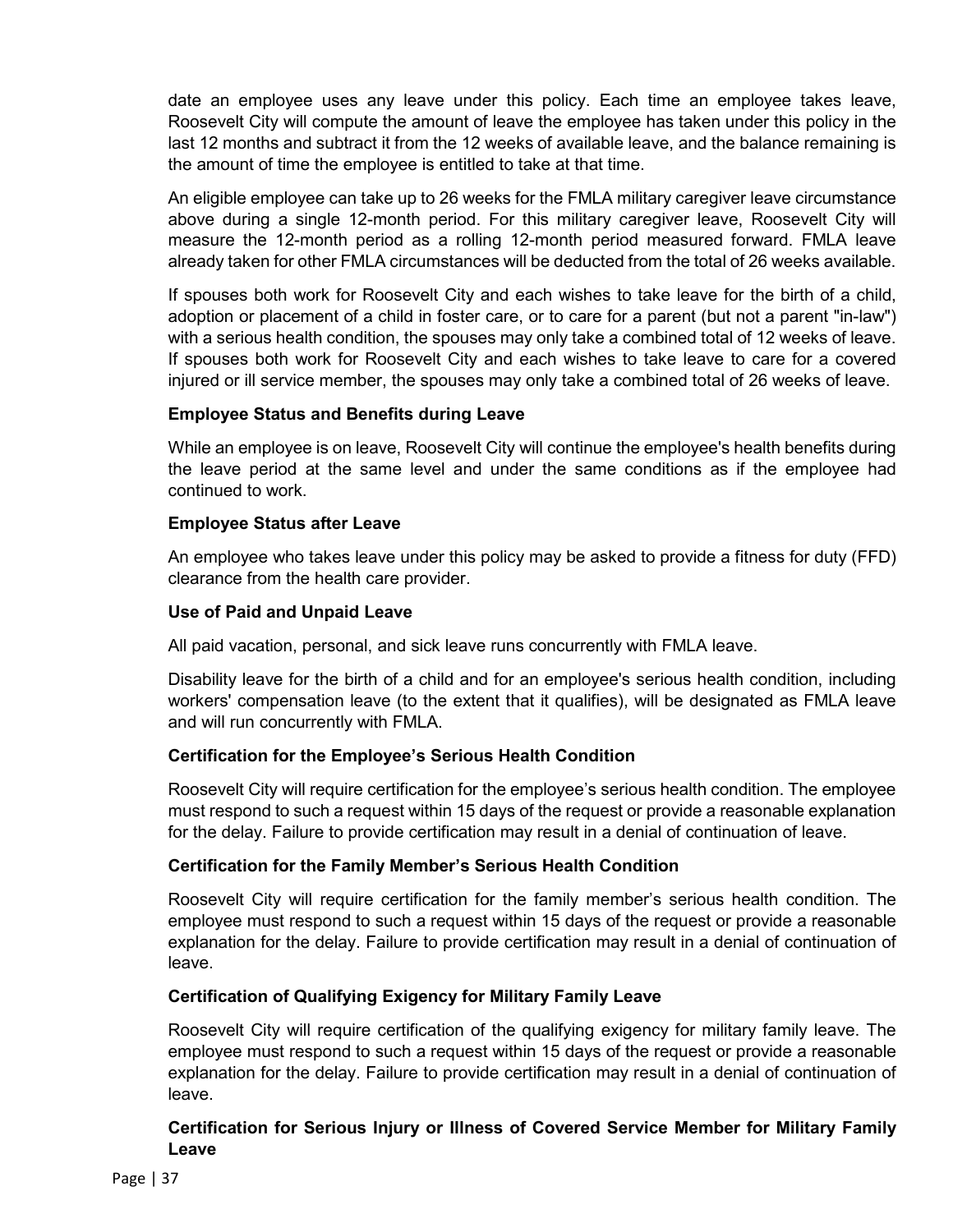date an employee uses any leave under this policy. Each time an employee takes leave, Roosevelt City will compute the amount of leave the employee has taken under this policy in the last 12 months and subtract it from the 12 weeks of available leave, and the balance remaining is the amount of time the employee is entitled to take at that time.

An eligible employee can take up to 26 weeks for the FMLA military caregiver leave circumstance above during a single 12-month period. For this military caregiver leave, Roosevelt City will measure the 12-month period as a rolling 12-month period measured forward. FMLA leave already taken for other FMLA circumstances will be deducted from the total of 26 weeks available.

If spouses both work for Roosevelt City and each wishes to take leave for the birth of a child, adoption or placement of a child in foster care, or to care for a parent (but not a parent "in-law") with a serious health condition, the spouses may only take a combined total of 12 weeks of leave. If spouses both work for Roosevelt City and each wishes to take leave to care for a covered injured or ill service member, the spouses may only take a combined total of 26 weeks of leave.

**Employee Status and Benefits during Leave**

While an employee is on leave, Roosevelt City will continue the employee's health benefits during the leave period at the same level and under the same conditions as if the employee had continued to work.

**Employee Status after Leave**

An employee who takes leave under this policy may be asked to provide a fitness for duty (FFD) clearance from the health care provider.

**Use of Paid and Unpaid Leave**

All paid vacation, personal, and sick leave runs concurrently with FMLA leave.

Disability leave for the birth of a child and for an employee's serious health condition, including workers' compensation leave (to the extent that it qualifies), will be designated as FMLA leave and will run concurrently with FMLA.

**Certification for the Employee's Serious Health Condition**

Roosevelt City will require certification for the employee's serious health condition. The employee must respond to such a request within 15 days of the request or provide a reasonable explanation for the delay. Failure to provide certification may result in a denial of continuation of leave.

**Certification for the Family Member's Serious Health Condition**

Roosevelt City will require certification for the family member's serious health condition. The employee must respond to such a request within 15 days of the request or provide a reasonable explanation for the delay. Failure to provide certification may result in a denial of continuation of leave.

**Certification of Qualifying Exigency for Military Family Leave**

Roosevelt City will require certification of the qualifying exigency for military family leave. The employee must respond to such a request within 15 days of the request or provide a reasonable explanation for the delay. Failure to provide certification may result in a denial of continuation of leave.

**Certification for Serious Injury or Illness of Covered Service Member for Military Family Leave**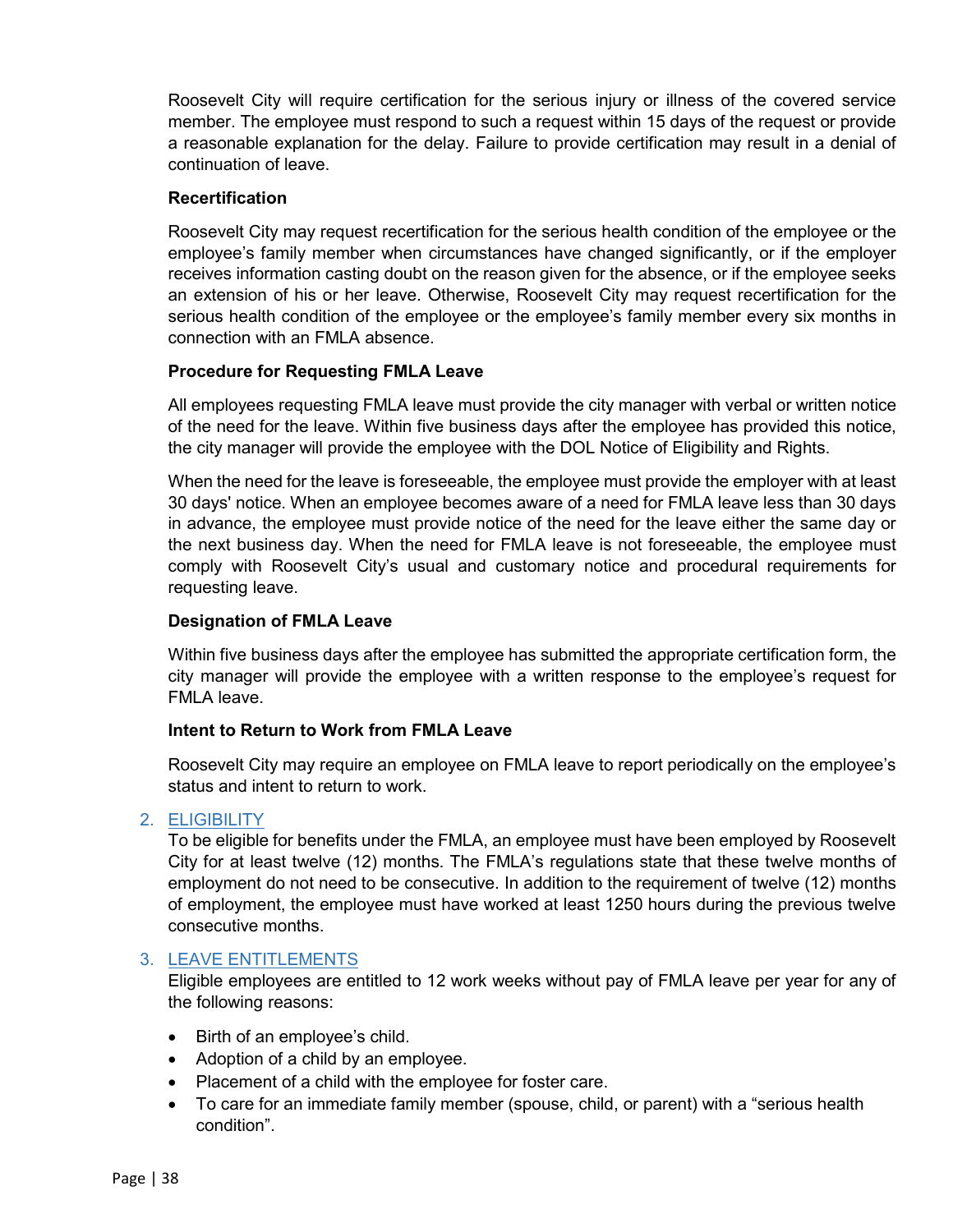Roosevelt City will require certification for the serious injury or illness of the covered service member. The employee must respond to such a request within 15 days of the request or provide a reasonable explanation for the delay. Failure to provide certification may result in a denial of continuation of leave.

**Recertification**

Roosevelt City may request recertification for the serious health condition of the employee or the employee's family member when circumstances have changed significantly, or if the employer receives information casting doubt on the reason given for the absence, or if the employee seeks an extension of his or her leave. Otherwise, Roosevelt City may request recertification for the serious health condition of the employee or the employee's family member every six months in connection with an FMLA absence.

**Procedure for Requesting FMLA Leave**

All employees requesting FMLA leave must provide the city manager with verbal or written notice of the need for the leave. Within five business days after the employee has provided this notice, the city manager will provide the employee with the DOL Notice of Eligibility and Rights.

When the need for the leave is foreseeable, the employee must provide the employer with at least 30 days' notice. When an employee becomes aware of a need for FMLA leave less than 30 days in advance, the employee must provide notice of the need for the leave either the same day or the next business day. When the need for FMLA leave is not foreseeable, the employee must comply with Roosevelt City's usual and customary notice and procedural requirements for requesting leave.

**Designation of FMLA Leave**

Within five business days after the employee has submitted the appropriate certification form, the city manager will provide the employee with a written response to the employee's request for FMLA leave.

**Intent to Return to Work from FMLA Leave**

Roosevelt City may require an employee on FMLA leave to report periodically on the employee's status and intent to return to work.

2. ELIGIBILITY

To be eligible for benefits under the FMLA, an employee must have been employed by Roosevelt City for at least twelve (12) months. The FMLA's regulations state that these twelve months of employment do not need to be consecutive. In addition to the requirement of twelve (12) months of employment, the employee must have worked at least 1250 hours during the previous twelve consecutive months.

3. LEAVE ENTITLEMENTS

Eligible employees are entitled to 12 work weeks without pay of FMLA leave per year for any of the following reasons:

- Birth of an employee's child.
- Adoption of a child by an employee.
- Placement of a child with the employee for foster care.
- To care for an immediate family member (spouse, child, or parent) with a "serious health condition".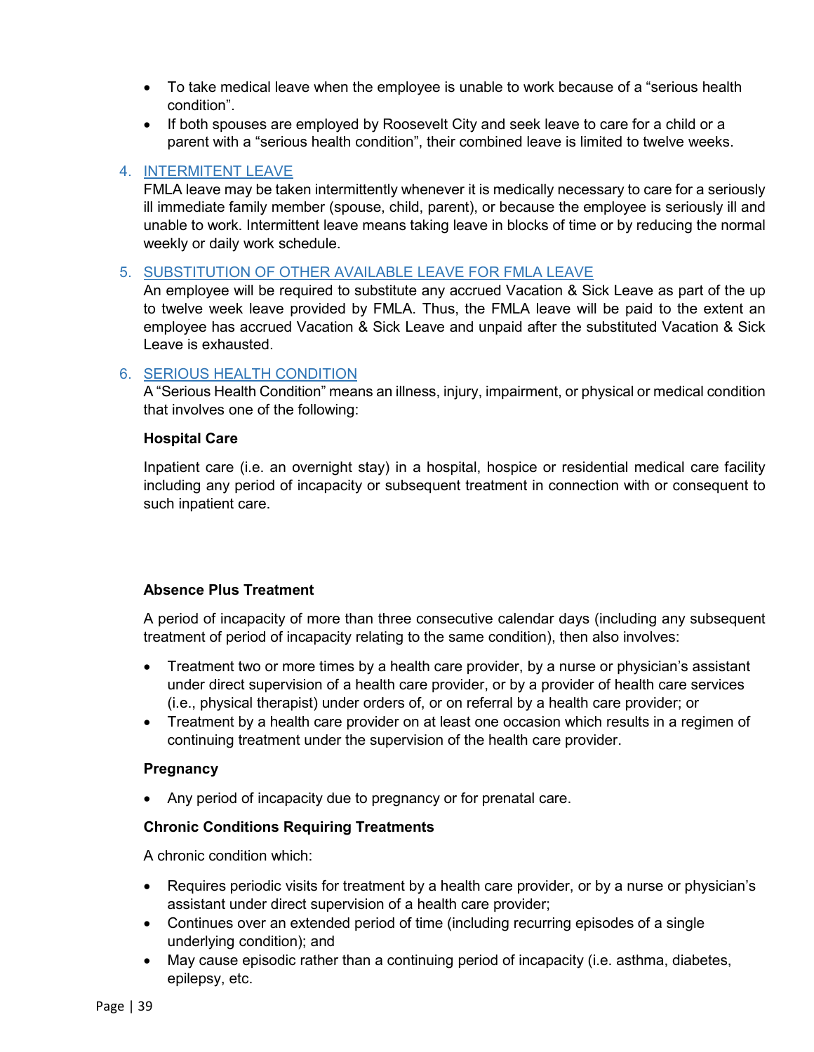- To take medical leave when the employee is unable to work because of a "serious health condition".
- If both spouses are employed by Roosevelt City and seek leave to care for a child or a parent with a "serious health condition", their combined leave is limited to twelve weeks.

4. INTERMITENT LEAVE

FMLA leave may be taken intermittently whenever it is medically necessary to care for a seriously ill immediate family member (spouse, child, parent), or because the employee is seriously ill and unable to work. Intermittent leave means taking leave in blocks of time or by reducing the normal weekly or daily work schedule.

5. SUBSTITUTION OF OTHER AVAILABLE LEAVE FOR FMLA LEAVE

An employee will be required to substitute any accrued Vacation & Sick Leave as part of the up to twelve week leave provided by FMLA. Thus, the FMLA leave will be paid to the extent an employee has accrued Vacation & Sick Leave and unpaid after the substituted Vacation & Sick Leave is exhausted.

6. SERIOUS HEALTH CONDITION

A "Serious Health Condition" means an illness, injury, impairment, or physical or medical condition that involves one of the following:

**Hospital Care**

Inpatient care (i.e. an overnight stay) in a hospital, hospice or residential medical care facility including any period of incapacity or subsequent treatment in connection with or consequent to such inpatient care.

**Absence Plus Treatment**

A period of incapacity of more than three consecutive calendar days (including any subsequent treatment of period of incapacity relating to the same condition), then also involves:

- Treatment two or more times by a health care provider, by a nurse or physician's assistant under direct supervision of a health care provider, or by a provider of health care services (i.e., physical therapist) under orders of, or on referral by a health care provider; or
- Treatment by a health care provider on at least one occasion which results in a regimen of continuing treatment under the supervision of the health care provider.

**Pregnancy**

- Any period of incapacity due to pregnancy or for prenatal care.

**Chronic Conditions Requiring Treatments**

A chronic condition which:

- Requires periodic visits for treatment by a health care provider, or by a nurse or physician's assistant under direct supervision of a health care provider;
- Continues over an extended period of time (including recurring episodes of a single underlying condition); and
- May cause episodic rather than a continuing period of incapacity (i.e. asthma, diabetes, epilepsy, etc.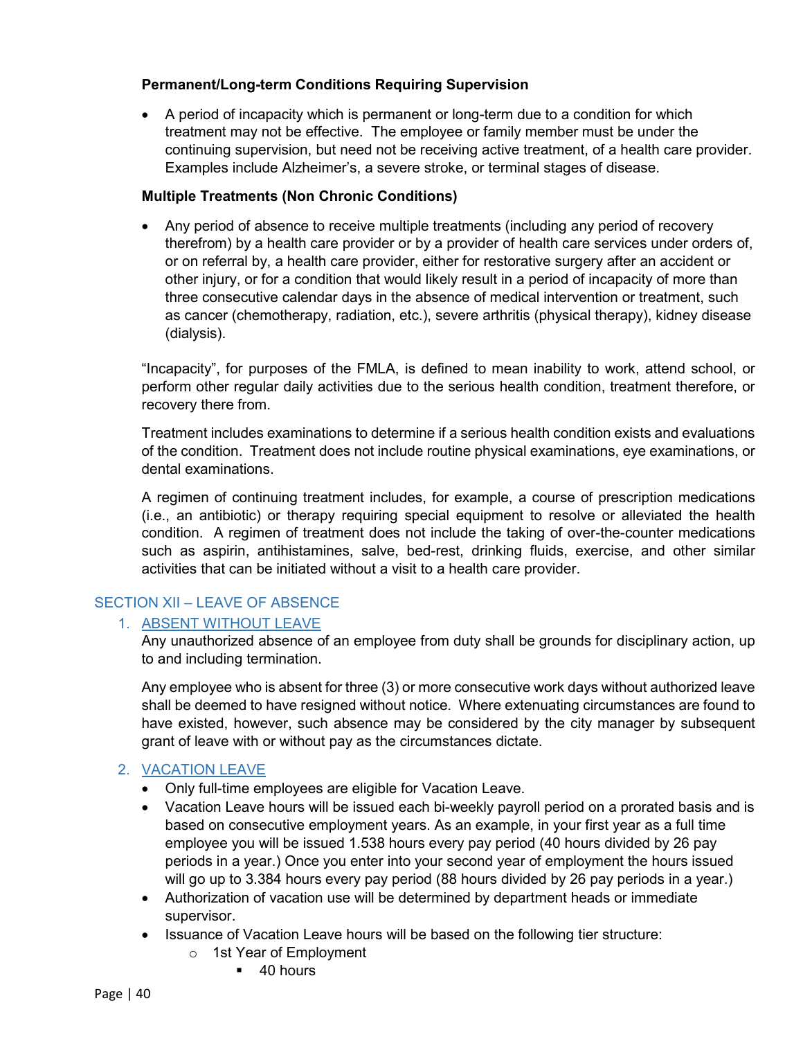**Permanent/Long-term Conditions Requiring Supervision**

- A period of incapacity which is permanent or long-term due to a condition for which treatment may not be effective. The employee or family member must be under the continuing supervision, but need not be receiving active treatment, of a health care provider. Examples include Alzheimer's, a severe stroke, or terminal stages of disease.

**Multiple Treatments (Non Chronic Conditions)**

- Any period of absence to receive multiple treatments (including any period of recovery therefrom) by a health care provider or by a provider of health care services under orders of, or on referral by, a health care provider, either for restorative surgery after an accident or other injury, or for a condition that would likely result in a period of incapacity of more than three consecutive calendar days in the absence of medical intervention or treatment, such as cancer (chemotherapy, radiation, etc.), severe arthritis (physical therapy), kidney disease (dialysis).

"Incapacity", for purposes of the FMLA, is defined to mean inability to work, attend school, or perform other regular daily activities due to the serious health condition, treatment therefore, or recovery there from.

Treatment includes examinations to determine if a serious health condition exists and evaluations of the condition. Treatment does not include routine physical examinations, eye examinations, or dental examinations.

A regimen of continuing treatment includes, for example, a course of prescription medications (i.e., an antibiotic) or therapy requiring special equipment to resolve or alleviated the health condition. A regimen of treatment does not include the taking of over-the-counter medications such as aspirin, antihistamines, salve, bed-rest, drinking fluids, exercise, and other similar activities that can be initiated without a visit to a health care provider.

## SECTION XII – LEAVE OF ABSENCE

### 1. ABSENT WITHOUT LEAVE

Any unauthorized absence of an employee from duty shall be grounds for disciplinary action, up to and including termination.

Any employee who is absent for three (3) or more consecutive work days without authorized leave shall be deemed to have resigned without notice. Where extenuating circumstances are found to have existed, however, such absence may be considered by the city manager by subsequent grant of leave with or without pay as the circumstances dictate.

### 2. VACATION LEAVE

- Only full-time employees are eligible for Vacation Leave.
- Vacation Leave hours will be issued each bi-weekly payroll period on a prorated basis and is based on consecutive employment years. As an example, in your first year as a full time employee you will be issued 1.538 hours every pay period (40 hours divided by 26 pay periods in a year.) Once you enter into your second year of employment the hours issued will go up to 3.384 hours every pay period (88 hours divided by 26 pay periods in a year.)
- Authorization of vacation use will be determined by department heads or immediate supervisor.
- Issuance of Vacation Leave hours will be based on the following tier structure:
  - 1st Year of Employment
    - 40 hours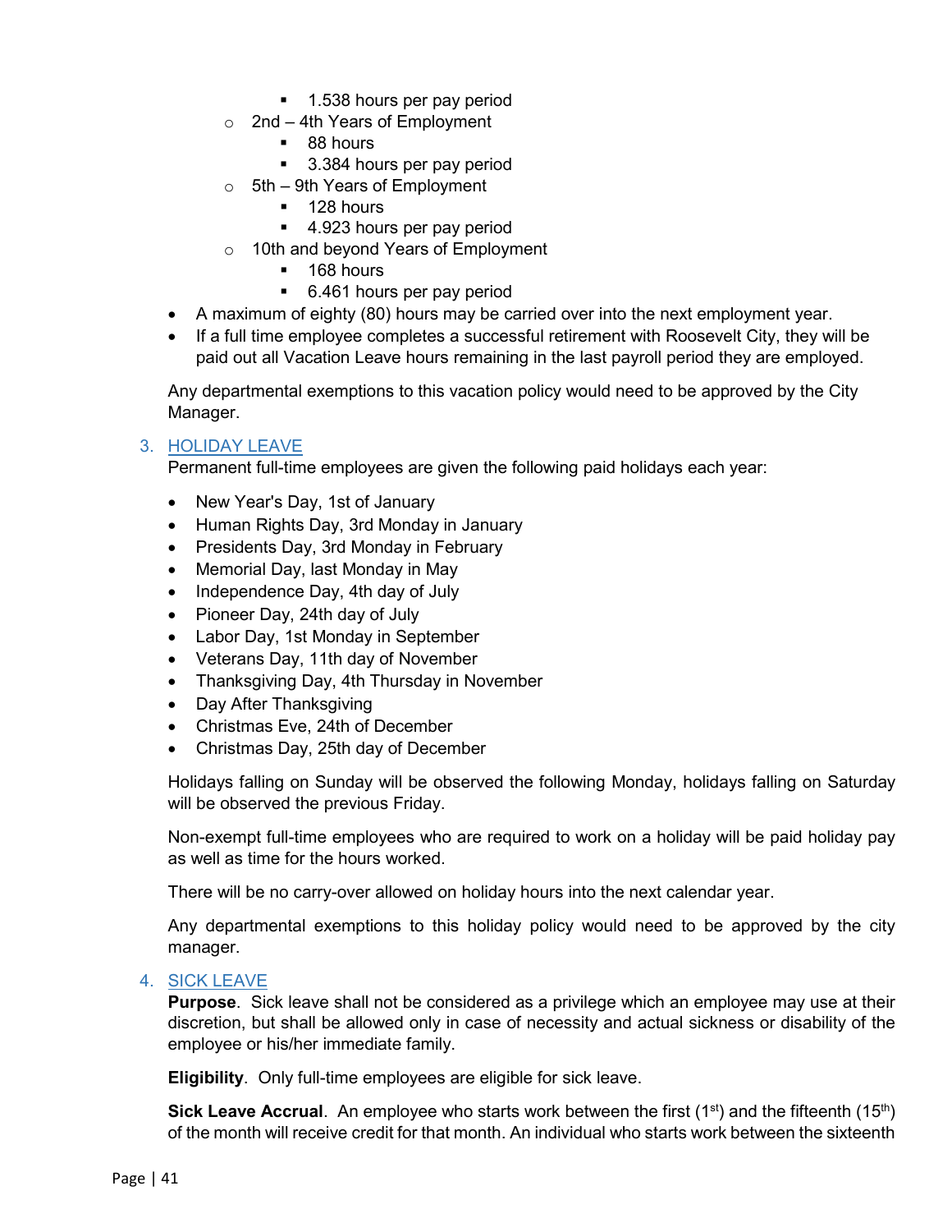- 1.538 hours per pay period
    - 2nd – 4th Years of Employment
        - 88 hours
        - 3.384 hours per pay period
    - 5th – 9th Years of Employment
        - 128 hours
        - 4.923 hours per pay period
    - 10th and beyond Years of Employment
        - 168 hours
        - 6.461 hours per pay period
- A maximum of eighty (80) hours may be carried over into the next employment year.
- If a full time employee completes a successful retirement with Roosevelt City, they will be paid out all Vacation Leave hours remaining in the last payroll period they are employed.

Any departmental exemptions to this vacation policy would need to be approved by the City Manager.

## 3. HOLIDAY LEAVE

Permanent full-time employees are given the following paid holidays each year:

- New Year's Day, 1st of January
- Human Rights Day, 3rd Monday in January
- Presidents Day, 3rd Monday in February
- Memorial Day, last Monday in May
- Independence Day, 4th day of July
- Pioneer Day, 24th day of July
- Labor Day, 1st Monday in September
- Veterans Day, 11th day of November
- Thanksgiving Day, 4th Thursday in November
- Day After Thanksgiving
- Christmas Eve, 24th of December
- Christmas Day, 25th day of December

Holidays falling on Sunday will be observed the following Monday, holidays falling on Saturday will be observed the previous Friday.

Non-exempt full-time employees who are required to work on a holiday will be paid holiday pay as well as time for the hours worked.

There will be no carry-over allowed on holiday hours into the next calendar year.

Any departmental exemptions to this holiday policy would need to be approved by the city manager.

## 4. SICK LEAVE

**Purpose**. Sick leave shall not be considered as a privilege which an employee may use at their discretion, but shall be allowed only in case of necessity and actual sickness or disability of the employee or his/her immediate family.

**Eligibility**. Only full-time employees are eligible for sick leave.

**Sick Leave Accrual**. An employee who starts work between the first (1st) and the fifteenth (15th) of the month will receive credit for that month. An individual who starts work between the sixteenth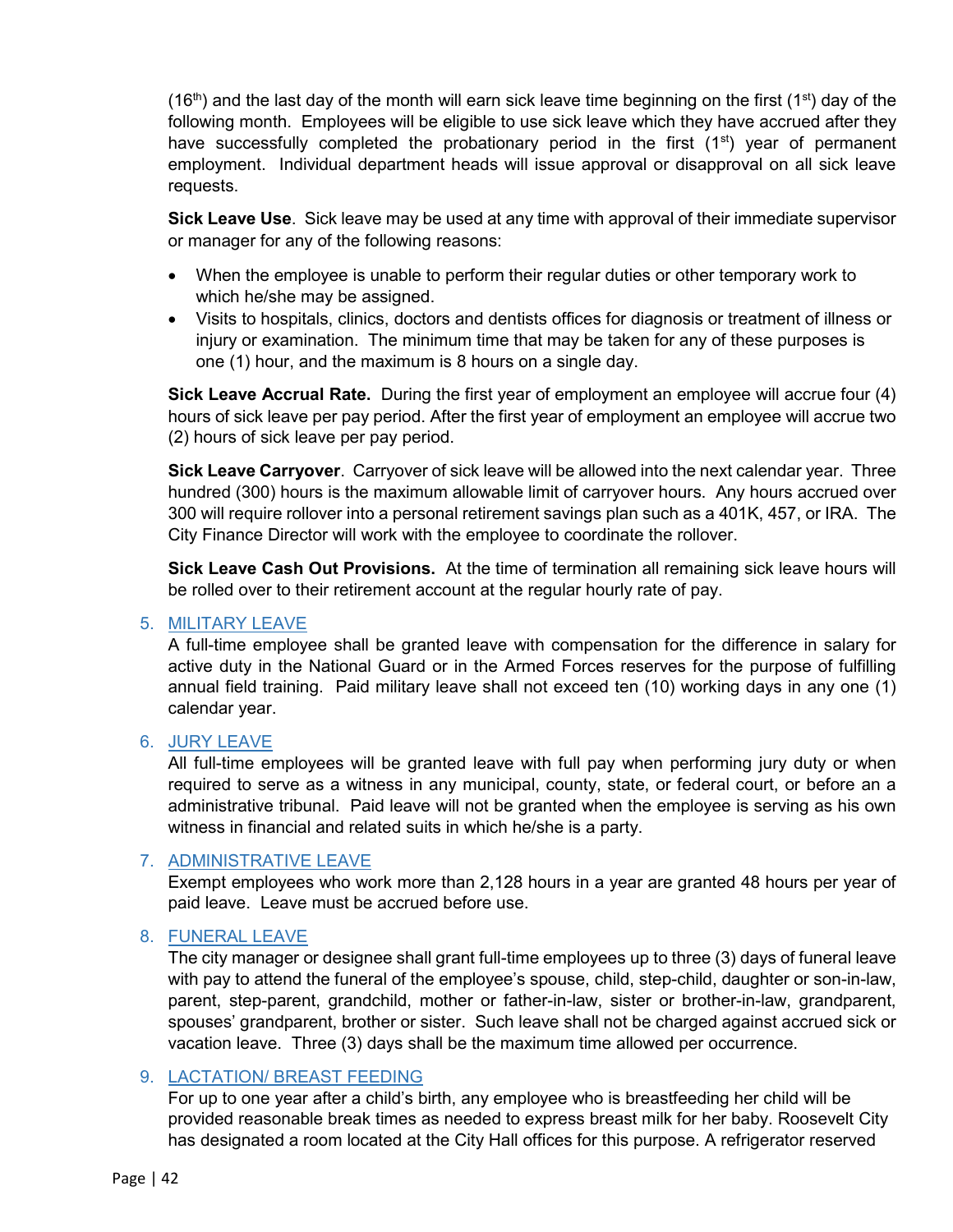(16th) and the last day of the month will earn sick leave time beginning on the first (1st) day of the following month. Employees will be eligible to use sick leave which they have accrued after they have successfully completed the probationary period in the first (1st) year of permanent employment. Individual department heads will issue approval or disapproval on all sick leave requests.

**Sick Leave Use**. Sick leave may be used at any time with approval of their immediate supervisor or manager for any of the following reasons:

- When the employee is unable to perform their regular duties or other temporary work to which he/she may be assigned.
- Visits to hospitals, clinics, doctors and dentists offices for diagnosis or treatment of illness or injury or examination. The minimum time that may be taken for any of these purposes is one (1) hour, and the maximum is 8 hours on a single day.

**Sick Leave Accrual Rate.** During the first year of employment an employee will accrue four (4) hours of sick leave per pay period. After the first year of employment an employee will accrue two (2) hours of sick leave per pay period.

**Sick Leave Carryover**. Carryover of sick leave will be allowed into the next calendar year. Three hundred (300) hours is the maximum allowable limit of carryover hours. Any hours accrued over 300 will require rollover into a personal retirement savings plan such as a 401K, 457, or IRA. The City Finance Director will work with the employee to coordinate the rollover.

**Sick Leave Cash Out Provisions.** At the time of termination all remaining sick leave hours will be rolled over to their retirement account at the regular hourly rate of pay.

5. MILITARY LEAVE

A full-time employee shall be granted leave with compensation for the difference in salary for active duty in the National Guard or in the Armed Forces reserves for the purpose of fulfilling annual field training. Paid military leave shall not exceed ten (10) working days in any one (1) calendar year.

6. JURY LEAVE

All full-time employees will be granted leave with full pay when performing jury duty or when required to serve as a witness in any municipal, county, state, or federal court, or before an a administrative tribunal. Paid leave will not be granted when the employee is serving as his own witness in financial and related suits in which he/she is a party.

7. ADMINISTRATIVE LEAVE

Exempt employees who work more than 2,128 hours in a year are granted 48 hours per year of paid leave. Leave must be accrued before use.

8. FUNERAL LEAVE

The city manager or designee shall grant full-time employees up to three (3) days of funeral leave with pay to attend the funeral of the employee's spouse, child, step-child, daughter or son-in-law, parent, step-parent, grandchild, mother or father-in-law, sister or brother-in-law, grandparent, spouses' grandparent, brother or sister. Such leave shall not be charged against accrued sick or vacation leave. Three (3) days shall be the maximum time allowed per occurrence.

9. LACTATION/ BREAST FEEDING

For up to one year after a child's birth, any employee who is breastfeeding her child will be provided reasonable break times as needed to express breast milk for her baby. Roosevelt City has designated a room located at the City Hall offices for this purpose. A refrigerator reserved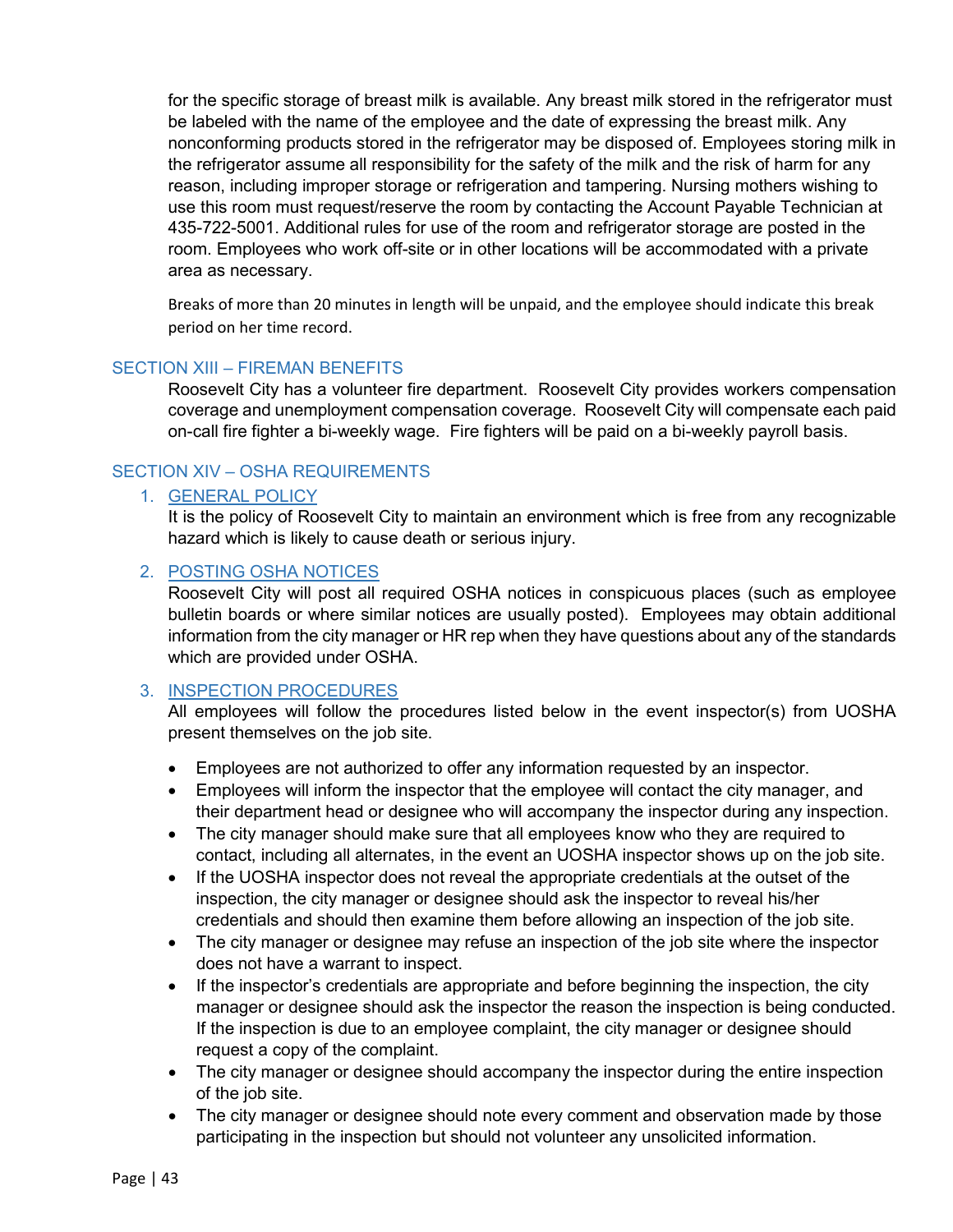for the specific storage of breast milk is available. Any breast milk stored in the refrigerator must be labeled with the name of the employee and the date of expressing the breast milk. Any nonconforming products stored in the refrigerator may be disposed of. Employees storing milk in the refrigerator assume all responsibility for the safety of the milk and the risk of harm for any reason, including improper storage or refrigeration and tampering. Nursing mothers wishing to use this room must request/reserve the room by contacting the Account Payable Technician at 435-722-5001. Additional rules for use of the room and refrigerator storage are posted in the room. Employees who work off-site or in other locations will be accommodated with a private area as necessary.

Breaks of more than 20 minutes in length will be unpaid, and the employee should indicate this break period on her time record.

## SECTION XIII – FIREMAN BENEFITS

Roosevelt City has a volunteer fire department. Roosevelt City provides workers compensation coverage and unemployment compensation coverage. Roosevelt City will compensate each paid on-call fire fighter a bi-weekly wage. Fire fighters will be paid on a bi-weekly payroll basis.

## SECTION XIV – OSHA REQUIREMENTS

### 1. GENERAL POLICY

It is the policy of Roosevelt City to maintain an environment which is free from any recognizable hazard which is likely to cause death or serious injury.

### 2. POSTING OSHA NOTICES

Roosevelt City will post all required OSHA notices in conspicuous places (such as employee bulletin boards or where similar notices are usually posted). Employees may obtain additional information from the city manager or HR rep when they have questions about any of the standards which are provided under OSHA.

### 3. INSPECTION PROCEDURES

All employees will follow the procedures listed below in the event inspector(s) from UOSHA present themselves on the job site.

- Employees are not authorized to offer any information requested by an inspector.
- Employees will inform the inspector that the employee will contact the city manager, and their department head or designee who will accompany the inspector during any inspection.
- The city manager should make sure that all employees know who they are required to contact, including all alternates, in the event an UOSHA inspector shows up on the job site.
- If the UOSHA inspector does not reveal the appropriate credentials at the outset of the inspection, the city manager or designee should ask the inspector to reveal his/her credentials and should then examine them before allowing an inspection of the job site.
- The city manager or designee may refuse an inspection of the job site where the inspector does not have a warrant to inspect.
- If the inspector's credentials are appropriate and before beginning the inspection, the city manager or designee should ask the inspector the reason the inspection is being conducted. If the inspection is due to an employee complaint, the city manager or designee should request a copy of the complaint.
- The city manager or designee should accompany the inspector during the entire inspection of the job site.
- The city manager or designee should note every comment and observation made by those participating in the inspection but should not volunteer any unsolicited information.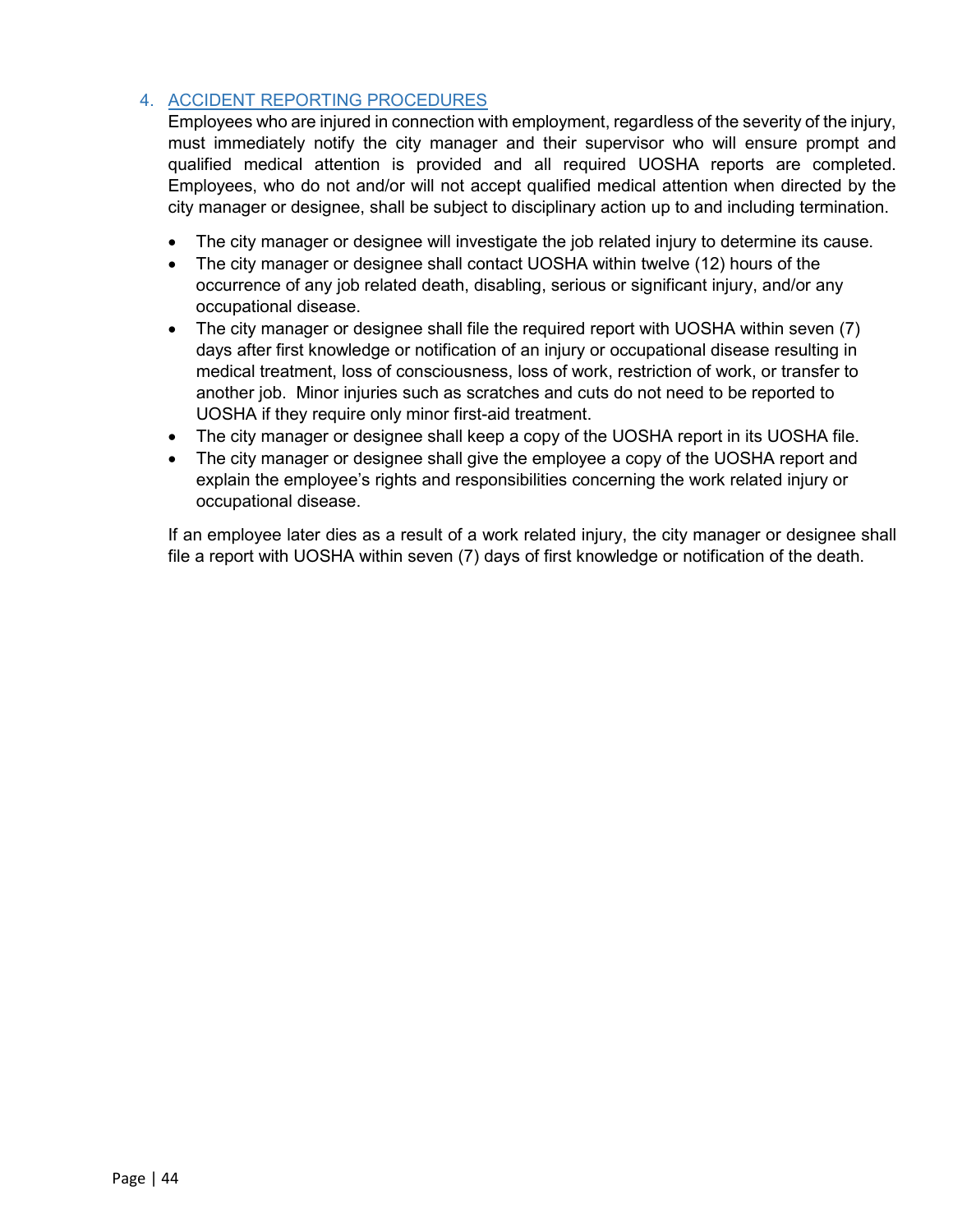## 4. ACCIDENT REPORTING PROCEDURES

Employees who are injured in connection with employment, regardless of the severity of the injury, must immediately notify the city manager and their supervisor who will ensure prompt and qualified medical attention is provided and all required UOSHA reports are completed. Employees, who do not and/or will not accept qualified medical attention when directed by the city manager or designee, shall be subject to disciplinary action up to and including termination.

- The city manager or designee will investigate the job related injury to determine its cause.
- The city manager or designee shall contact UOSHA within twelve (12) hours of the occurrence of any job related death, disabling, serious or significant injury, and/or any occupational disease.
- The city manager or designee shall file the required report with UOSHA within seven (7) days after first knowledge or notification of an injury or occupational disease resulting in medical treatment, loss of consciousness, loss of work, restriction of work, or transfer to another job. Minor injuries such as scratches and cuts do not need to be reported to UOSHA if they require only minor first-aid treatment.
- The city manager or designee shall keep a copy of the UOSHA report in its UOSHA file.
- The city manager or designee shall give the employee a copy of the UOSHA report and explain the employee's rights and responsibilities concerning the work related injury or occupational disease.

If an employee later dies as a result of a work related injury, the city manager or designee shall file a report with UOSHA within seven (7) days of first knowledge or notification of the death.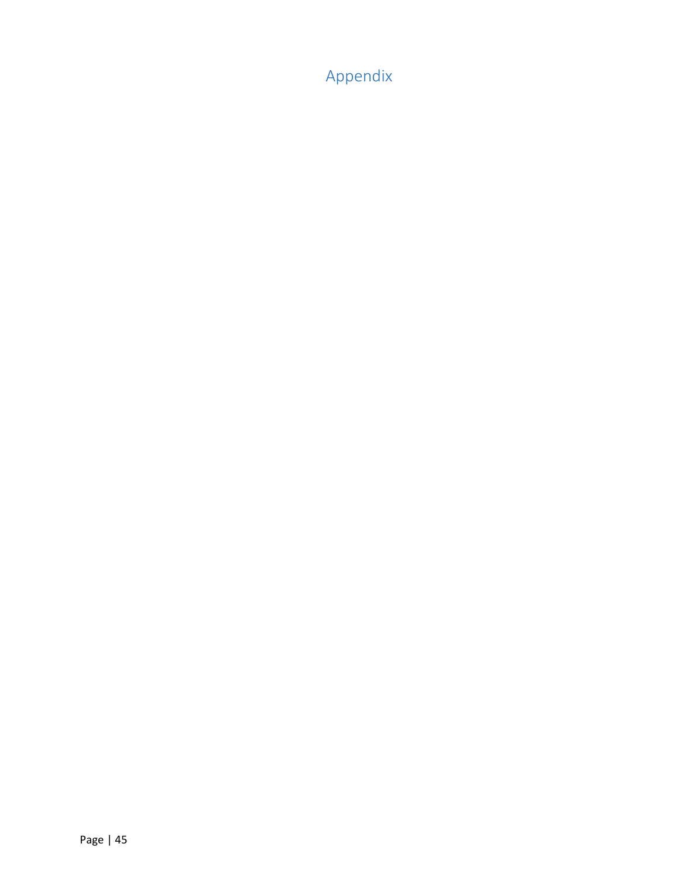# Appendix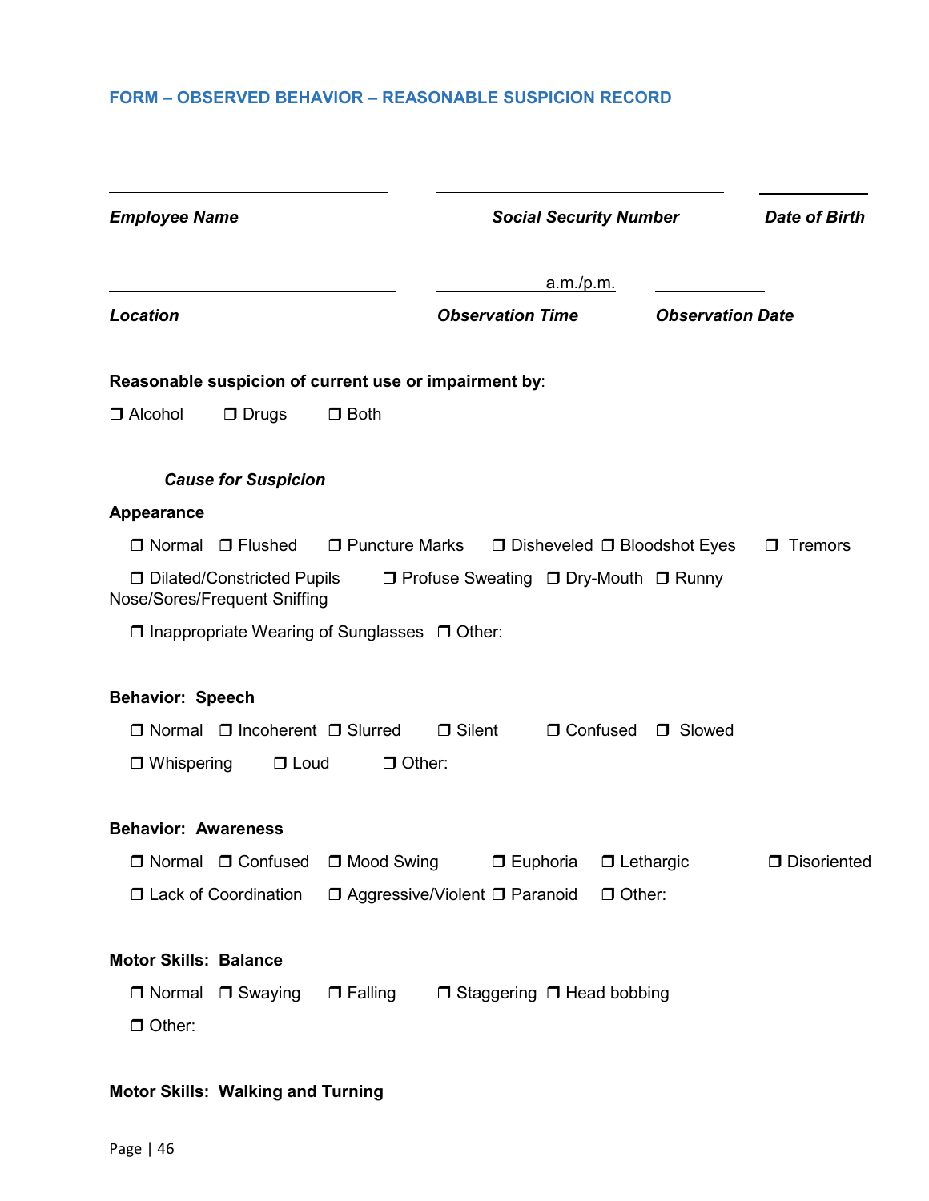## FORM – OBSERVED BEHAVIOR – REASONABLE SUSPICION RECORD

| ______________________ | ______________________ | __________ |
|---|---|---|
| ***Employee Name*** | ***Social Security Number*** | ***Date of Birth*** |

| ______________________ | __________ a.m./p.m. | __________ |
|---|---|---|
| ***Location*** | ***Observation Time*** | ***Observation Date*** |

**Reasonable suspicion of current use or impairment by**:

❒ Alcohol ❒ Drugs ❒ Both

***Cause for Suspicion***

**Appearance**

❒ Normal ❒ Flushed ❒ Puncture Marks ❒ Disheveled ❒ Bloodshot Eyes ❒ Tremors

❒ Dilated/Constricted Pupils ❒ Profuse Sweating ❒ Dry-Mouth ❒ Runny Nose/Sores/Frequent Sniffing

❒ Inappropriate Wearing of Sunglasses ❒ Other:

**Behavior: Speech**

❒ Normal ❒ Incoherent ❒ Slurred ❒ Silent ❒ Confused ❒ Slowed

❒ Whispering ❒ Loud ❒ Other:

**Behavior: Awareness**

❒ Normal ❒ Confused ❒ Mood Swing ❒ Euphoria ❒ Lethargic ❒ Disoriented

❒ Lack of Coordination ❒ Aggressive/Violent ❒ Paranoid ❒ Other:

**Motor Skills: Balance**

❒ Normal ❒ Swaying ❒ Falling ❒ Staggering ❒ Head bobbing

❒ Other:

**Motor Skills: Walking and Turning**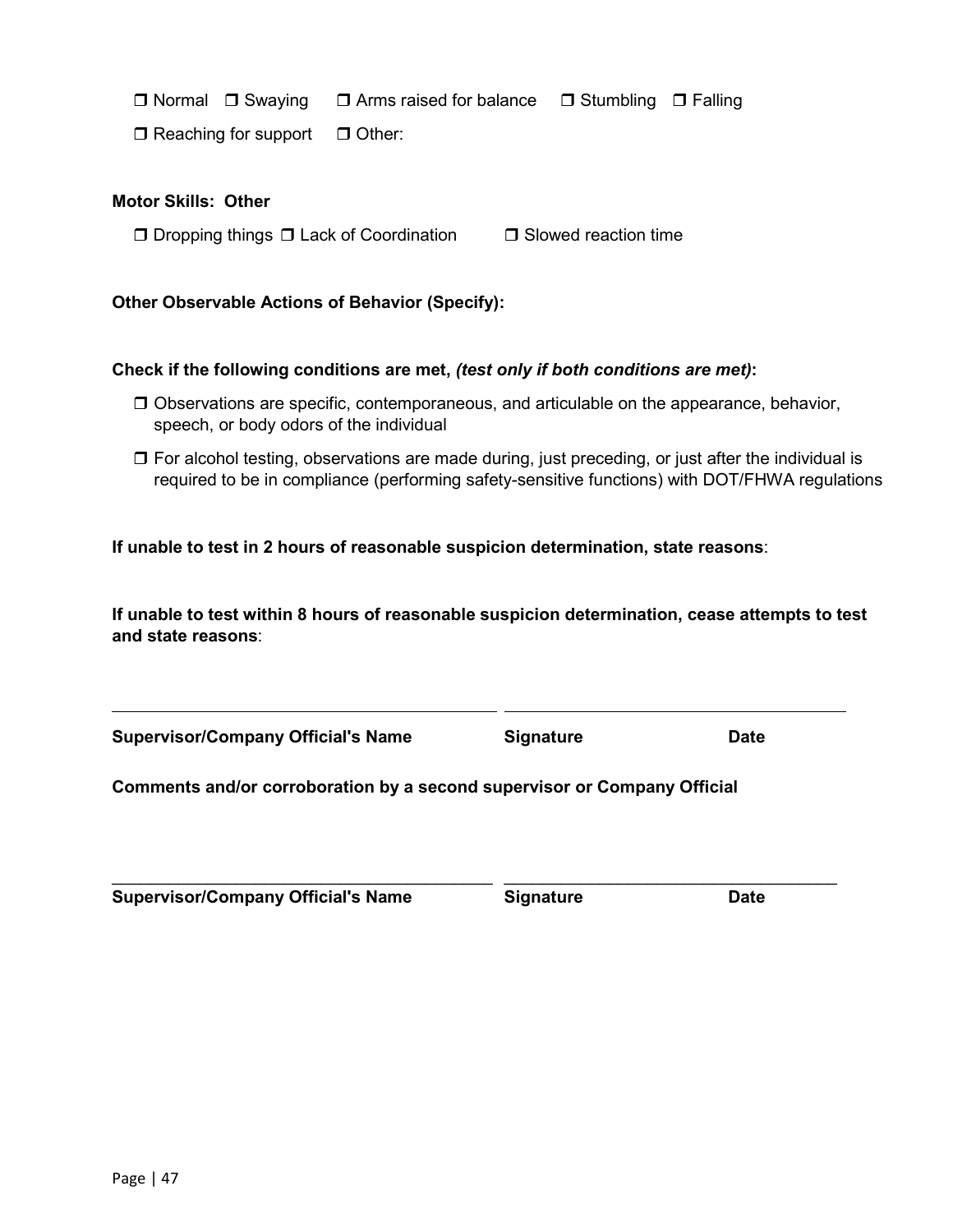❒ Normal ❒ Swaying ❒ Arms raised for balance ❒ Stumbling ❒ Falling

❒ Reaching for support ❒ Other:

**Motor Skills: Other**

❒ Dropping things ❒ Lack of Coordination ❒ Slowed reaction time

**Other Observable Actions of Behavior (Specify):**

**Check if the following conditions are met, *(test only if both conditions are met)*:**

- ❒ Observations are specific, contemporaneous, and articulable on the appearance, behavior, speech, or body odors of the individual
- ❒ For alcohol testing, observations are made during, just preceding, or just after the individual is required to be in compliance (performing safety-sensitive functions) with DOT/FHWA regulations

**If unable to test in 2 hours of reasonable suspicion determination, state reasons**:

**If unable to test within 8 hours of reasonable suspicion determination, cease attempts to test and state reasons**:

\_\_\_\_\_\_\_\_\_\_\_\_\_\_\_\_\_\_\_\_\_\_\_\_\_\_\_\_\_\_\_\_\_\_\_\_\_\_\_\_ \_\_\_\_\_\_\_\_\_\_\_\_\_\_\_\_\_\_\_\_\_\_\_\_\_\_\_\_\_\_\_\_\_\_\_\_

**Supervisor/Company Official's Name** **Signature** **Date**

**Comments and/or corroboration by a second supervisor or Company Official**

\_\_\_\_\_\_\_\_\_\_\_\_\_\_\_\_\_\_\_\_\_\_\_\_\_\_\_\_\_\_\_\_\_\_\_\_\_\_\_\_ \_\_\_\_\_\_\_\_\_\_\_\_\_\_\_\_\_\_\_\_\_\_\_\_\_\_\_\_\_\_\_\_\_\_\_\_

**Supervisor/Company Official's Name** **Signature** **Date**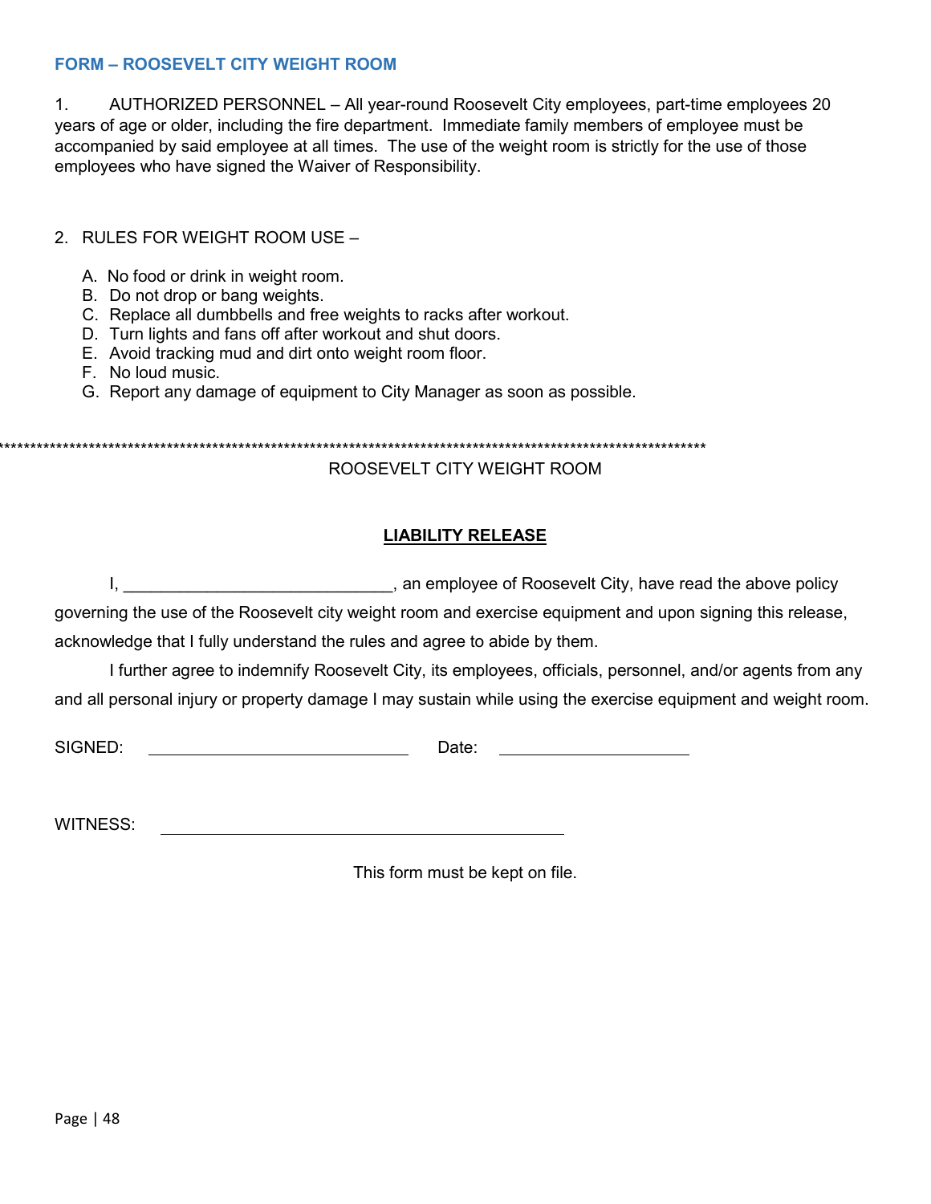## FORM – ROOSEVELT CITY WEIGHT ROOM

1. AUTHORIZED PERSONNEL – All year-round Roosevelt City employees, part-time employees 20 years of age or older, including the fire department. Immediate family members of employee must be accompanied by said employee at all times. The use of the weight room is strictly for the use of those employees who have signed the Waiver of Responsibility.

2. RULES FOR WEIGHT ROOM USE –

   A. No food or drink in weight room.
   B. Do not drop or bang weights.
   C. Replace all dumbbells and free weights to racks after workout.
   D. Turn lights and fans off after workout and shut doors.
   E. Avoid tracking mud and dirt onto weight room floor.
   F. No loud music.
   G. Report any damage of equipment to City Manager as soon as possible.

***************************************************************************************************************

ROOSEVELT CITY WEIGHT ROOM

**LIABILITY RELEASE**

I, ______________________________, an employee of Roosevelt City, have read the above policy governing the use of the Roosevelt city weight room and exercise equipment and upon signing this release, acknowledge that I fully understand the rules and agree to abide by them.

I further agree to indemnify Roosevelt City, its employees, officials, personnel, and/or agents from any and all personal injury or property damage I may sustain while using the exercise equipment and weight room.

SIGNED: ______________________________ Date: ______________________

WITNESS: ______________________________________________

This form must be kept on file.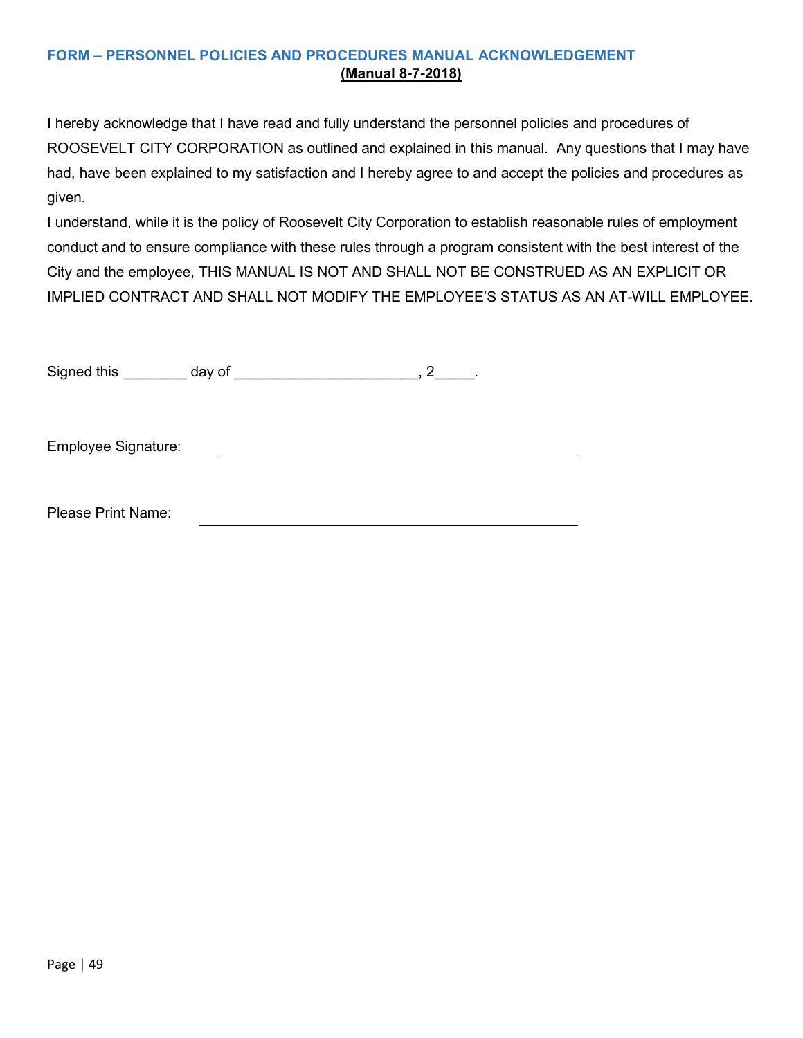### FORM – PERSONNEL POLICIES AND PROCEDURES MANUAL ACKNOWLEDGEMENT

**(Manual 8-7-2018)**

I hereby acknowledge that I have read and fully understand the personnel policies and procedures of ROOSEVELT CITY CORPORATION as outlined and explained in this manual. Any questions that I may have had, have been explained to my satisfaction and I hereby agree to and accept the policies and procedures as given.

I understand, while it is the policy of Roosevelt City Corporation to establish reasonable rules of employment conduct and to ensure compliance with these rules through a program consistent with the best interest of the City and the employee, THIS MANUAL IS NOT AND SHALL NOT BE CONSTRUED AS AN EXPLICIT OR IMPLIED CONTRACT AND SHALL NOT MODIFY THE EMPLOYEE'S STATUS AS AN AT-WILL EMPLOYEE.

Signed this ________ day of ______________________, 2_____.

Employee Signature: ______________________________________________

Please Print Name: ______________________________________________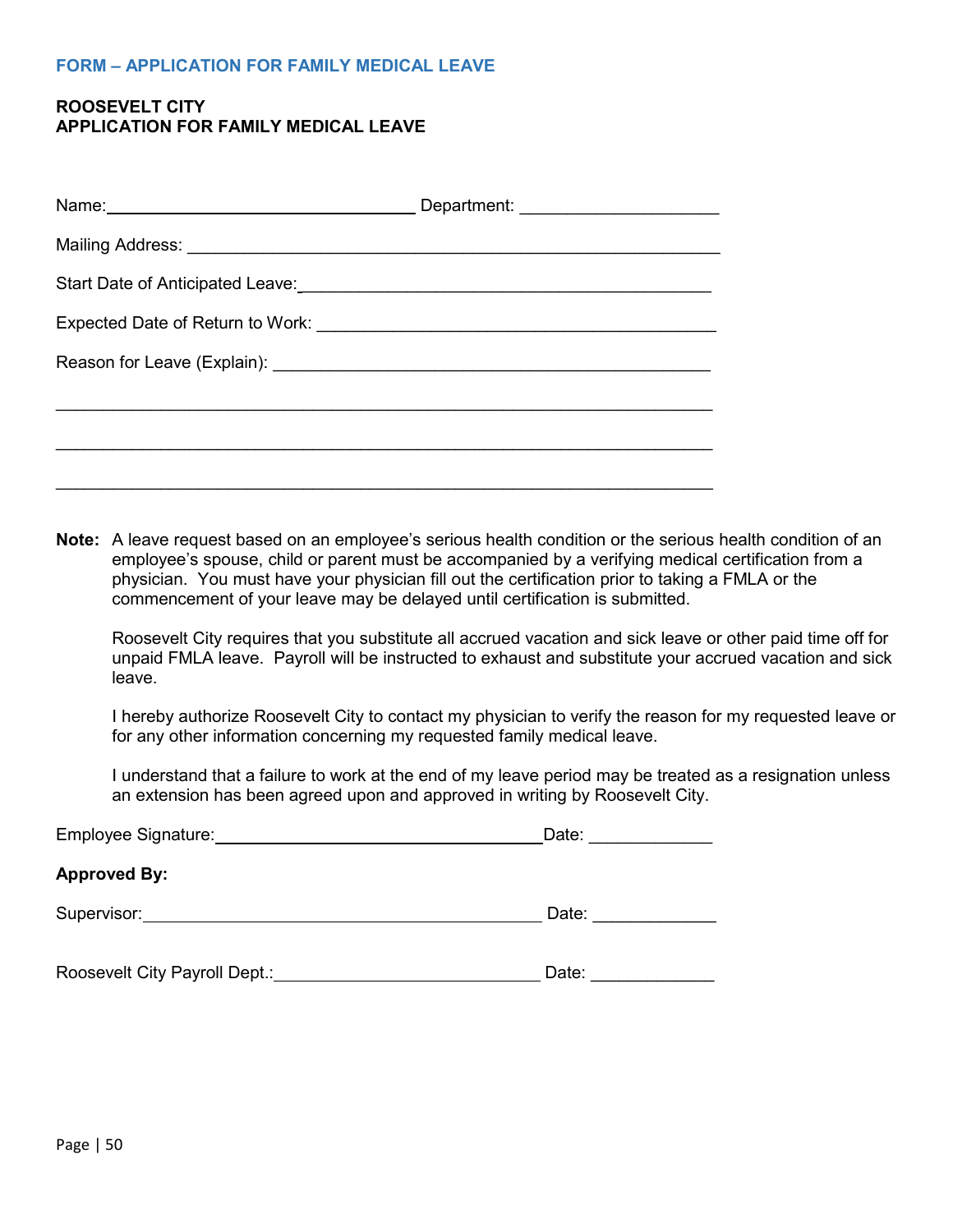## FORM – APPLICATION FOR FAMILY MEDICAL LEAVE

**ROOSEVELT CITY**
**APPLICATION FOR FAMILY MEDICAL LEAVE**

Name:___________________________________ Department: _____________________

Mailing Address: ________________________________________________________

Start Date of Anticipated Leave:___________________________________________

Expected Date of Return to Work: __________________________________________

Reason for Leave (Explain): ______________________________________________

______________________________________________________________________

______________________________________________________________________

______________________________________________________________________

**Note:** A leave request based on an employee's serious health condition or the serious health condition of an employee's spouse, child or parent must be accompanied by a verifying medical certification from a physician. You must have your physician fill out the certification prior to taking a FMLA or the commencement of your leave may be delayed until certification is submitted.

Roosevelt City requires that you substitute all accrued vacation and sick leave or other paid time off for unpaid FMLA leave. Payroll will be instructed to exhaust and substitute your accrued vacation and sick leave.

I hereby authorize Roosevelt City to contact my physician to verify the reason for my requested leave or for any other information concerning my requested family medical leave.

I understand that a failure to work at the end of my leave period may be treated as a resignation unless an extension has been agreed upon and approved in writing by Roosevelt City.

Employee Signature:____________________________________Date: _____________

**Approved By:**

Supervisor:____________________________________________ Date: _____________

Roosevelt City Payroll Dept.:_____________________________ Date: _____________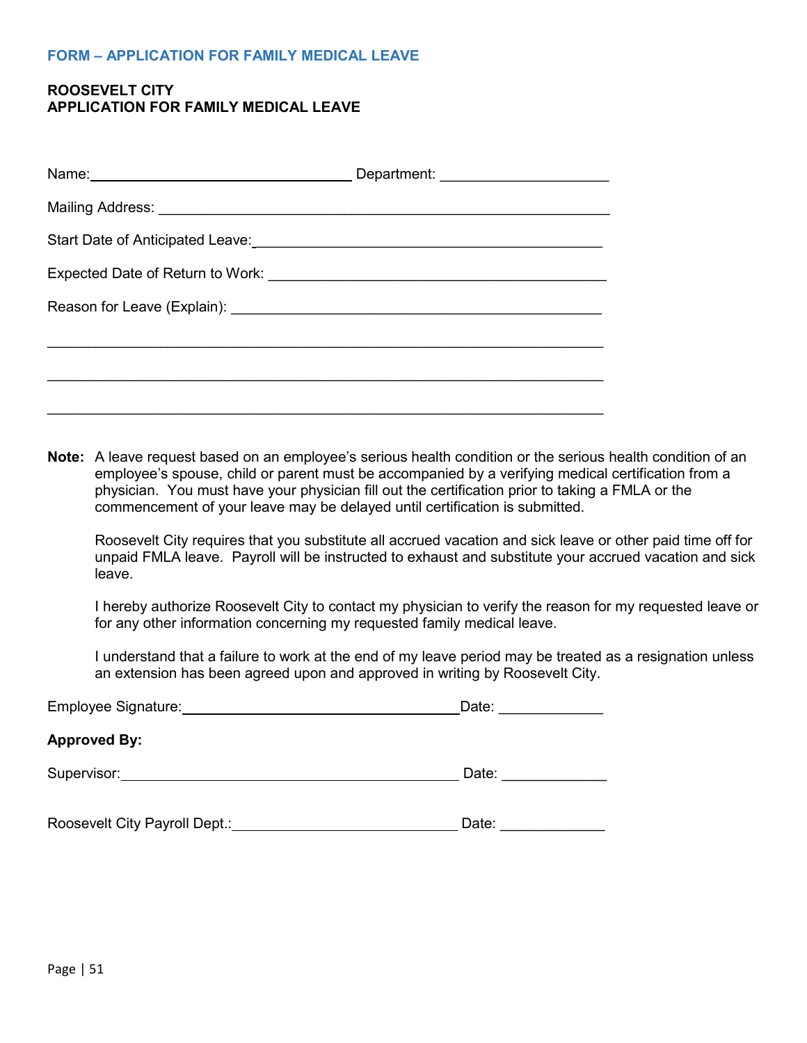## FORM – APPLICATION FOR FAMILY MEDICAL LEAVE

**ROOSEVELT CITY**
**APPLICATION FOR FAMILY MEDICAL LEAVE**

Name:\_\_\_\_\_\_\_\_\_\_\_\_\_\_\_\_\_\_\_\_\_\_\_\_\_\_\_\_\_\_\_\_\_\_ Department: \_\_\_\_\_\_\_\_\_\_\_\_\_\_\_\_\_\_\_\_\_

Mailing Address: \_\_\_\_\_\_\_\_\_\_\_\_\_\_\_\_\_\_\_\_\_\_\_\_\_\_\_\_\_\_\_\_\_\_\_\_\_\_\_\_\_\_\_\_\_\_\_\_\_\_\_\_\_\_\_\_\_

Start Date of Anticipated Leave:\_\_\_\_\_\_\_\_\_\_\_\_\_\_\_\_\_\_\_\_\_\_\_\_\_\_\_\_\_\_\_\_\_\_\_\_\_\_\_\_\_\_\_\_\_

Expected Date of Return to Work: \_\_\_\_\_\_\_\_\_\_\_\_\_\_\_\_\_\_\_\_\_\_\_\_\_\_\_\_\_\_\_\_\_\_\_\_\_\_\_\_\_\_\_

Reason for Leave (Explain): \_\_\_\_\_\_\_\_\_\_\_\_\_\_\_\_\_\_\_\_\_\_\_\_\_\_\_\_\_\_\_\_\_\_\_\_\_\_\_\_\_\_\_\_\_\_

\_\_\_\_\_\_\_\_\_\_\_\_\_\_\_\_\_\_\_\_\_\_\_\_\_\_\_\_\_\_\_\_\_\_\_\_\_\_\_\_\_\_\_\_\_\_\_\_\_\_\_\_\_\_\_\_\_\_\_\_\_\_\_\_\_\_\_\_\_

\_\_\_\_\_\_\_\_\_\_\_\_\_\_\_\_\_\_\_\_\_\_\_\_\_\_\_\_\_\_\_\_\_\_\_\_\_\_\_\_\_\_\_\_\_\_\_\_\_\_\_\_\_\_\_\_\_\_\_\_\_\_\_\_\_\_\_\_\_

\_\_\_\_\_\_\_\_\_\_\_\_\_\_\_\_\_\_\_\_\_\_\_\_\_\_\_\_\_\_\_\_\_\_\_\_\_\_\_\_\_\_\_\_\_\_\_\_\_\_\_\_\_\_\_\_\_\_\_\_\_\_\_\_\_\_\_\_\_

**Note:** A leave request based on an employee's serious health condition or the serious health condition of an employee's spouse, child or parent must be accompanied by a verifying medical certification from a physician. You must have your physician fill out the certification prior to taking a FMLA or the commencement of your leave may be delayed until certification is submitted.

Roosevelt City requires that you substitute all accrued vacation and sick leave or other paid time off for unpaid FMLA leave. Payroll will be instructed to exhaust and substitute your accrued vacation and sick leave.

I hereby authorize Roosevelt City to contact my physician to verify the reason for my requested leave or for any other information concerning my requested family medical leave.

I understand that a failure to work at the end of my leave period may be treated as a resignation unless an extension has been agreed upon and approved in writing by Roosevelt City.

Employee Signature:\_\_\_\_\_\_\_\_\_\_\_\_\_\_\_\_\_\_\_\_\_\_\_\_\_\_\_\_\_\_\_\_\_\_\_\_Date: \_\_\_\_\_\_\_\_\_\_\_\_\_

**Approved By:**

Supervisor:\_\_\_\_\_\_\_\_\_\_\_\_\_\_\_\_\_\_\_\_\_\_\_\_\_\_\_\_\_\_\_\_\_\_\_\_\_\_\_\_\_\_\_ Date: \_\_\_\_\_\_\_\_\_\_\_\_\_

Roosevelt City Payroll Dept.:\_\_\_\_\_\_\_\_\_\_\_\_\_\_\_\_\_\_\_\_\_\_\_\_\_\_\_\_\_ Date: \_\_\_\_\_\_\_\_\_\_\_\_\_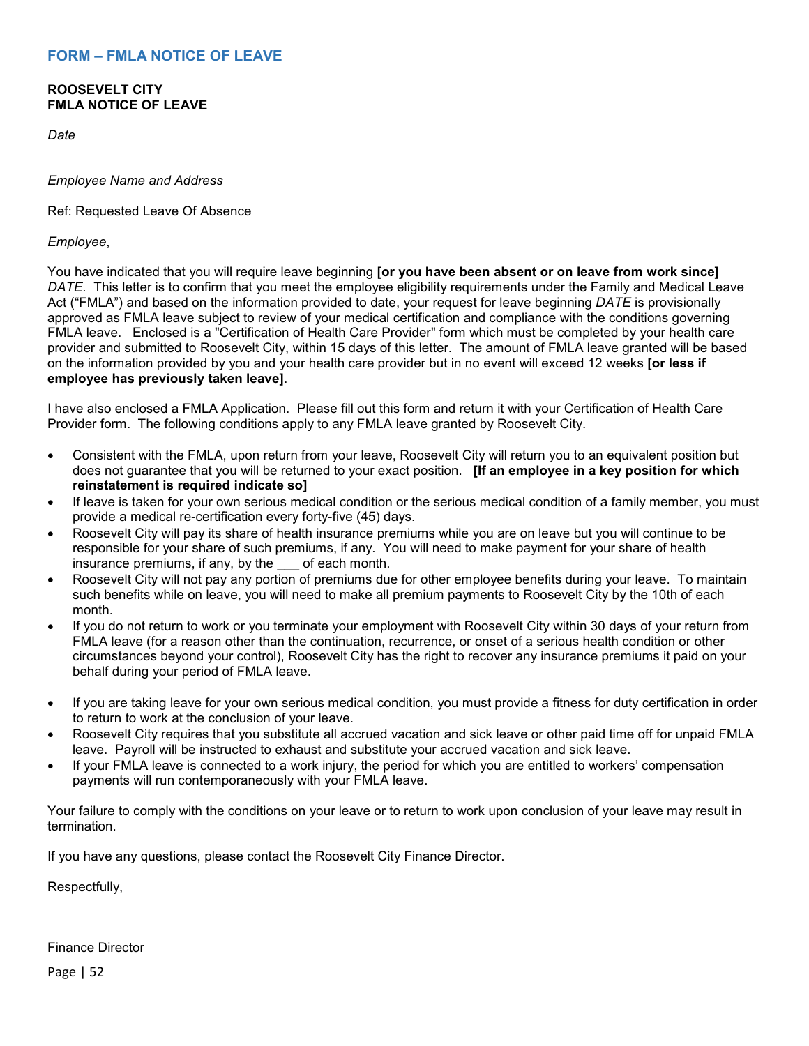## FORM – FMLA NOTICE OF LEAVE

**ROOSEVELT CITY**
**FMLA NOTICE OF LEAVE**

*Date*

*Employee Name and Address*

Ref: Requested Leave Of Absence

*Employee*,

You have indicated that you will require leave beginning **[or you have been absent or on leave from work since]** *DATE*. This letter is to confirm that you meet the employee eligibility requirements under the Family and Medical Leave Act ("FMLA") and based on the information provided to date, your request for leave beginning *DATE* is provisionally approved as FMLA leave subject to review of your medical certification and compliance with the conditions governing FMLA leave. Enclosed is a "Certification of Health Care Provider" form which must be completed by your health care provider and submitted to Roosevelt City, within 15 days of this letter. The amount of FMLA leave granted will be based on the information provided by you and your health care provider but in no event will exceed 12 weeks **[or less if employee has previously taken leave]**.

I have also enclosed a FMLA Application. Please fill out this form and return it with your Certification of Health Care Provider form. The following conditions apply to any FMLA leave granted by Roosevelt City.

- Consistent with the FMLA, upon return from your leave, Roosevelt City will return you to an equivalent position but does not guarantee that you will be returned to your exact position. **[If an employee in a key position for which reinstatement is required indicate so]**
- If leave is taken for your own serious medical condition or the serious medical condition of a family member, you must provide a medical re-certification every forty-five (45) days.
- Roosevelt City will pay its share of health insurance premiums while you are on leave but you will continue to be responsible for your share of such premiums, if any. You will need to make payment for your share of health insurance premiums, if any, by the ___ of each month.
- Roosevelt City will not pay any portion of premiums due for other employee benefits during your leave. To maintain such benefits while on leave, you will need to make all premium payments to Roosevelt City by the 10th of each month.
- If you do not return to work or you terminate your employment with Roosevelt City within 30 days of your return from FMLA leave (for a reason other than the continuation, recurrence, or onset of a serious health condition or other circumstances beyond your control), Roosevelt City has the right to recover any insurance premiums it paid on your behalf during your period of FMLA leave.
- If you are taking leave for your own serious medical condition, you must provide a fitness for duty certification in order to return to work at the conclusion of your leave.
- Roosevelt City requires that you substitute all accrued vacation and sick leave or other paid time off for unpaid FMLA leave. Payroll will be instructed to exhaust and substitute your accrued vacation and sick leave.
- If your FMLA leave is connected to a work injury, the period for which you are entitled to workers' compensation payments will run contemporaneously with your FMLA leave.

Your failure to comply with the conditions on your leave or to return to work upon conclusion of your leave may result in termination.

If you have any questions, please contact the Roosevelt City Finance Director.

Respectfully,

Finance Director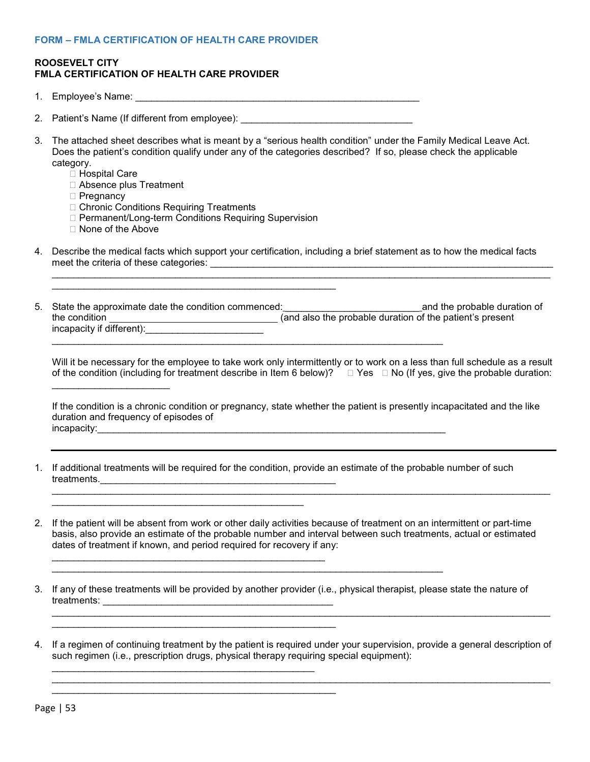**FORM – FMLA CERTIFICATION OF HEALTH CARE PROVIDER**

**ROOSEVELT CITY**
**FMLA CERTIFICATION OF HEALTH CARE PROVIDER**

1. Employee's Name: _______________________________________________________

2. Patient's Name (If different from employee): ________________________________

3. The attached sheet describes what is meant by a "serious health condition" under the Family Medical Leave Act. Does the patient's condition qualify under any of the categories described? If so, please check the applicable category.
   - ☐ Hospital Care
   - ☐ Absence plus Treatment
   - ☐ Pregnancy
   - ☐ Chronic Conditions Requiring Treatments
   - ☐ Permanent/Long-term Conditions Requiring Supervision
   - ☐ None of the Above

4. Describe the medical facts which support your certification, including a brief statement as to how the medical facts meet the criteria of these categories: _________________________________________________________________
   _____________________________________________________________________________________
   ______________________________________________________

5. State the approximate date the condition commenced:_________________________and the probable duration of the condition ________________________________ (and also the probable duration of the patient's present incapacity if different):_____________________
   ___________________________________________________________________________

   Will it be necessary for the employee to take work only intermittently or to work on a less than full schedule as a result of the condition (including for treatment describe in Item 6 below)? ☐ Yes ☐ No (If yes, give the probable duration: ______________________

   If the condition is a chronic condition or pregnancy, state whether the patient is presently incapacitated and the like duration and frequency of episodes of incapacity:___________________________________________________________________

---

1. If additional treatments will be required for the condition, provide an estimate of the probable number of such treatments.____________________________________________
   _____________________________________________________________________________________
   ________________________________________________

2. If the patient will be absent from work or other daily activities because of treatment on an intermittent or part-time basis, also provide an estimate of the probable number and interval between such treatments, actual or estimated dates of treatment if known, and period required for recovery if any:
   ____________________________________________________
   ___________________________________________________________________________

3. If any of these treatments will be provided by another provider (i.e., physical therapist, please state the nature of treatments: ____________________________________________
   _____________________________________________________________________________________
   ______________________________________________________

4. If a regimen of continuing treatment by the patient is required under your supervision, provide a general description of such regimen (i.e., prescription drugs, physical therapy requiring special equipment):
   __________________________________________________
   _____________________________________________________________________________________
   ______________________________________________________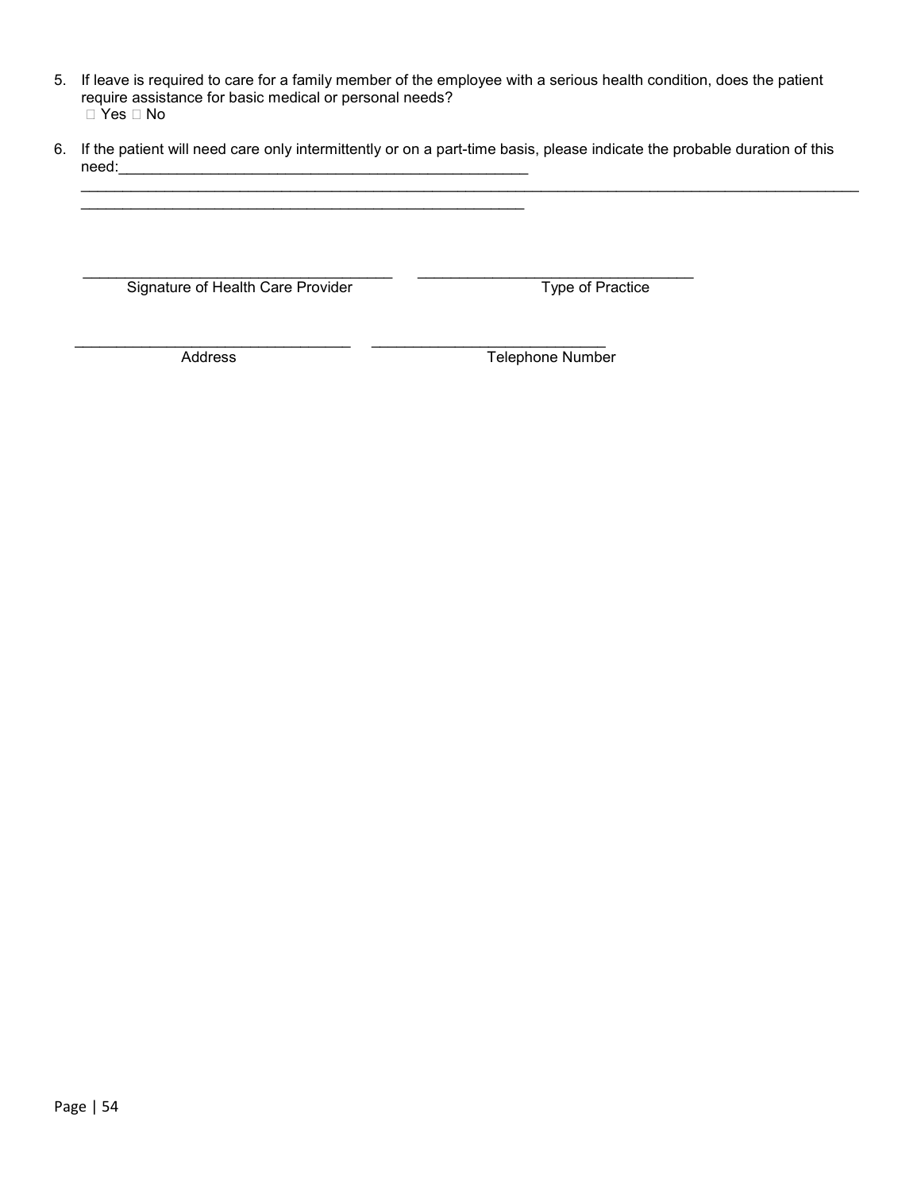5. If leave is required to care for a family member of the employee with a serious health condition, does the patient require assistance for basic medical or personal needs?
 ☐ Yes ☐ No

6. If the patient will need care only intermittently or on a part-time basis, please indicate the probable duration of this need:___________________________________________________
_______________________________________________________________________________________
___________________________________________________

_____________________________________ Signature of Health Care Provider

_________________________________ Type of Practice

_________________________________ Address

____________________________ Telephone Number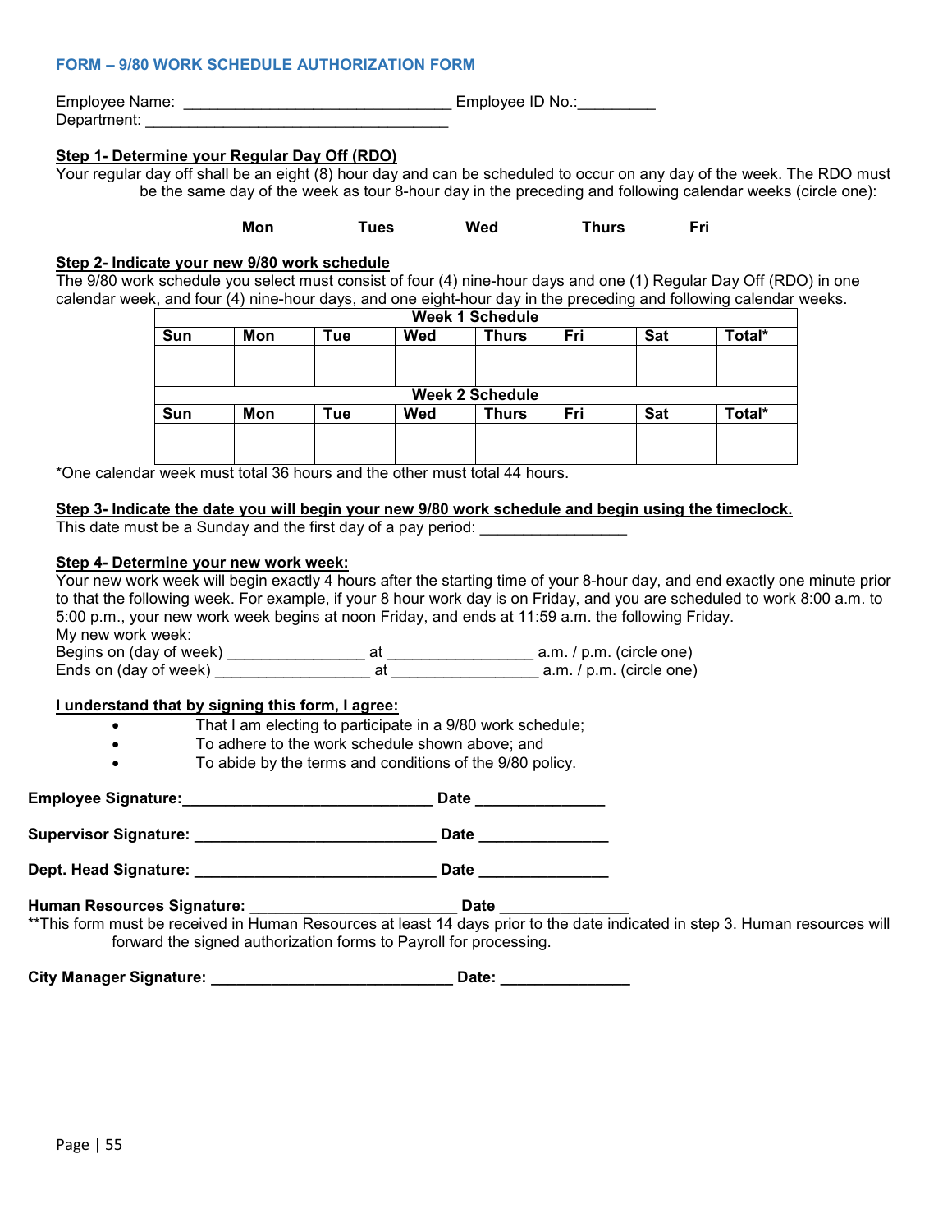## FORM – 9/80 WORK SCHEDULE AUTHORIZATION FORM

Employee Name: _______________________________ Employee ID No.:_________
Department: ___________________________________

**Step 1- Determine your Regular Day Off (RDO)**

Your regular day off shall be an eight (8) hour day and can be scheduled to occur on any day of the week. The RDO must be the same day of the week as tour 8-hour day in the preceding and following calendar weeks (circle one):

**Mon Tues Wed Thurs Fri**

**Step 2- Indicate your new 9/80 work schedule**

The 9/80 work schedule you select must consist of four (4) nine-hour days and one (1) Regular Day Off (RDO) in one calendar week, and four (4) nine-hour days, and one eight-hour day in the preceding and following calendar weeks.

| Week 1 Schedule | | | | | | | |
|---|---|---|---|---|---|---|---|
| **Sun** | **Mon** | **Tue** | **Wed** | **Thurs** | **Fri** | **Sat** | **Total*** |
| | | | | | | | |
| **Week 2 Schedule** | | | | | | | |
| **Sun** | **Mon** | **Tue** | **Wed** | **Thurs** | **Fri** | **Sat** | **Total*** |
| | | | | | | | |

*One calendar week must total 36 hours and the other must total 44 hours.

**Step 3- Indicate the date you will begin your new 9/80 work schedule and begin using the timeclock.**

This date must be a Sunday and the first day of a pay period: _________________

**Step 4- Determine your new work week:**

Your new work week will begin exactly 4 hours after the starting time of your 8-hour day, and end exactly one minute prior to that the following week. For example, if your 8 hour work day is on Friday, and you are scheduled to work 8:00 a.m. to 5:00 p.m., your new work week begins at noon Friday, and ends at 11:59 a.m. the following Friday.

My new work week:
Begins on (day of week) ________________ at _________________ a.m. / p.m. (circle one)
Ends on (day of week) __________________ at _________________ a.m. / p.m. (circle one)

**I understand that by signing this form, I agree:**

- That I am electing to participate in a 9/80 work schedule;
- To adhere to the work schedule shown above; and
- To abide by the terms and conditions of the 9/80 policy.

**Employee Signature:_____________________________ Date _______________**

**Supervisor Signature: ____________________________ Date _______________**

**Dept. Head Signature: ____________________________ Date _______________**

**Human Resources Signature: ________________________ Date _______________**

**This form must be received in Human Resources at least 14 days prior to the date indicated in step 3. Human resources will forward the signed authorization forms to Payroll for processing.

**City Manager Signature: ____________________________ Date: _______________**